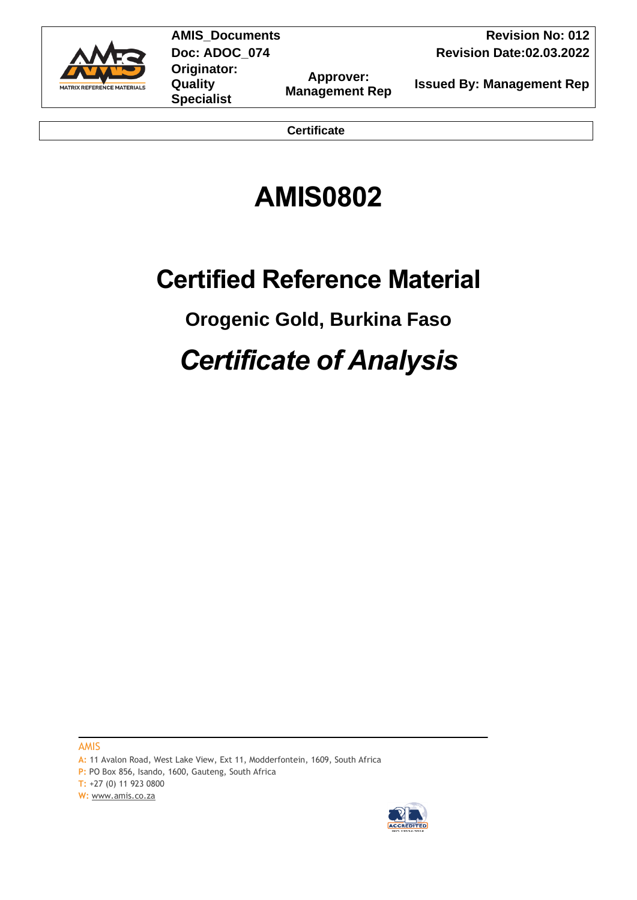| | | | |
|---|---|---|---|
| MATRIX REFERENCE MATERIALS | **AMIS_Documents**<br>**Doc: ADOC_074**<br>**Originator: Quality Specialist** | **Approver: Management Rep** | **Revision No: 012**<br>**Revision Date:02.03.2022**<br>**Issued By: Management Rep** |

**Certificate**

# AMIS0802

# Certified Reference Material

## Orogenic Gold, Burkina Faso

# *Certificate of Analysis*

AMIS
A: 11 Avalon Road, West Lake View, Ext 11, Modderfontein, 1609, South Africa
P: PO Box 856, Isando, 1600, Gauteng, South Africa
T: +27 (0) 11 923 0800
W: www.amis.co.za

ACCREDITED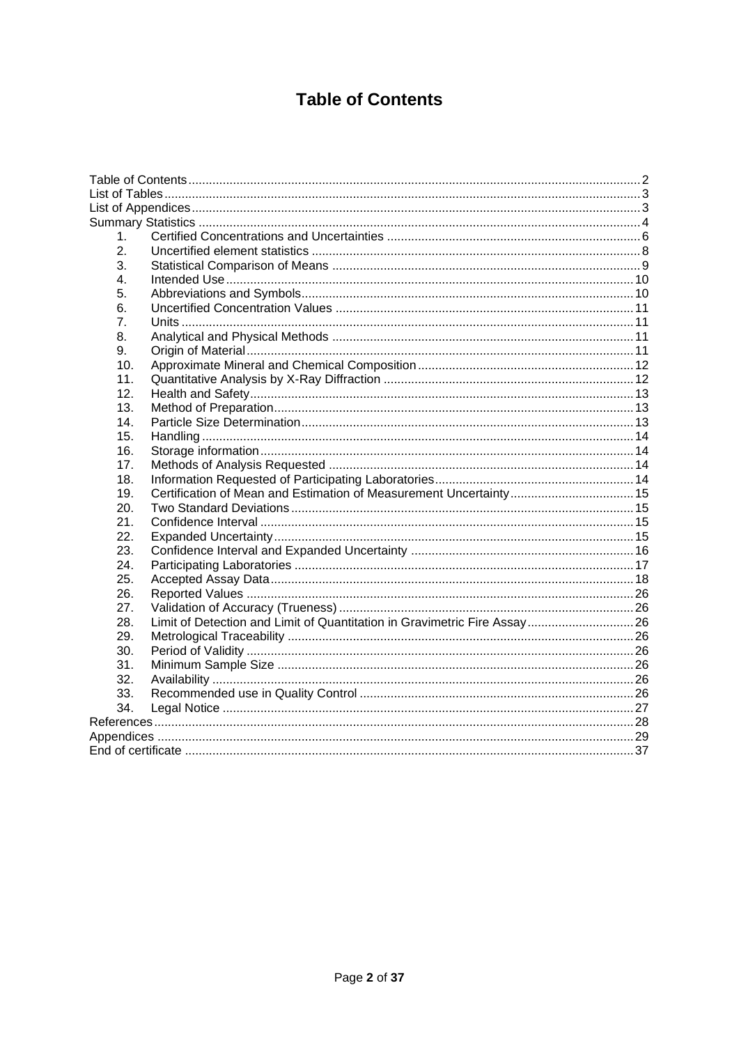# Table of Contents

Table of Contents ..... 2
List of Tables ..... 3
List of Appendices ..... 3
Summary Statistics ..... 4

1. Certified Concentrations and Uncertainties ..... 6
2. Uncertified element statistics ..... 8
3. Statistical Comparison of Means ..... 9
4. Intended Use ..... 10
5. Abbreviations and Symbols ..... 10
6. Uncertified Concentration Values ..... 11
7. Units ..... 11
8. Analytical and Physical Methods ..... 11
9. Origin of Material ..... 11
10. Approximate Mineral and Chemical Composition ..... 12
11. Quantitative Analysis by X-Ray Diffraction ..... 12
12. Health and Safety ..... 13
13. Method of Preparation ..... 13
14. Particle Size Determination ..... 13
15. Handling ..... 14
16. Storage information ..... 14
17. Methods of Analysis Requested ..... 14
18. Information Requested of Participating Laboratories ..... 14
19. Certification of Mean and Estimation of Measurement Uncertainty ..... 15
20. Two Standard Deviations ..... 15
21. Confidence Interval ..... 15
22. Expanded Uncertainty ..... 15
23. Confidence Interval and Expanded Uncertainty ..... 16
24. Participating Laboratories ..... 17
25. Accepted Assay Data ..... 18
26. Reported Values ..... 26
27. Validation of Accuracy (Trueness) ..... 26
28. Limit of Detection and Limit of Quantitation in Gravimetric Fire Assay ..... 26
29. Metrological Traceability ..... 26
30. Period of Validity ..... 26
31. Minimum Sample Size ..... 26
32. Availability ..... 26
33. Recommended use in Quality Control ..... 26
34. Legal Notice ..... 27

References ..... 28
Appendices ..... 29
End of certificate ..... 37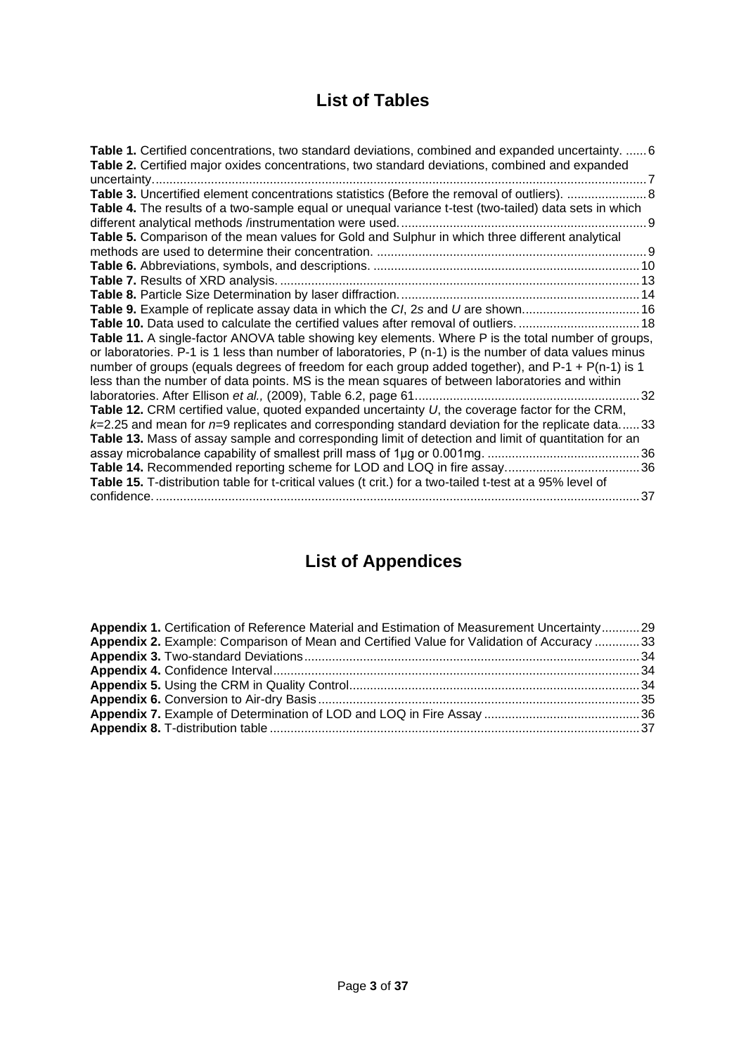# List of Tables

**Table 1.** Certified concentrations, two standard deviations, combined and expanded uncertainty. ...... 6
**Table 2.** Certified major oxides concentrations, two standard deviations, combined and expanded uncertainty. ...... 7
**Table 3.** Uncertified element concentrations statistics (Before the removal of outliers). ...... 8
**Table 4.** The results of a two-sample equal or unequal variance t-test (two-tailed) data sets in which different analytical methods /instrumentation were used. ...... 9
**Table 5.** Comparison of the mean values for Gold and Sulphur in which three different analytical methods are used to determine their concentration. ...... 9
**Table 6.** Abbreviations, symbols, and descriptions. ...... 10
**Table 7.** Results of XRD analysis. ...... 13
**Table 8.** Particle Size Determination by laser diffraction. ...... 14
**Table 9.** Example of replicate assay data in which the *CI*, 2*s* and *U* are shown. ...... 16
**Table 10.** Data used to calculate the certified values after removal of outliers. ...... 18
**Table 11.** A single-factor ANOVA table showing key elements. Where P is the total number of groups, or laboratories. P-1 is 1 less than number of laboratories, P (n-1) is the number of data values minus number of groups (equals degrees of freedom for each group added together), and P-1 + P(n-1) is 1 less than the number of data points. MS is the mean squares of between laboratories and within laboratories. After Ellison *et al.,* (2009), Table 6.2, page 61. ...... 32
**Table 12.** CRM certified value, quoted expanded uncertainty *U*, the coverage factor for the CRM, $k$=2.25 and mean for $n$=9 replicates and corresponding standard deviation for the replicate data. ...... 33
**Table 13.** Mass of assay sample and corresponding limit of detection and limit of quantitation for an assay microbalance capability of smallest prill mass of 1µg or 0.001mg. ...... 36
**Table 14.** Recommended reporting scheme for LOD and LOQ in fire assay. ...... 36
**Table 15.** T-distribution table for t-critical values (t crit.) for a two-tailed t-test at a 95% level of confidence. ...... 37

# List of Appendices

**Appendix 1.** Certification of Reference Material and Estimation of Measurement Uncertainty ...... 29
**Appendix 2.** Example: Comparison of Mean and Certified Value for Validation of Accuracy ...... 33
**Appendix 3.** Two-standard Deviations ...... 34
**Appendix 4.** Confidence Interval ...... 34
**Appendix 5.** Using the CRM in Quality Control ...... 34
**Appendix 6.** Conversion to Air-dry Basis ...... 35
**Appendix 7.** Example of Determination of LOD and LOQ in Fire Assay ...... 36
**Appendix 8.** T-distribution table ...... 37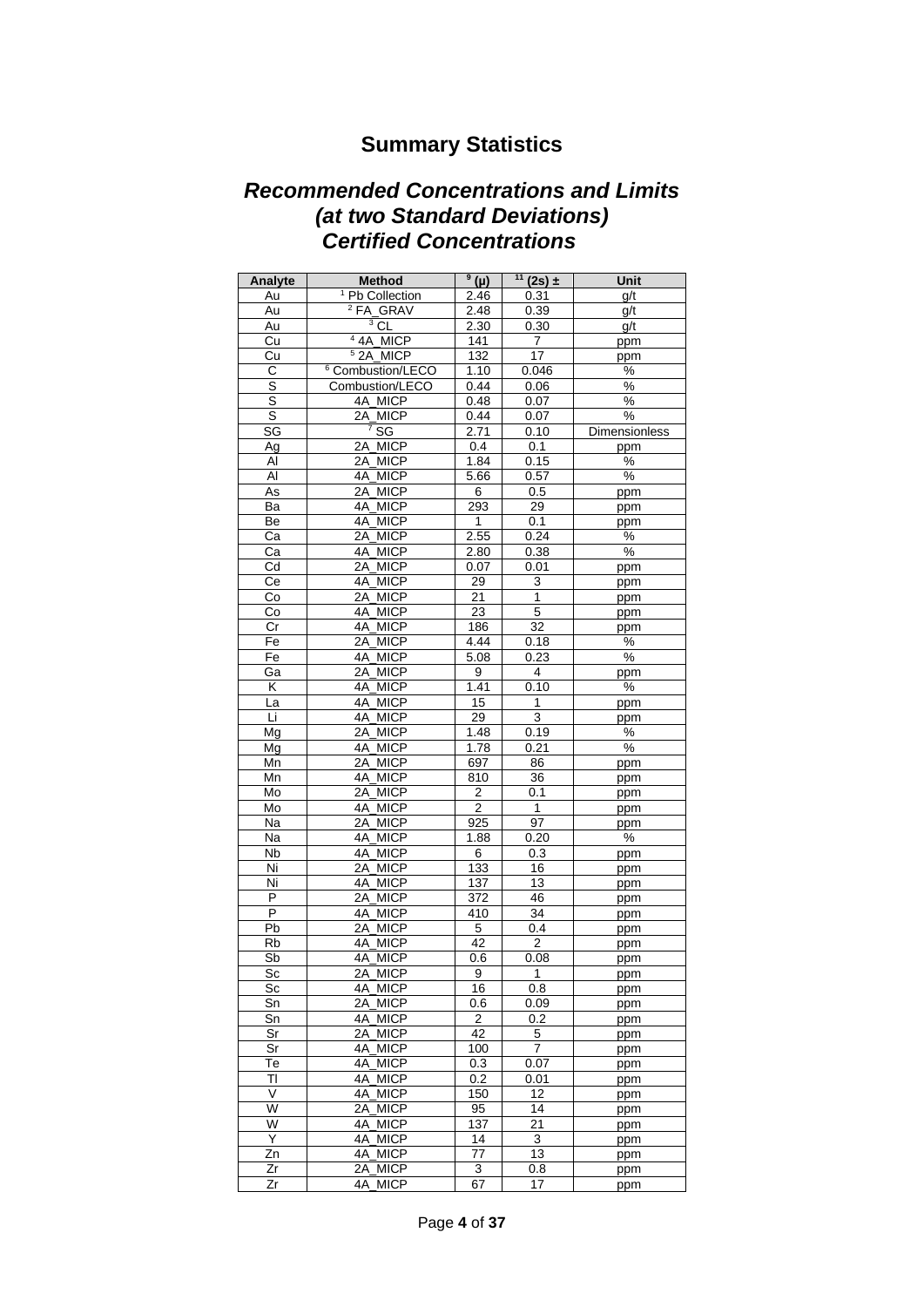# Summary Statistics

## *Recommended Concentrations and Limits (at two Standard Deviations) Certified Concentrations*

| Analyte | Method | [9] (μ) | [11] (2s) ± | Unit |
|---|---|---|---|---|
| Au | [1] Pb Collection | 2.46 | 0.31 | g/t |
| Au | [2] FA_GRAV | 2.48 | 0.39 | g/t |
| Au | [3] CL | 2.30 | 0.30 | g/t |
| Cu | [4] 4A_MICP | 141 | 7 | ppm |
| Cu | [5] 2A_MICP | 132 | 17 | ppm |
| C | [6] Combustion/LECO | 1.10 | 0.046 | % |
| S | Combustion/LECO | 0.44 | 0.06 | % |
| S | 4A_MICP | 0.48 | 0.07 | % |
| S | 2A_MICP | 0.44 | 0.07 | % |
| SG | [7] SG | 2.71 | 0.10 | Dimensionless |
| Ag | 2A_MICP | 0.4 | 0.1 | ppm |
| Al | 2A_MICP | 1.84 | 0.15 | % |
| Al | 4A_MICP | 5.66 | 0.57 | % |
| As | 2A_MICP | 6 | 0.5 | ppm |
| Ba | 4A_MICP | 293 | 29 | ppm |
| Be | 4A_MICP | 1 | 0.1 | ppm |
| Ca | 2A_MICP | 2.55 | 0.24 | % |
| Ca | 4A_MICP | 2.80 | 0.38 | % |
| Cd | 2A_MICP | 0.07 | 0.01 | ppm |
| Ce | 4A_MICP | 29 | 3 | ppm |
| Co | 2A_MICP | 21 | 1 | ppm |
| Co | 4A_MICP | 23 | 5 | ppm |
| Cr | 4A_MICP | 186 | 32 | ppm |
| Fe | 2A_MICP | 4.44 | 0.18 | % |
| Fe | 4A_MICP | 5.08 | 0.23 | % |
| Ga | 2A_MICP | 9 | 4 | ppm |
| K | 4A_MICP | 1.41 | 0.10 | % |
| La | 4A_MICP | 15 | 1 | ppm |
| Li | 4A_MICP | 29 | 3 | ppm |
| Mg | 2A_MICP | 1.48 | 0.19 | % |
| Mg | 4A_MICP | 1.78 | 0.21 | % |
| Mn | 2A_MICP | 697 | 86 | ppm |
| Mn | 4A_MICP | 810 | 36 | ppm |
| Mo | 2A_MICP | 2 | 0.1 | ppm |
| Mo | 4A_MICP | 2 | 1 | ppm |
| Na | 2A_MICP | 925 | 97 | ppm |
| Na | 4A_MICP | 1.88 | 0.20 | % |
| Nb | 4A_MICP | 6 | 0.3 | ppm |
| Ni | 2A_MICP | 133 | 16 | ppm |
| Ni | 4A_MICP | 137 | 13 | ppm |
| P | 2A_MICP | 372 | 46 | ppm |
| P | 4A_MICP | 410 | 34 | ppm |
| Pb | 2A_MICP | 5 | 0.4 | ppm |
| Rb | 4A_MICP | 42 | 2 | ppm |
| Sb | 4A_MICP | 0.6 | 0.08 | ppm |
| Sc | 2A_MICP | 9 | 1 | ppm |
| Sc | 4A_MICP | 16 | 0.8 | ppm |
| Sn | 2A_MICP | 0.6 | 0.09 | ppm |
| Sn | 4A_MICP | 2 | 0.2 | ppm |
| Sr | 2A_MICP | 42 | 5 | ppm |
| Sr | 4A_MICP | 100 | 7 | ppm |
| Te | 4A_MICP | 0.3 | 0.07 | ppm |
| Tl | 4A_MICP | 0.2 | 0.01 | ppm |
| V | 4A_MICP | 150 | 12 | ppm |
| W | 2A_MICP | 95 | 14 | ppm |
| W | 4A_MICP | 137 | 21 | ppm |
| Y | 4A_MICP | 14 | 3 | ppm |
| Zn | 4A_MICP | 77 | 13 | ppm |
| Zr | 2A_MICP | 3 | 0.8 | ppm |
| Zr | 4A_MICP | 67 | 17 | ppm |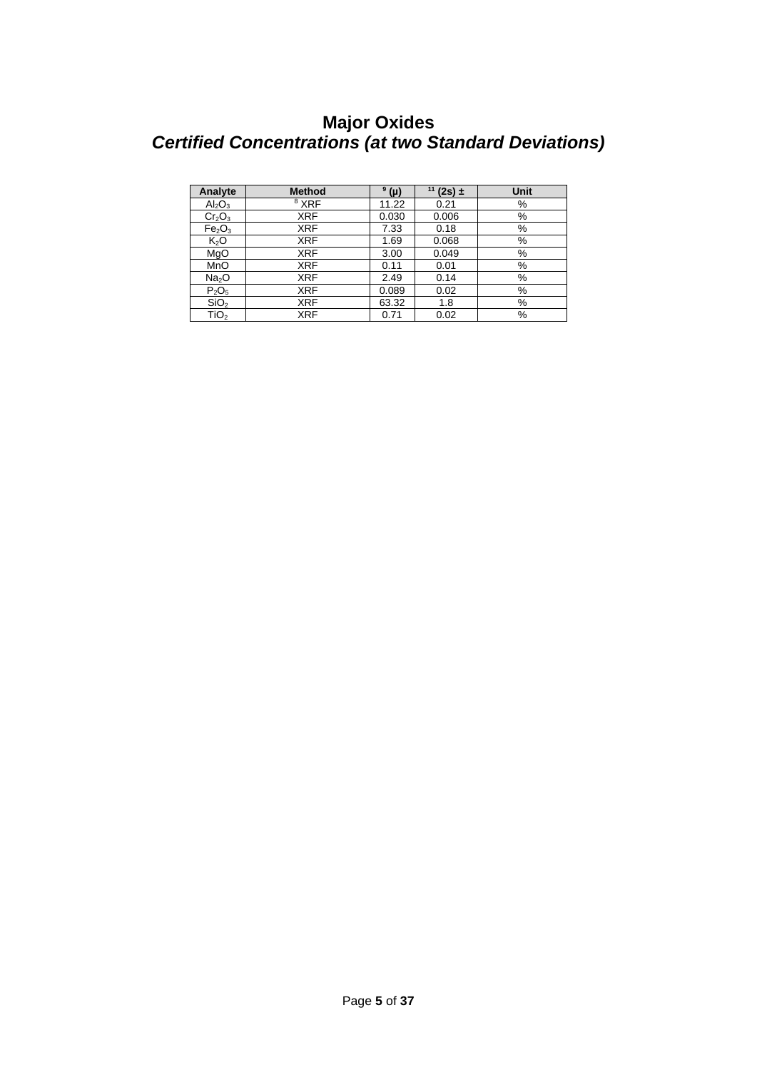# Major Oxides

## *Certified Concentrations (at two Standard Deviations)*

| Analyte | Method | [9] (μ) | [11] (2s) ± | Unit |
|---|---|---|---|---|
| $Al_2O_3$ | [8] XRF | 11.22 | 0.21 | % |
| $Cr_2O_3$ | XRF | 0.030 | 0.006 | % |
| $Fe_2O_3$ | XRF | 7.33 | 0.18 | % |
| $K_2O$ | XRF | 1.69 | 0.068 | % |
| MgO | XRF | 3.00 | 0.049 | % |
| MnO | XRF | 0.11 | 0.01 | % |
| $Na_2O$ | XRF | 2.49 | 0.14 | % |
| $P_2O_5$ | XRF | 0.089 | 0.02 | % |
| $SiO_2$ | XRF | 63.32 | 1.8 | % |
| $TiO_2$ | XRF | 0.71 | 0.02 | % |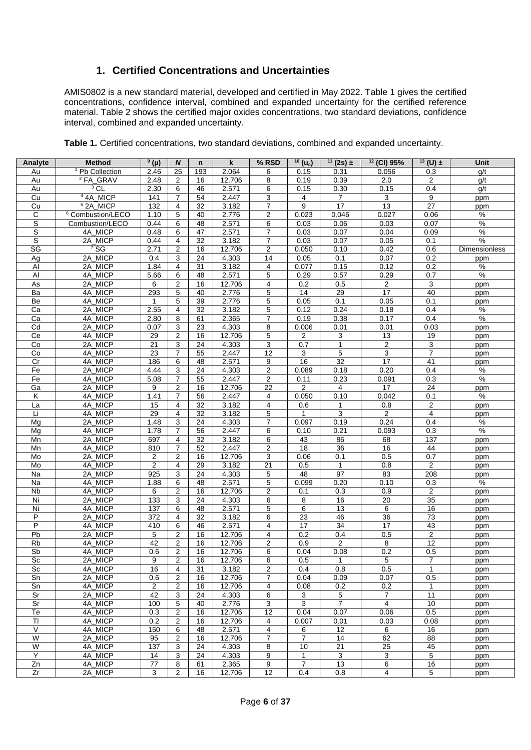## 1. Certified Concentrations and Uncertainties

AMIS0802 is a new standard material, developed and certified in May 2022. Table 1 gives the certified concentrations, confidence interval, combined and expanded uncertainty for the certified reference material. Table 2 shows the certified major oxides concentrations, two standard deviations, confidence interval, combined and expanded uncertainty.

**Table 1.** Certified concentrations, two standard deviations, combined and expanded uncertainty.

| Analyte | Method | [9] (µ) | N | n | k | % RSD | [10] ($u_c$) | [11] (2s) ± | [12] (CI) 95% | [13] (U) ± | Unit |
|---|---|---|---|---|---|---|---|---|---|---|---|
| Au | [1] Pb Collection | 2.46 | 25 | 193 | 2.064 | 6 | 0.15 | 0.31 | 0.056 | 0.3 | g/t |
| Au | [2] FA_GRAV | 2.48 | 2 | 16 | 12.706 | 8 | 0.19 | 0.39 | 2.0 | 2 | g/t |
| Au | [3] CL | 2.30 | 6 | 46 | 2.571 | 6 | 0.15 | 0.30 | 0.15 | 0.4 | g/t |
| Cu | [4] 4A_MICP | 141 | 7 | 54 | 2.447 | 3 | 4 | 7 | 3 | 9 | ppm |
| Cu | [5] 2A_MICP | 132 | 4 | 32 | 3.182 | 7 | 9 | 17 | 13 | 27 | ppm |
| C | [6] Combustion/LECO | 1.10 | 5 | 40 | 2.776 | 2 | 0.023 | 0.046 | 0.027 | 0.06 | % |
| S | Combustion/LECO | 0.44 | 6 | 48 | 2.571 | 6 | 0.03 | 0.06 | 0.03 | 0.07 | % |
| S | 4A_MICP | 0.48 | 6 | 47 | 2.571 | 7 | 0.03 | 0.07 | 0.04 | 0.09 | % |
| S | 2A_MICP | 0.44 | 4 | 32 | 3.182 | 7 | 0.03 | 0.07 | 0.05 | 0.1 | % |
| SG | [7] SG | 2.71 | 2 | 16 | 12.706 | 2 | 0.050 | 0.10 | 0.42 | 0.6 | Dimensionless |
| Ag | 2A_MICP | 0.4 | 3 | 24 | 4.303 | 14 | 0.05 | 0.1 | 0.07 | 0.2 | ppm |
| Al | 2A_MICP | 1.84 | 4 | 31 | 3.182 | 4 | 0.077 | 0.15 | 0.12 | 0.2 | % |
| Al | 4A_MICP | 5.66 | 6 | 48 | 2.571 | 5 | 0.29 | 0.57 | 0.29 | 0.7 | % |
| As | 2A_MICP | 6 | 2 | 16 | 12.706 | 4 | 0.2 | 0.5 | 2 | 3 | ppm |
| Ba | 4A_MICP | 293 | 5 | 40 | 2.776 | 5 | 14 | 29 | 17 | 40 | ppm |
| Be | 4A_MICP | 1 | 5 | 39 | 2.776 | 5 | 0.05 | 0.1 | 0.05 | 0.1 | ppm |
| Ca | 2A_MICP | 2.55 | 4 | 32 | 3.182 | 5 | 0.12 | 0.24 | 0.18 | 0.4 | % |
| Ca | 4A_MICP | 2.80 | 8 | 61 | 2.365 | 7 | 0.19 | 0.38 | 0.17 | 0.4 | % |
| Cd | 2A_MICP | 0.07 | 3 | 23 | 4.303 | 8 | 0.006 | 0.01 | 0.01 | 0.03 | ppm |
| Ce | 4A_MICP | 29 | 2 | 16 | 12.706 | 5 | 2 | 3 | 13 | 19 | ppm |
| Co | 2A_MICP | 21 | 3 | 24 | 4.303 | 3 | 0.7 | 1 | 2 | 3 | ppm |
| Co | 4A_MICP | 23 | 7 | 55 | 2.447 | 12 | 3 | 5 | 3 | 7 | ppm |
| Cr | 4A_MICP | 186 | 6 | 48 | 2.571 | 9 | 16 | 32 | 17 | 41 | ppm |
| Fe | 2A_MICP | 4.44 | 3 | 24 | 4.303 | 2 | 0.089 | 0.18 | 0.20 | 0.4 | % |
| Fe | 4A_MICP | 5.08 | 7 | 55 | 2.447 | 2 | 0.11 | 0.23 | 0.091 | 0.3 | % |
| Ga | 2A_MICP | 9 | 2 | 16 | 12.706 | 22 | 2 | 4 | 17 | 24 | ppm |
| K | 4A_MICP | 1.41 | 7 | 56 | 2.447 | 4 | 0.050 | 0.10 | 0.042 | 0.1 | % |
| La | 4A_MICP | 15 | 4 | 32 | 3.182 | 4 | 0.6 | 1 | 0.8 | 2 | ppm |
| Li | 4A_MICP | 29 | 4 | 32 | 3.182 | 5 | 1 | 3 | 2 | 4 | ppm |
| Mg | 2A_MICP | 1.48 | 3 | 24 | 4.303 | 7 | 0.097 | 0.19 | 0.24 | 0.4 | % |
| Mg | 4A_MICP | 1.78 | 7 | 56 | 2.447 | 6 | 0.10 | 0.21 | 0.093 | 0.3 | % |
| Mn | 2A_MICP | 697 | 4 | 32 | 3.182 | 6 | 43 | 86 | 68 | 137 | ppm |
| Mn | 4A_MICP | 810 | 7 | 52 | 2.447 | 2 | 18 | 36 | 16 | 44 | ppm |
| Mo | 2A_MICP | 2 | 2 | 16 | 12.706 | 3 | 0.06 | 0.1 | 0.5 | 0.7 | ppm |
| Mo | 4A_MICP | 2 | 4 | 29 | 3.182 | 21 | 0.5 | 1 | 0.8 | 2 | ppm |
| Na | 2A_MICP | 925 | 3 | 24 | 4.303 | 5 | 48 | 97 | 83 | 208 | ppm |
| Na | 4A_MICP | 1.88 | 6 | 48 | 2.571 | 5 | 0.099 | 0.20 | 0.10 | 0.3 | % |
| Nb | 4A_MICP | 6 | 2 | 16 | 12.706 | 2 | 0.1 | 0.3 | 0.9 | 2 | ppm |
| Ni | 2A_MICP | 133 | 3 | 24 | 4.303 | 6 | 8 | 16 | 20 | 35 | ppm |
| Ni | 4A_MICP | 137 | 6 | 48 | 2.571 | 5 | 6 | 13 | 6 | 16 | ppm |
| P | 2A_MICP | 372 | 4 | 32 | 3.182 | 6 | 23 | 46 | 36 | 73 | ppm |
| P | 4A_MICP | 410 | 6 | 46 | 2.571 | 4 | 17 | 34 | 17 | 43 | ppm |
| Pb | 2A_MICP | 5 | 2 | 16 | 12.706 | 4 | 0.2 | 0.4 | 0.5 | 2 | ppm |
| Rb | 4A_MICP | 42 | 2 | 16 | 12.706 | 2 | 0.9 | 2 | 8 | 12 | ppm |
| Sb | 4A_MICP | 0.6 | 2 | 16 | 12.706 | 6 | 0.04 | 0.08 | 0.2 | 0.5 | ppm |
| Sc | 2A_MICP | 9 | 2 | 16 | 12.706 | 6 | 0.5 | 1 | 5 | 7 | ppm |
| Sc | 4A_MICP | 16 | 4 | 31 | 3.182 | 2 | 0.4 | 0.8 | 0.5 | 1 | ppm |
| Sn | 2A_MICP | 0.6 | 2 | 16 | 12.706 | 7 | 0.04 | 0.09 | 0.07 | 0.5 | ppm |
| Sn | 4A_MICP | 2 | 2 | 16 | 12.706 | 4 | 0.08 | 0.2 | 0.2 | 1 | ppm |
| Sr | 2A_MICP | 42 | 3 | 24 | 4.303 | 6 | 3 | 5 | 7 | 11 | ppm |
| Sr | 4A_MICP | 100 | 5 | 40 | 2.776 | 3 | 3 | 7 | 4 | 10 | ppm |
| Te | 4A_MICP | 0.3 | 2 | 16 | 12.706 | 12 | 0.04 | 0.07 | 0.06 | 0.5 | ppm |
| Tl | 4A_MICP | 0.2 | 2 | 16 | 12.706 | 4 | 0.007 | 0.01 | 0.03 | 0.08 | ppm |
| V | 4A_MICP | 150 | 6 | 48 | 2.571 | 4 | 6 | 12 | 6 | 16 | ppm |
| W | 2A_MICP | 95 | 2 | 16 | 12.706 | 7 | 7 | 14 | 62 | 88 | ppm |
| W | 4A_MICP | 137 | 3 | 24 | 4.303 | 8 | 10 | 21 | 25 | 45 | ppm |
| Y | 4A_MICP | 14 | 3 | 24 | 4.303 | 9 | 1 | 3 | 3 | 5 | ppm |
| Zn | 4A_MICP | 77 | 8 | 61 | 2.365 | 9 | 7 | 13 | 6 | 16 | ppm |
| Zr | 2A_MICP | 3 | 2 | 16 | 12.706 | 12 | 0.4 | 0.8 | 4 | 5 | ppm |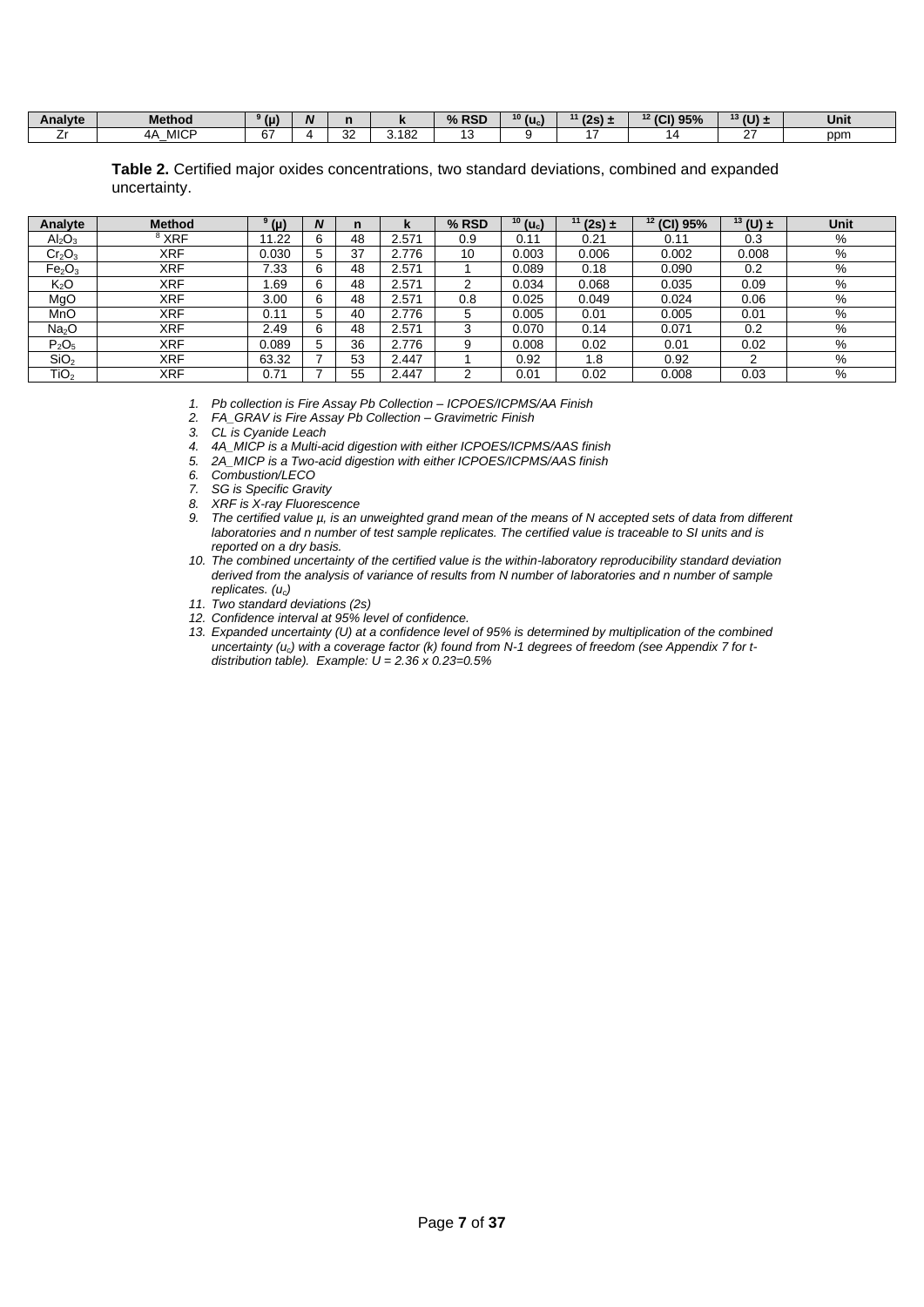| Analyte | Method | [9] (µ) | N | n | k | % RSD | [10] ($u_c$) | [11] (2s) ± | [12] (CI) 95% | [13] (U) ± | Unit |
|---|---|---|---|---|---|---|---|---|---|---|---|
| Zr | 4A_MICP | 67 | 4 | 32 | 3.182 | 13 | 9 | 17 | 14 | 27 | ppm |

**Table 2.** Certified major oxides concentrations, two standard deviations, combined and expanded uncertainty.

| Analyte | Method | [9] (µ) | N | n | k | % RSD | [10] ($u_c$) | [11] (2s) ± | [12] (CI) 95% | [13] (U) ± | Unit |
|---|---|---|---|---|---|---|---|---|---|---|---|
| $Al_2O_3$ | [8] XRF | 11.22 | 6 | 48 | 2.571 | 0.9 | 0.11 | 0.21 | 0.11 | 0.3 | % |
| $Cr_2O_3$ | XRF | 0.030 | 5 | 37 | 2.776 | 10 | 0.003 | 0.006 | 0.002 | 0.008 | % |
| $Fe_2O_3$ | XRF | 7.33 | 6 | 48 | 2.571 | 1 | 0.089 | 0.18 | 0.090 | 0.2 | % |
| $K_2O$ | XRF | 1.69 | 6 | 48 | 2.571 | 2 | 0.034 | 0.068 | 0.035 | 0.09 | % |
| MgO | XRF | 3.00 | 6 | 48 | 2.571 | 0.8 | 0.025 | 0.049 | 0.024 | 0.06 | % |
| MnO | XRF | 0.11 | 5 | 40 | 2.776 | 5 | 0.005 | 0.01 | 0.005 | 0.01 | % |
| $Na_2O$ | XRF | 2.49 | 6 | 48 | 2.571 | 3 | 0.070 | 0.14 | 0.071 | 0.2 | % |
| $P_2O_5$ | XRF | 0.089 | 5 | 36 | 2.776 | 9 | 0.008 | 0.02 | 0.01 | 0.02 | % |
| $SiO_2$ | XRF | 63.32 | 7 | 53 | 2.447 | 1 | 0.92 | 1.8 | 0.92 | 2 | % |
| $TiO_2$ | XRF | 0.71 | 7 | 55 | 2.447 | 2 | 0.01 | 0.02 | 0.008 | 0.03 | % |

1. *Pb collection is Fire Assay Pb Collection – ICPOES/ICPMS/AA Finish*
2. *FA_GRAV is Fire Assay Pb Collection – Gravimetric Finish*
3. *CL is Cyanide Leach*
4. *4A_MICP is a Multi-acid digestion with either ICPOES/ICPMS/AAS finish*
5. *2A_MICP is a Two-acid digestion with either ICPOES/ICPMS/AAS finish*
6. *Combustion/LECO*
7. *SG is Specific Gravity*
8. *XRF is X-ray Fluorescence*
9. *The certified value µ, is an unweighted grand mean of the means of N accepted sets of data from different laboratories and n number of test sample replicates. The certified value is traceable to SI units and is reported on a dry basis.*
10. *The combined uncertainty of the certified value is the within-laboratory reproducibility standard deviation derived from the analysis of variance of results from N number of laboratories and n number of sample replicates. ($u_c$)*
11. *Two standard deviations (2s)*
12. *Confidence interval at 95% level of confidence.*
13. *Expanded uncertainty (U) at a confidence level of 95% is determined by multiplication of the combined uncertainty ($u_c$) with a coverage factor (k) found from N-1 degrees of freedom (see Appendix 7 for t-distribution table). Example: U = 2.36 x 0.23=0.5%*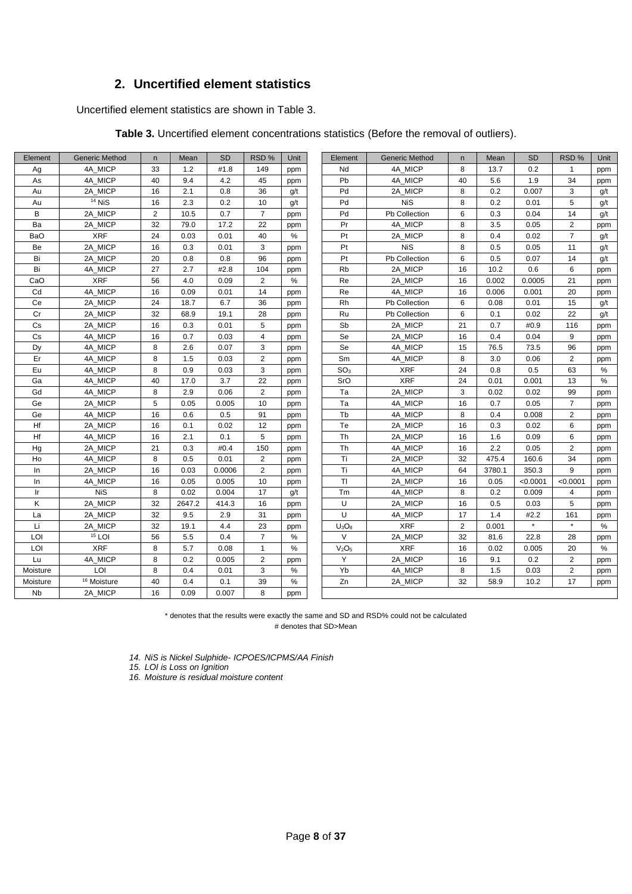## 2. Uncertified element statistics

Uncertified element statistics are shown in Table 3.

**Table 3.** Uncertified element concentrations statistics (Before the removal of outliers).

| Element | Generic Method | n | Mean | SD | RSD % | Unit |
|---|---|---|---|---|---|---|
| Ag | 4A_MICP | 33 | 1.2 | #1.8 | 149 | ppm |
| As | 4A_MICP | 40 | 9.4 | 4.2 | 45 | ppm |
| Au | 2A_MICP | 16 | 2.1 | 0.8 | 36 | g/t |
| Au | [14] NiS | 16 | 2.3 | 0.2 | 10 | g/t |
| B | 2A_MICP | 2 | 10.5 | 0.7 | 7 | ppm |
| Ba | 2A_MICP | 32 | 79.0 | 17.2 | 22 | ppm |
| BaO | XRF | 24 | 0.03 | 0.01 | 40 | % |
| Be | 2A_MICP | 16 | 0.3 | 0.01 | 3 | ppm |
| Bi | 2A_MICP | 20 | 0.8 | 0.8 | 96 | ppm |
| Bi | 4A_MICP | 27 | 2.7 | #2.8 | 104 | ppm |
| CaO | XRF | 56 | 4.0 | 0.09 | 2 | % |
| Cd | 4A_MICP | 16 | 0.09 | 0.01 | 14 | ppm |
| Ce | 2A_MICP | 24 | 18.7 | 6.7 | 36 | ppm |
| Cr | 2A_MICP | 32 | 68.9 | 19.1 | 28 | ppm |
| Cs | 2A_MICP | 16 | 0.3 | 0.01 | 5 | ppm |
| Cs | 4A_MICP | 16 | 0.7 | 0.03 | 4 | ppm |
| Dy | 4A_MICP | 8 | 2.6 | 0.07 | 3 | ppm |
| Er | 4A_MICP | 8 | 1.5 | 0.03 | 2 | ppm |
| Eu | 4A_MICP | 8 | 0.9 | 0.03 | 3 | ppm |
| Ga | 4A_MICP | 40 | 17.0 | 3.7 | 22 | ppm |
| Gd | 4A_MICP | 8 | 2.9 | 0.06 | 2 | ppm |
| Ge | 2A_MICP | 5 | 0.05 | 0.005 | 10 | ppm |
| Ge | 4A_MICP | 16 | 0.6 | 0.5 | 91 | ppm |
| Hf | 2A_MICP | 16 | 0.1 | 0.02 | 12 | ppm |
| Hf | 4A_MICP | 16 | 2.1 | 0.1 | 5 | ppm |
| Hg | 2A_MICP | 21 | 0.3 | #0.4 | 150 | ppm |
| Ho | 4A_MICP | 8 | 0.5 | 0.01 | 2 | ppm |
| In | 2A_MICP | 16 | 0.03 | 0.0006 | 2 | ppm |
| In | 4A_MICP | 16 | 0.05 | 0.005 | 10 | ppm |
| Ir | NiS | 8 | 0.02 | 0.004 | 17 | g/t |
| K | 2A_MICP | 32 | 2647.2 | 414.3 | 16 | ppm |
| La | 2A_MICP | 32 | 9.5 | 2.9 | 31 | ppm |
| Li | 2A_MICP | 32 | 19.1 | 4.4 | 23 | ppm |
| LOI | [15] LOI | 56 | 5.5 | 0.4 | 7 | % |
| LOI | XRF | 8 | 5.7 | 0.08 | 1 | % |
| Lu | 4A_MICP | 8 | 0.2 | 0.005 | 2 | ppm |
| Moisture | LOI | 8 | 0.4 | 0.01 | 3 | % |
| Moisture | [16] Moisture | 40 | 0.4 | 0.1 | 39 | % |
| Nb | 2A_MICP | 16 | 0.09 | 0.007 | 8 | ppm |
| Nd | 4A_MICP | 8 | 13.7 | 0.2 | 1 | ppm |
| Pb | 4A_MICP | 40 | 5.6 | 1.9 | 34 | ppm |
| Pd | 2A_MICP | 8 | 0.2 | 0.007 | 3 | g/t |
| Pd | NiS | 8 | 0.2 | 0.01 | 5 | g/t |
| Pd | Pb Collection | 6 | 0.3 | 0.04 | 14 | g/t |
| Pr | 4A_MICP | 8 | 3.5 | 0.05 | 2 | ppm |
| Pt | 2A_MICP | 8 | 0.4 | 0.02 | 7 | g/t |
| Pt | NiS | 8 | 0.5 | 0.05 | 11 | g/t |
| Pt | Pb Collection | 6 | 0.5 | 0.07 | 14 | g/t |
| Rb | 2A_MICP | 16 | 10.2 | 0.6 | 6 | ppm |
| Re | 2A_MICP | 16 | 0.002 | 0.0005 | 21 | ppm |
| Re | 4A_MICP | 16 | 0.006 | 0.001 | 20 | ppm |
| Rh | Pb Collection | 6 | 0.08 | 0.01 | 15 | g/t |
| Ru | Pb Collection | 6 | 0.1 | 0.02 | 22 | g/t |
| Sb | 2A_MICP | 21 | 0.7 | #0.9 | 116 | ppm |
| Se | 2A_MICP | 16 | 0.4 | 0.04 | 9 | ppm |
| Se | 4A_MICP | 15 | 76.5 | 73.5 | 96 | ppm |
| Sm | 4A_MICP | 8 | 3.0 | 0.06 | 2 | ppm |
| $SO_3$ | XRF | 24 | 0.8 | 0.5 | 63 | % |
| SrO | XRF | 24 | 0.01 | 0.001 | 13 | % |
| Ta | 2A_MICP | 3 | 0.02 | 0.02 | 99 | ppm |
| Ta | 4A_MICP | 16 | 0.7 | 0.05 | 7 | ppm |
| Tb | 4A_MICP | 8 | 0.4 | 0.008 | 2 | ppm |
| Te | 2A_MICP | 16 | 0.3 | 0.02 | 6 | ppm |
| Th | 2A_MICP | 16 | 1.6 | 0.09 | 6 | ppm |
| Th | 4A_MICP | 16 | 2.2 | 0.05 | 2 | ppm |
| Ti | 2A_MICP | 32 | 475.4 | 160.6 | 34 | ppm |
| Ti | 4A_MICP | 64 | 3780.1 | 350.3 | 9 | ppm |
| Tl | 2A_MICP | 16 | 0.05 | <0.0001 | <0.0001 | ppm |
| Tm | 4A_MICP | 8 | 0.2 | 0.009 | 4 | ppm |
| U | 2A_MICP | 16 | 0.5 | 0.03 | 5 | ppm |
| U | 4A_MICP | 17 | 1.4 | #2.2 | 161 | ppm |
| $U_3O_8$ | XRF | 2 | 0.001 | * | * | % |
| V | 2A_MICP | 32 | 81.6 | 22.8 | 28 | ppm |
| $V_2O_5$ | XRF | 16 | 0.02 | 0.005 | 20 | % |
| Y | 2A_MICP | 16 | 9.1 | 0.2 | 2 | ppm |
| Yb | 4A_MICP | 8 | 1.5 | 0.03 | 2 | ppm |
| Zn | 2A_MICP | 32 | 58.9 | 10.2 | 17 | ppm |

\* denotes that the results were exactly the same and SD and RSD% could not be calculated
# denotes that SD>Mean

*14. NiS is Nickel Sulphide- ICPOES/ICPMS/AA Finish*
*15. LOI is Loss on Ignition*
*16. Moisture is residual moisture content*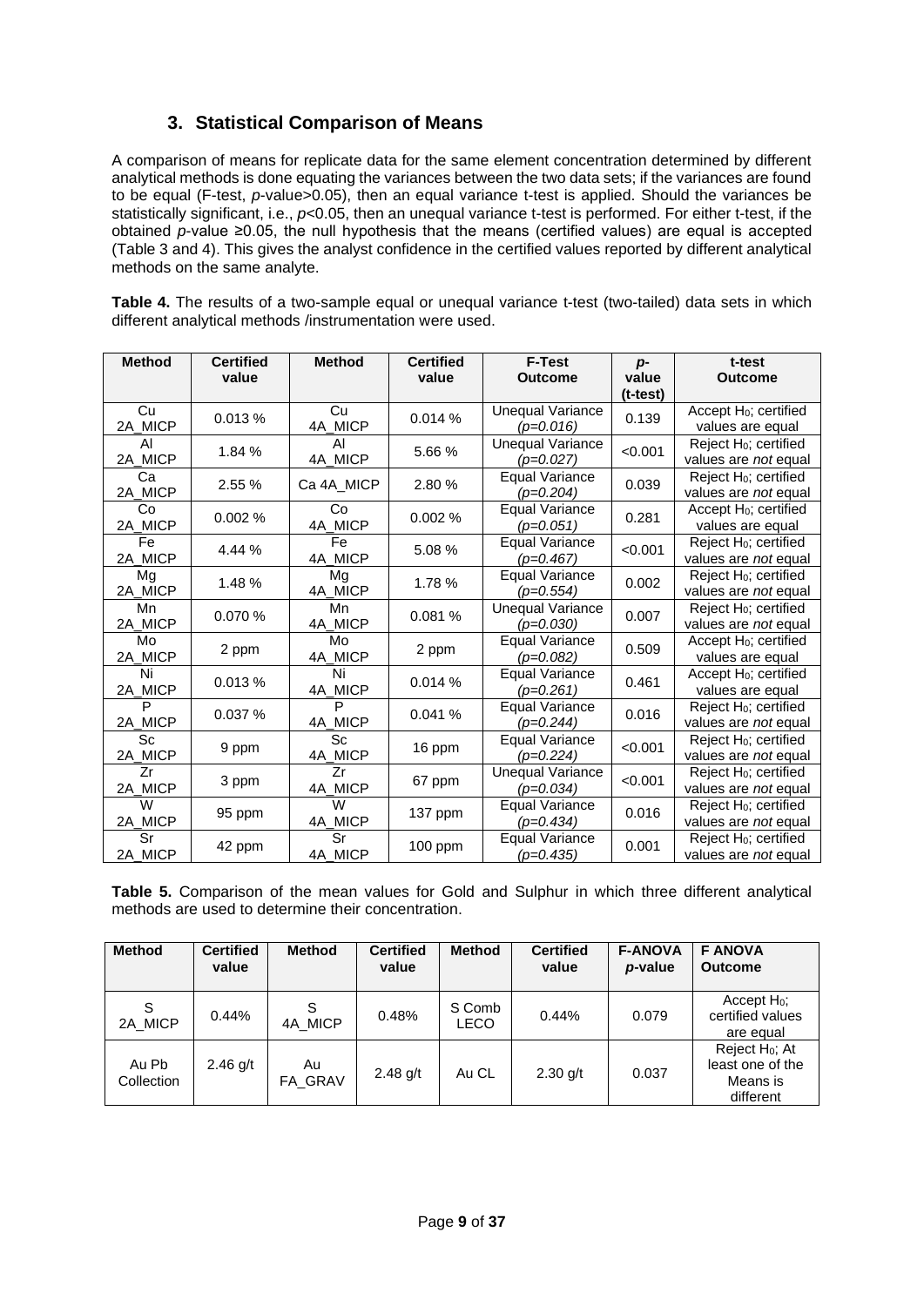## 3. Statistical Comparison of Means

A comparison of means for replicate data for the same element concentration determined by different analytical methods is done equating the variances between the two data sets; if the variances are found to be equal (F-test, *p*-value>0.05), then an equal variance t-test is applied. Should the variances be statistically significant, i.e., $p<0.05$, then an unequal variance t-test is performed. For either t-test, if the obtained *p*-value ≥0.05, the null hypothesis that the means (certified values) are equal is accepted (Table 3 and 4). This gives the analyst confidence in the certified values reported by different analytical methods on the same analyte.

**Table 4.** The results of a two-sample equal or unequal variance t-test (two-tailed) data sets in which different analytical methods /instrumentation were used.

| Method | Certified value | Method | Certified value | F-Test Outcome | *p*-value (t-test) | t-test Outcome |
|---|---|---|---|---|---|---|
| Cu 2A_MICP | 0.013 % | Cu 4A_MICP | 0.014 % | Unequal Variance (*p=0.016*) | 0.139 | Accept $H_0$; certified values are equal |
| Al 2A_MICP | 1.84 % | Al 4A_MICP | 5.66 % | Unequal Variance (*p=0.027*) | <0.001 | Reject $H_0$; certified values are *not* equal |
| Ca 2A_MICP | 2.55 % | Ca 4A_MICP | 2.80 % | Equal Variance (*p=0.204*) | 0.039 | Reject $H_0$; certified values are *not* equal |
| Co 2A_MICP | 0.002 % | Co 4A_MICP | 0.002 % | Equal Variance (*p=0.051*) | 0.281 | Accept $H_0$; certified values are equal |
| Fe 2A_MICP | 4.44 % | Fe 4A_MICP | 5.08 % | Equal Variance (*p=0.467*) | <0.001 | Reject $H_0$; certified values are *not* equal |
| Mg 2A_MICP | 1.48 % | Mg 4A_MICP | 1.78 % | Equal Variance (*p=0.554*) | 0.002 | Reject $H_0$; certified values are *not* equal |
| Mn 2A_MICP | 0.070 % | Mn 4A_MICP | 0.081 % | Unequal Variance (*p=0.030*) | 0.007 | Reject $H_0$; certified values are *not* equal |
| Mo 2A_MICP | 2 ppm | Mo 4A_MICP | 2 ppm | Equal Variance (*p=0.082*) | 0.509 | Accept $H_0$; certified values are equal |
| Ni 2A_MICP | 0.013 % | Ni 4A_MICP | 0.014 % | Equal Variance (*p=0.261*) | 0.461 | Accept $H_0$; certified values are equal |
| P 2A_MICP | 0.037 % | P 4A_MICP | 0.041 % | Equal Variance (*p=0.244*) | 0.016 | Reject $H_0$; certified values are *not* equal |
| Sc 2A_MICP | 9 ppm | Sc 4A_MICP | 16 ppm | Equal Variance (*p=0.224*) | <0.001 | Reject $H_0$; certified values are *not* equal |
| Zr 2A_MICP | 3 ppm | Zr 4A_MICP | 67 ppm | Unequal Variance (*p=0.034*) | <0.001 | Reject $H_0$; certified values are *not* equal |
| W 2A_MICP | 95 ppm | W 4A_MICP | 137 ppm | Equal Variance (*p=0.434*) | 0.016 | Reject $H_0$; certified values are *not* equal |
| Sr 2A_MICP | 42 ppm | Sr 4A_MICP | 100 ppm | Equal Variance (*p=0.435*) | 0.001 | Reject $H_0$; certified values are *not* equal |

**Table 5.** Comparison of the mean values for Gold and Sulphur in which three different analytical methods are used to determine their concentration.

| Method | Certified value | Method | Certified value | Method | Certified value | F-ANOVA *p*-value | F ANOVA Outcome |
|---|---|---|---|---|---|---|---|
| S 2A_MICP | 0.44% | S 4A_MICP | 0.48% | S Comb LECO | 0.44% | 0.079 | Accept $H_0$; certified values are equal |
| Au Pb Collection | 2.46 g/t | Au FA_GRAV | 2.48 g/t | Au CL | 2.30 g/t | 0.037 | Reject $H_0$; At least one of the Means is different |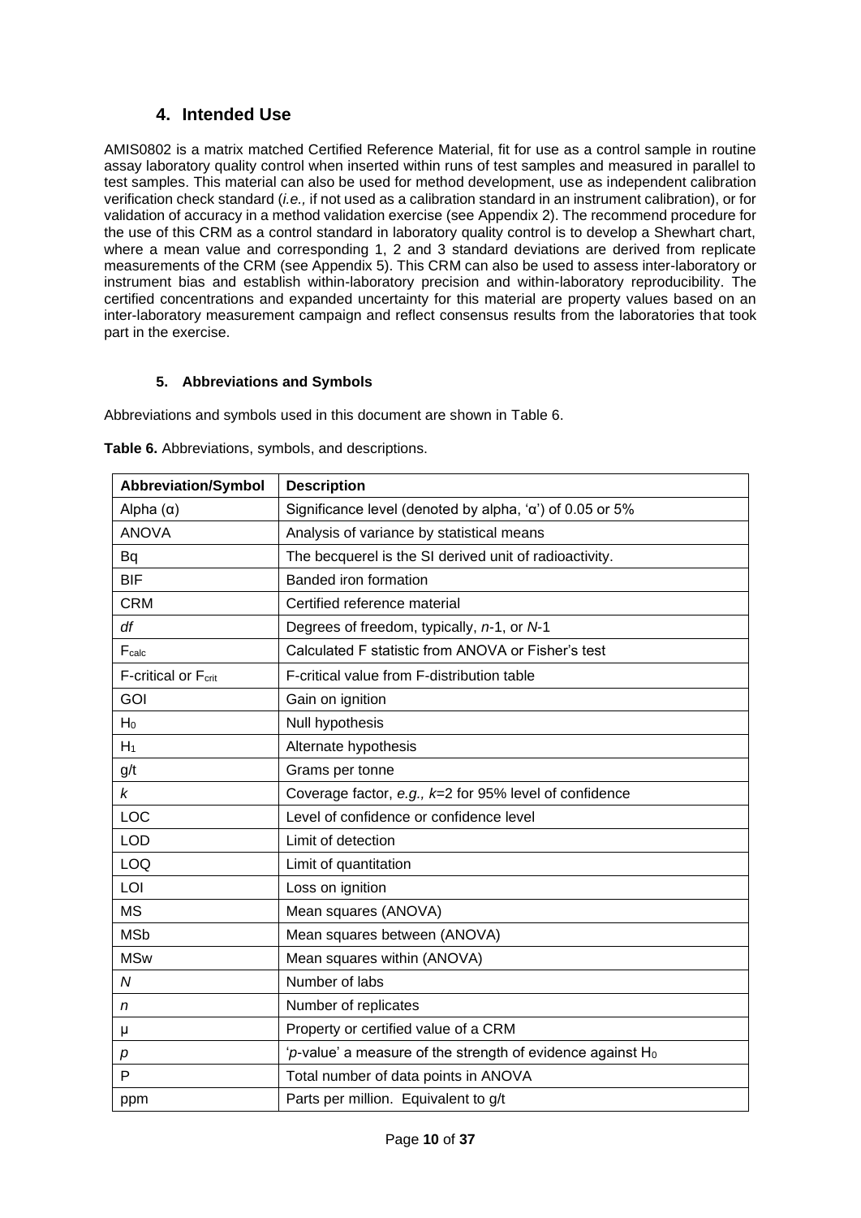## 4. Intended Use

AMIS0802 is a matrix matched Certified Reference Material, fit for use as a control sample in routine assay laboratory quality control when inserted within runs of test samples and measured in parallel to test samples. This material can also be used for method development, use as independent calibration verification check standard (*i.e.,* if not used as a calibration standard in an instrument calibration), or for validation of accuracy in a method validation exercise (see Appendix 2). The recommend procedure for the use of this CRM as a control standard in laboratory quality control is to develop a Shewhart chart, where a mean value and corresponding 1, 2 and 3 standard deviations are derived from replicate measurements of the CRM (see Appendix 5). This CRM can also be used to assess inter-laboratory or instrument bias and establish within-laboratory precision and within-laboratory reproducibility. The certified concentrations and expanded uncertainty for this material are property values based on an inter-laboratory measurement campaign and reflect consensus results from the laboratories that took part in the exercise.

### 5. Abbreviations and Symbols

Abbreviations and symbols used in this document are shown in Table 6.

**Table 6.** Abbreviations, symbols, and descriptions.

| Abbreviation/Symbol | Description |
|---|---|
| Alpha (α) | Significance level (denoted by alpha, 'α') of 0.05 or 5% |
| ANOVA | Analysis of variance by statistical means |
| Bq | The becquerel is the SI derived unit of radioactivity. |
| BIF | Banded iron formation |
| CRM | Certified reference material |
| *df* | Degrees of freedom, typically, *n*-1, or *N*-1 |
| $F_{calc}$ | Calculated F statistic from ANOVA or Fisher's test |
| F-critical or $F_{crit}$ | F-critical value from F-distribution table |
| GOI | Gain on ignition |
| $H_0$ | Null hypothesis |
| $H_1$ | Alternate hypothesis |
| g/t | Grams per tonne |
| *k* | Coverage factor, *e.g., k*=2 for 95% level of confidence |
| LOC | Level of confidence or confidence level |
| LOD | Limit of detection |
| LOQ | Limit of quantitation |
| LOI | Loss on ignition |
| MS | Mean squares (ANOVA) |
| MSb | Mean squares between (ANOVA) |
| MSw | Mean squares within (ANOVA) |
| *N* | Number of labs |
| *n* | Number of replicates |
| μ | Property or certified value of a CRM |
| *p* | '*p*-value' a measure of the strength of evidence against $H_0$ |
| P | Total number of data points in ANOVA |
| ppm | Parts per million. Equivalent to g/t |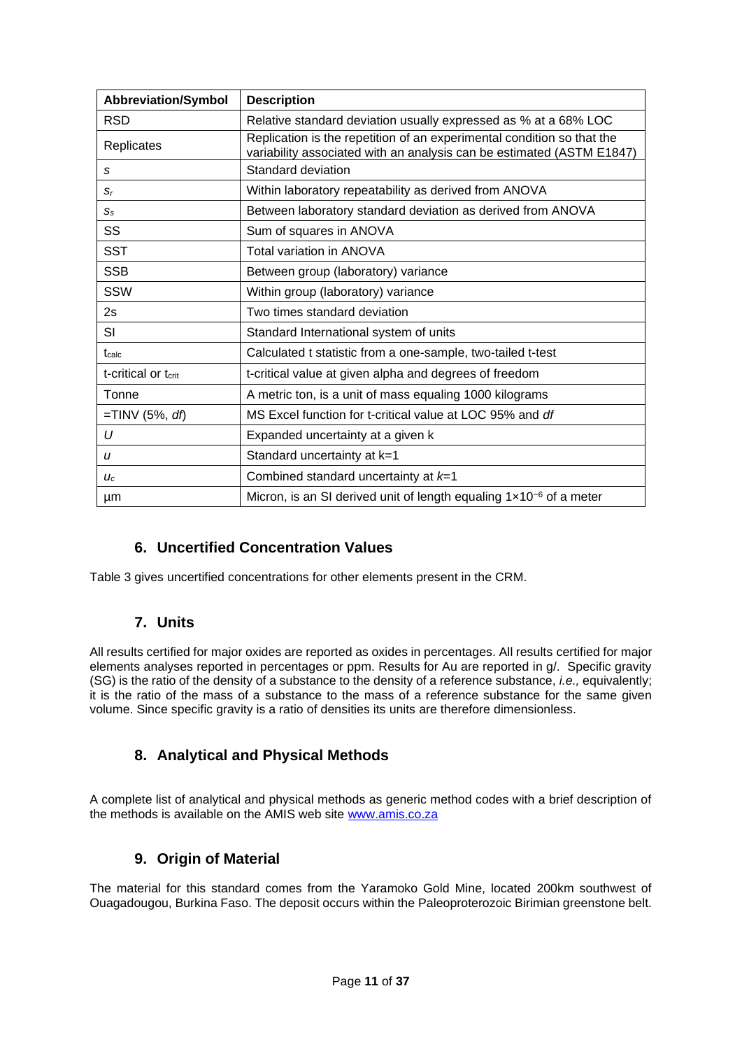| Abbreviation/Symbol | Description |
| --- | --- |
| RSD | Relative standard deviation usually expressed as % at a 68% LOC |
| Replicates | Replication is the repetition of an experimental condition so that the variability associated with an analysis can be estimated (ASTM E1847) |
| $s$ | Standard deviation |
| $s_r$ | Within laboratory repeatability as derived from ANOVA |
| $s_s$ | Between laboratory standard deviation as derived from ANOVA |
| SS | Sum of squares in ANOVA |
| SST | Total variation in ANOVA |
| SSB | Between group (laboratory) variance |
| SSW | Within group (laboratory) variance |
| 2s | Two times standard deviation |
| SI | Standard International system of units |
| $t_{calc}$ | Calculated t statistic from a one-sample, two-tailed t-test |
| t-critical or $t_{crit}$ | t-critical value at given alpha and degrees of freedom |
| Tonne | A metric ton, is a unit of mass equaling 1000 kilograms |
| =TINV (5%, *df*) | MS Excel function for t-critical value at LOC 95% and *df* |
| $U$ | Expanded uncertainty at a given k |
| $u$ | Standard uncertainty at k=1 |
| $u_c$ | Combined standard uncertainty at $k$=1 |
| µm | Micron, is an SI derived unit of length equaling $1 \times 10^{-6}$ of a meter |

## 6. Uncertified Concentration Values

Table 3 gives uncertified concentrations for other elements present in the CRM.

## 7. Units

All results certified for major oxides are reported as oxides in percentages. All results certified for major elements analyses reported in percentages or ppm. Results for Au are reported in g/. Specific gravity (SG) is the ratio of the density of a substance to the density of a reference substance, *i.e.,* equivalently; it is the ratio of the mass of a substance to the mass of a reference substance for the same given volume. Since specific gravity is a ratio of densities its units are therefore dimensionless.

## 8. Analytical and Physical Methods

A complete list of analytical and physical methods as generic method codes with a brief description of the methods is available on the AMIS web site www.amis.co.za

## 9. Origin of Material

The material for this standard comes from the Yaramoko Gold Mine, located 200km southwest of Ouagadougou, Burkina Faso. The deposit occurs within the Paleoproterozoic Birimian greenstone belt.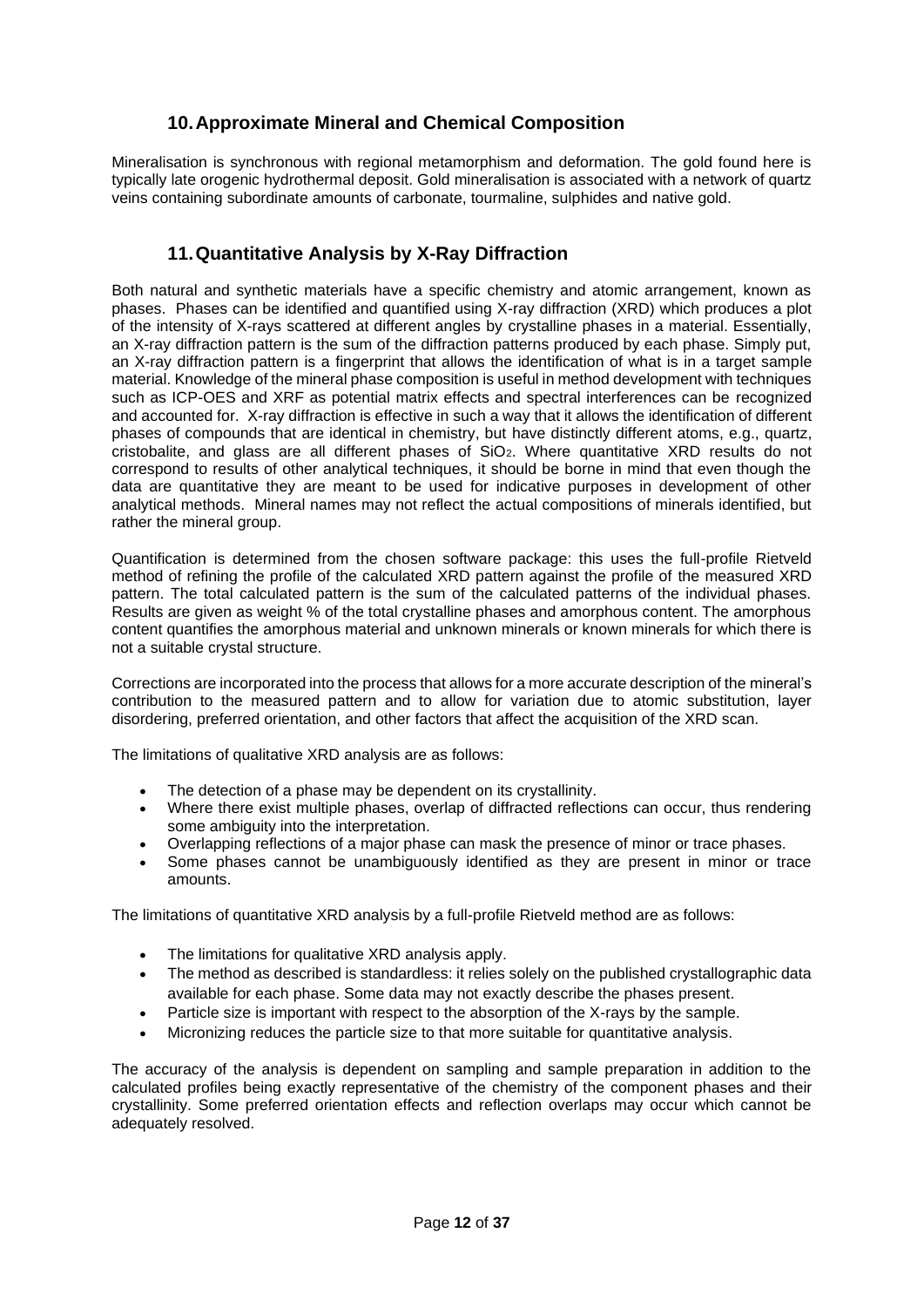## 10. Approximate Mineral and Chemical Composition

Mineralisation is synchronous with regional metamorphism and deformation. The gold found here is typically late orogenic hydrothermal deposit. Gold mineralisation is associated with a network of quartz veins containing subordinate amounts of carbonate, tourmaline, sulphides and native gold.

## 11. Quantitative Analysis by X-Ray Diffraction

Both natural and synthetic materials have a specific chemistry and atomic arrangement, known as phases. Phases can be identified and quantified using X-ray diffraction (XRD) which produces a plot of the intensity of X-rays scattered at different angles by crystalline phases in a material. Essentially, an X-ray diffraction pattern is the sum of the diffraction patterns produced by each phase. Simply put, an X-ray diffraction pattern is a fingerprint that allows the identification of what is in a target sample material. Knowledge of the mineral phase composition is useful in method development with techniques such as ICP-OES and XRF as potential matrix effects and spectral interferences can be recognized and accounted for. X-ray diffraction is effective in such a way that it allows the identification of different phases of compounds that are identical in chemistry, but have distinctly different atoms, e.g., quartz, cristobalite, and glass are all different phases of $SiO_2$. Where quantitative XRD results do not correspond to results of other analytical techniques, it should be borne in mind that even though the data are quantitative they are meant to be used for indicative purposes in development of other analytical methods. Mineral names may not reflect the actual compositions of minerals identified, but rather the mineral group.

Quantification is determined from the chosen software package: this uses the full-profile Rietveld method of refining the profile of the calculated XRD pattern against the profile of the measured XRD pattern. The total calculated pattern is the sum of the calculated patterns of the individual phases. Results are given as weight % of the total crystalline phases and amorphous content. The amorphous content quantifies the amorphous material and unknown minerals or known minerals for which there is not a suitable crystal structure.

Corrections are incorporated into the process that allows for a more accurate description of the mineral's contribution to the measured pattern and to allow for variation due to atomic substitution, layer disordering, preferred orientation, and other factors that affect the acquisition of the XRD scan.

The limitations of qualitative XRD analysis are as follows:

- The detection of a phase may be dependent on its crystallinity.
- Where there exist multiple phases, overlap of diffracted reflections can occur, thus rendering some ambiguity into the interpretation.
- Overlapping reflections of a major phase can mask the presence of minor or trace phases.
- Some phases cannot be unambiguously identified as they are present in minor or trace amounts.

The limitations of quantitative XRD analysis by a full-profile Rietveld method are as follows:

- The limitations for qualitative XRD analysis apply.
- The method as described is standardless: it relies solely on the published crystallographic data available for each phase. Some data may not exactly describe the phases present.
- Particle size is important with respect to the absorption of the X-rays by the sample.
- Micronizing reduces the particle size to that more suitable for quantitative analysis.

The accuracy of the analysis is dependent on sampling and sample preparation in addition to the calculated profiles being exactly representative of the chemistry of the component phases and their crystallinity. Some preferred orientation effects and reflection overlaps may occur which cannot be adequately resolved.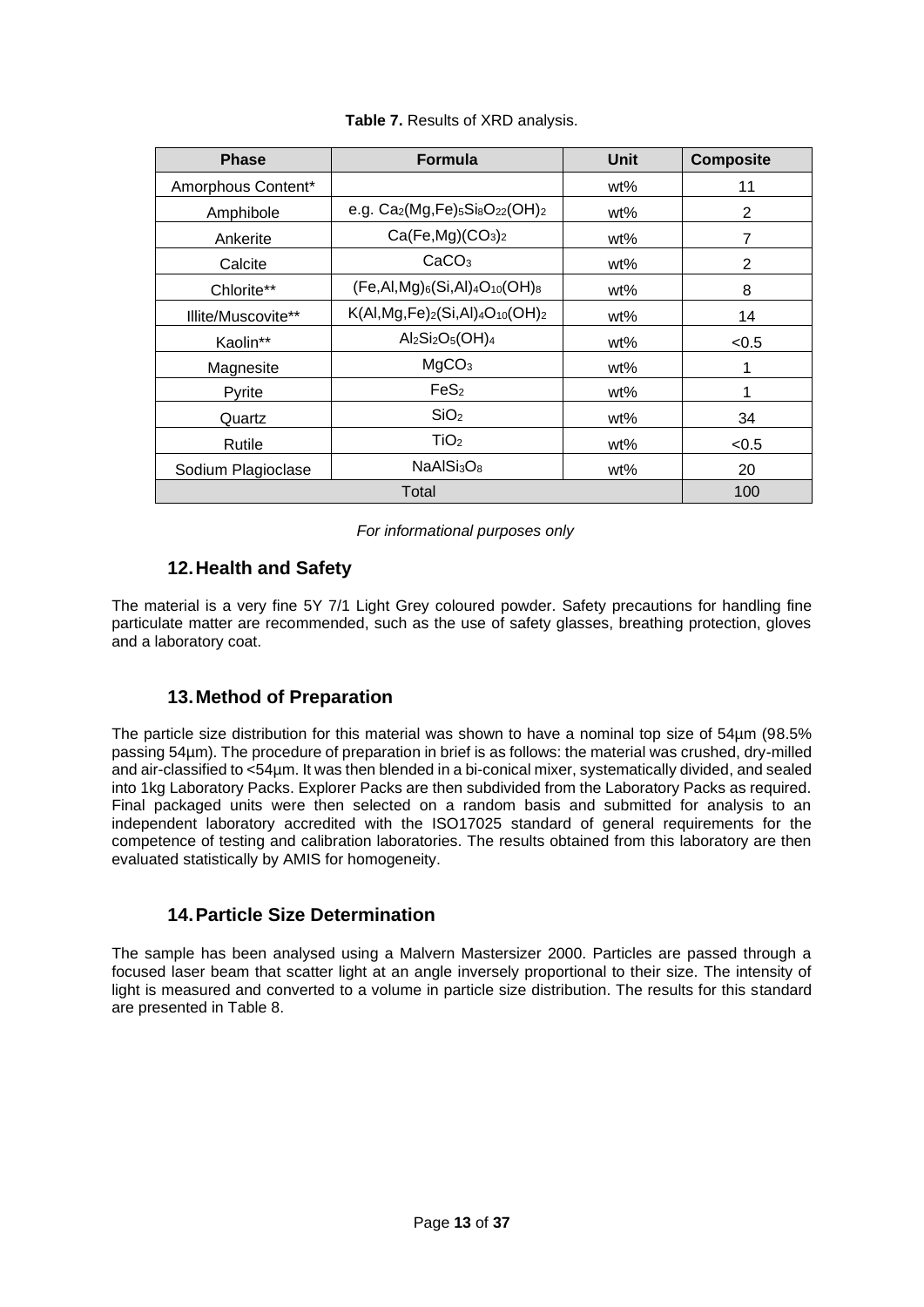**Table 7.** Results of XRD analysis.

| Phase | Formula | Unit | Composite |
|---|---|---|---|
| Amorphous Content* | | wt% | 11 |
| Amphibole | e.g. $Ca_2(Mg,Fe)_5Si_8O_{22}(OH)_2$ | wt% | 2 |
| Ankerite | $Ca(Fe,Mg)(CO_3)_2$ | wt% | 7 |
| Calcite | $CaCO_3$ | wt% | 2 |
| Chlorite** | $(Fe,Al,Mg)_6(Si,Al)_4O_{10}(OH)_8$ | wt% | 8 |
| Illite/Muscovite** | $K(Al,Mg,Fe)_2(Si,Al)_4O_{10}(OH)_2$ | wt% | 14 |
| Kaolin** | $Al_2Si_2O_5(OH)_4$ | wt% | <0.5 |
| Magnesite | $MgCO_3$ | wt% | 1 |
| Pyrite | $FeS_2$ | wt% | 1 |
| Quartz | $SiO_2$ | wt% | 34 |
| Rutile | $TiO_2$ | wt% | <0.5 |
| Sodium Plagioclase | $NaAlSi_3O_8$ | wt% | 20 |
| Total | | | 100 |

*For informational purposes only*

## 12. Health and Safety

The material is a very fine 5Y 7/1 Light Grey coloured powder. Safety precautions for handling fine particulate matter are recommended, such as the use of safety glasses, breathing protection, gloves and a laboratory coat.

## 13. Method of Preparation

The particle size distribution for this material was shown to have a nominal top size of 54µm (98.5% passing 54µm). The procedure of preparation in brief is as follows: the material was crushed, dry-milled and air-classified to <54µm. It was then blended in a bi-conical mixer, systematically divided, and sealed into 1kg Laboratory Packs. Explorer Packs are then subdivided from the Laboratory Packs as required. Final packaged units were then selected on a random basis and submitted for analysis to an independent laboratory accredited with the ISO17025 standard of general requirements for the competence of testing and calibration laboratories. The results obtained from this laboratory are then evaluated statistically by AMIS for homogeneity.

## 14. Particle Size Determination

The sample has been analysed using a Malvern Mastersizer 2000. Particles are passed through a focused laser beam that scatter light at an angle inversely proportional to their size. The intensity of light is measured and converted to a volume in particle size distribution. The results for this standard are presented in Table 8.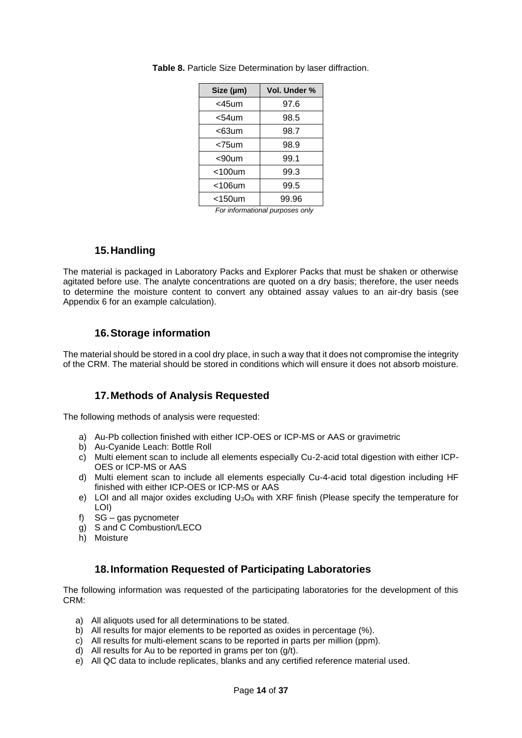**Table 8.** Particle Size Determination by laser diffraction.

| Size (µm) | Vol. Under % |
|---|---|
| <45um | 97.6 |
| <54um | 98.5 |
| <63um | 98.7 |
| <75um | 98.9 |
| <90um | 99.1 |
| <100um | 99.3 |
| <106um | 99.5 |
| <150um | 99.96 |

*For informational purposes only*

## 15. Handling

The material is packaged in Laboratory Packs and Explorer Packs that must be shaken or otherwise agitated before use. The analyte concentrations are quoted on a dry basis; therefore, the user needs to determine the moisture content to convert any obtained assay values to an air-dry basis (see Appendix 6 for an example calculation).

## 16. Storage information

The material should be stored in a cool dry place, in such a way that it does not compromise the integrity of the CRM. The material should be stored in conditions which will ensure it does not absorb moisture.

## 17. Methods of Analysis Requested

The following methods of analysis were requested:

a) Au-Pb collection finished with either ICP-OES or ICP-MS or AAS or gravimetric
b) Au-Cyanide Leach: Bottle Roll
c) Multi element scan to include all elements especially Cu-2-acid total digestion with either ICP-OES or ICP-MS or AAS
d) Multi element scan to include all elements especially Cu-4-acid total digestion including HF finished with either ICP-OES or ICP-MS or AAS
e) LOI and all major oxides excluding $U_3O_8$ with XRF finish (Please specify the temperature for LOI)
f) SG – gas pycnometer
g) S and C Combustion/LECO
h) Moisture

## 18. Information Requested of Participating Laboratories

The following information was requested of the participating laboratories for the development of this CRM:

a) All aliquots used for all determinations to be stated.
b) All results for major elements to be reported as oxides in percentage (%).
c) All results for multi-element scans to be reported in parts per million (ppm).
d) All results for Au to be reported in grams per ton (g/t).
e) All QC data to include replicates, blanks and any certified reference material used.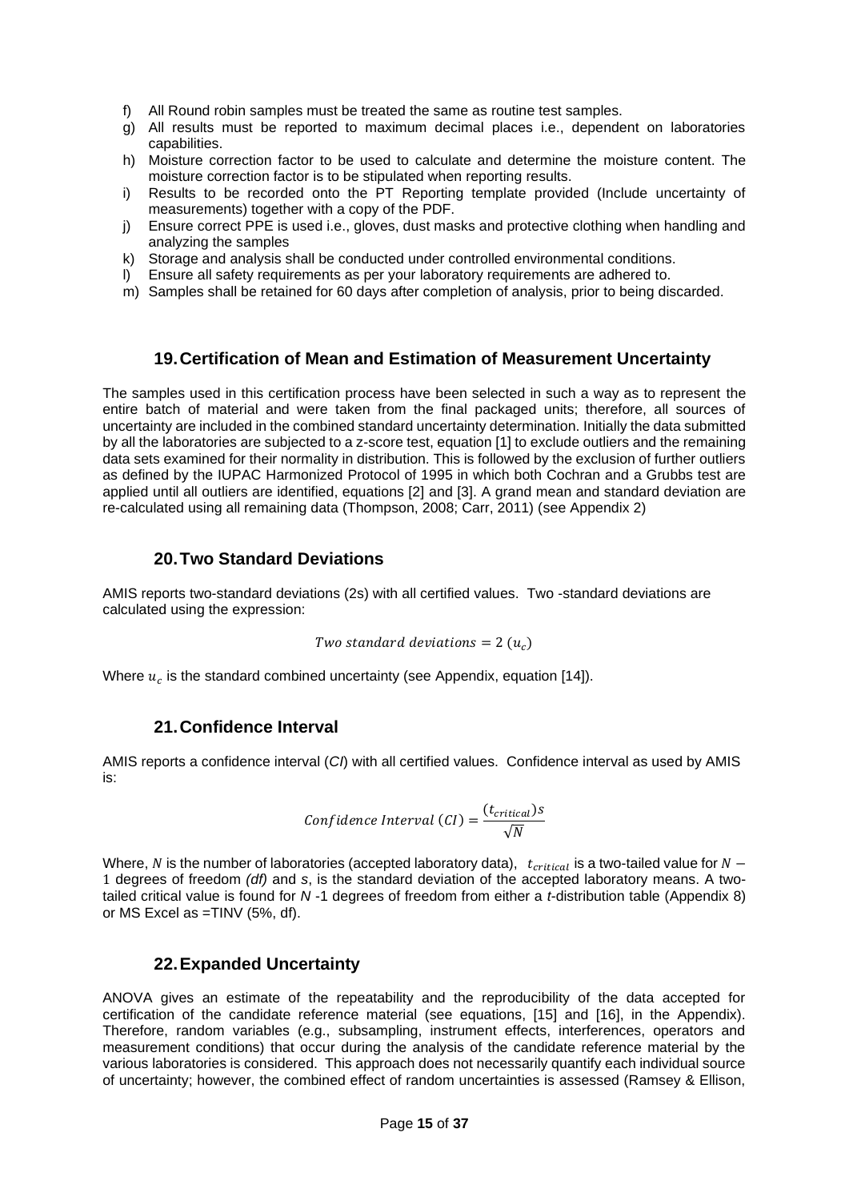f) All Round robin samples must be treated the same as routine test samples.
g) All results must be reported to maximum decimal places i.e., dependent on laboratories capabilities.
h) Moisture correction factor to be used to calculate and determine the moisture content. The moisture correction factor is to be stipulated when reporting results.
i) Results to be recorded onto the PT Reporting template provided (Include uncertainty of measurements) together with a copy of the PDF.
j) Ensure correct PPE is used i.e., gloves, dust masks and protective clothing when handling and analyzing the samples
k) Storage and analysis shall be conducted under controlled environmental conditions.
l) Ensure all safety requirements as per your laboratory requirements are adhered to.
m) Samples shall be retained for 60 days after completion of analysis, prior to being discarded.

## 19. Certification of Mean and Estimation of Measurement Uncertainty

The samples used in this certification process have been selected in such a way as to represent the entire batch of material and were taken from the final packaged units; therefore, all sources of uncertainty are included in the combined standard uncertainty determination. Initially the data submitted by all the laboratories are subjected to a z-score test, equation [1] to exclude outliers and the remaining data sets examined for their normality in distribution. This is followed by the exclusion of further outliers as defined by the IUPAC Harmonized Protocol of 1995 in which both Cochran and a Grubbs test are applied until all outliers are identified, equations [2] and [3]. A grand mean and standard deviation are re-calculated using all remaining data (Thompson, 2008; Carr, 2011) (see Appendix 2)

## 20. Two Standard Deviations

AMIS reports two-standard deviations (2s) with all certified values. Two -standard deviations are calculated using the expression:

$$Two\ standard\ deviations = 2\ (u_c)$$

Where $u_c$ is the standard combined uncertainty (see Appendix, equation [14]).

## 21. Confidence Interval

AMIS reports a confidence interval (*CI*) with all certified values. Confidence interval as used by AMIS is:

$$Confidence\ Interval\ (CI) = \frac{(t_{critical})s}{\sqrt{N}}$$

Where, $N$ is the number of laboratories (accepted laboratory data), $t_{critical}$ is a two-tailed value for $N - 1$ degrees of freedom *(df)* and *s*, is the standard deviation of the accepted laboratory means. A two-tailed critical value is found for *N* -1 degrees of freedom from either a *t*-distribution table (Appendix 8) or MS Excel as =TINV (5%, df).

## 22. Expanded Uncertainty

ANOVA gives an estimate of the repeatability and the reproducibility of the data accepted for certification of the candidate reference material (see equations, [15] and [16], in the Appendix). Therefore, random variables (e.g., subsampling, instrument effects, interferences, operators and measurement conditions) that occur during the analysis of the candidate reference material by the various laboratories is considered. This approach does not necessarily quantify each individual source of uncertainty; however, the combined effect of random uncertainties is assessed (Ramsey & Ellison,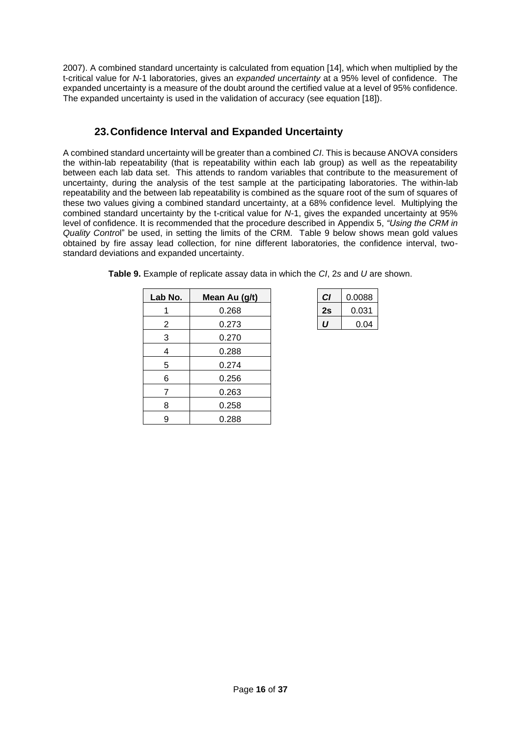2007). A combined standard uncertainty is calculated from equation [14], which when multiplied by the t-critical value for $N$-1 laboratories, gives an *expanded uncertainty* at a 95% level of confidence. The expanded uncertainty is a measure of the doubt around the certified value at a level of 95% confidence. The expanded uncertainty is used in the validation of accuracy (see equation [18]).

## 23. Confidence Interval and Expanded Uncertainty

A combined standard uncertainty will be greater than a combined *CI*. This is because ANOVA considers the within-lab repeatability (that is repeatability within each lab group) as well as the repeatability between each lab data set. This attends to random variables that contribute to the measurement of uncertainty, during the analysis of the test sample at the participating laboratories. The within-lab repeatability and the between lab repeatability is combined as the square root of the sum of squares of these two values giving a combined standard uncertainty, at a 68% confidence level. Multiplying the combined standard uncertainty by the t-critical value for $N$-1, gives the expanded uncertainty at 95% level of confidence. It is recommended that the procedure described in Appendix 5, *"Using the CRM in Quality Control*" be used, in setting the limits of the CRM. Table 9 below shows mean gold values obtained by fire assay lead collection, for nine different laboratories, the confidence interval, two-standard deviations and expanded uncertainty.

**Table 9.** Example of replicate assay data in which the *CI*, 2*s* and *U* are shown.

| Lab No. | Mean Au (g/t) |
|---|---|
| 1 | 0.268 |
| 2 | 0.273 |
| 3 | 0.270 |
| 4 | 0.288 |
| 5 | 0.274 |
| 6 | 0.256 |
| 7 | 0.263 |
| 8 | 0.258 |
| 9 | 0.288 |

| | |
|---|---|
| ***CI*** | 0.0088 |
| **2s** | 0.031 |
| ***U*** | 0.04 |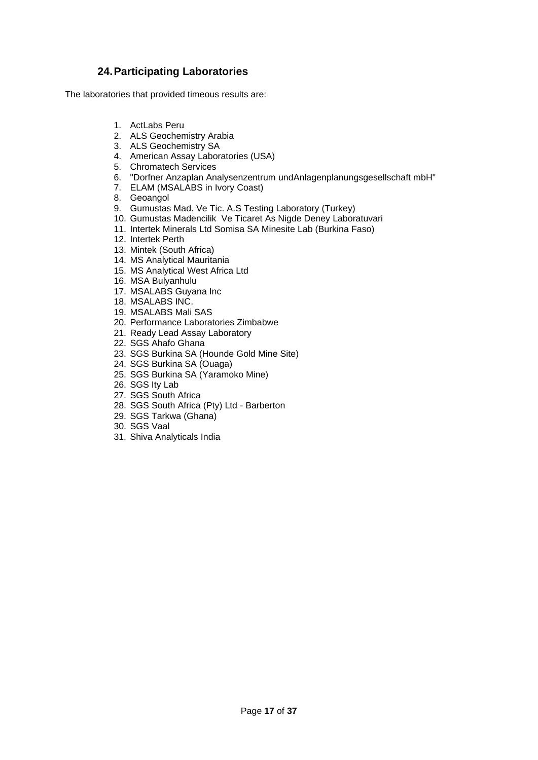## 24. Participating Laboratories

The laboratories that provided timeous results are:

1. ActLabs Peru
2. ALS Geochemistry Arabia
3. ALS Geochemistry SA
4. American Assay Laboratories (USA)
5. Chromatech Services
6. "Dorfner Anzaplan Analysenzentrum undAnlagenplanungsgesellschaft mbH"
7. ELAM (MSALABS in Ivory Coast)
8. Geoangol
9. Gumustas Mad. Ve Tic. A.S Testing Laboratory (Turkey)
10. Gumustas Madencilik Ve Ticaret As Nigde Deney Laboratuvari
11. Intertek Minerals Ltd Somisa SA Minesite Lab (Burkina Faso)
12. Intertek Perth
13. Mintek (South Africa)
14. MS Analytical Mauritania
15. MS Analytical West Africa Ltd
16. MSA Bulyanhulu
17. MSALABS Guyana Inc
18. MSALABS INC.
19. MSALABS Mali SAS
20. Performance Laboratories Zimbabwe
21. Ready Lead Assay Laboratory
22. SGS Ahafo Ghana
23. SGS Burkina SA (Hounde Gold Mine Site)
24. SGS Burkina SA (Ouaga)
25. SGS Burkina SA (Yaramoko Mine)
26. SGS Ity Lab
27. SGS South Africa
28. SGS South Africa (Pty) Ltd - Barberton
29. SGS Tarkwa (Ghana)
30. SGS Vaal
31. Shiva Analyticals India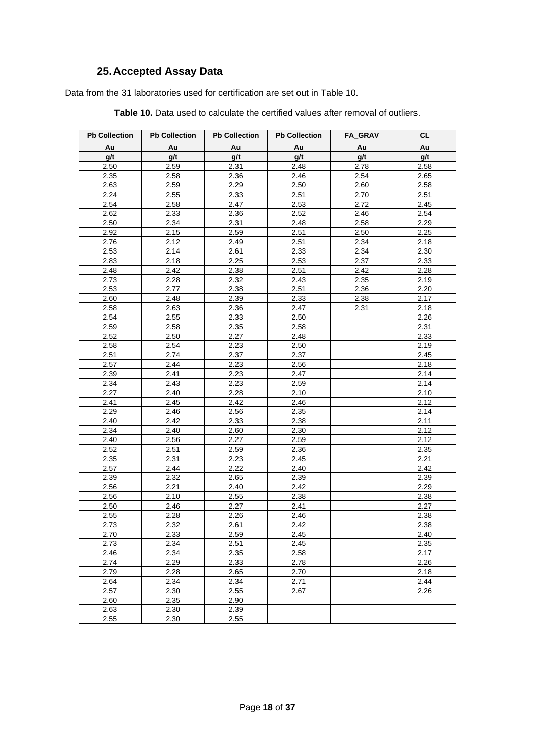## 25. Accepted Assay Data

Data from the 31 laboratories used for certification are set out in Table 10.

**Table 10.** Data used to calculate the certified values after removal of outliers.

| Pb Collection | Pb Collection | Pb Collection | Pb Collection | FA_GRAV | CL |
|---|---|---|---|---|---|
| Au | Au | Au | Au | Au | Au |
| g/t | g/t | g/t | g/t | g/t | g/t |
| 2.50 | 2.59 | 2.31 | 2.48 | 2.78 | 2.58 |
| 2.35 | 2.58 | 2.36 | 2.46 | 2.54 | 2.65 |
| 2.63 | 2.59 | 2.29 | 2.50 | 2.60 | 2.58 |
| 2.24 | 2.55 | 2.33 | 2.51 | 2.70 | 2.51 |
| 2.54 | 2.58 | 2.47 | 2.53 | 2.72 | 2.45 |
| 2.62 | 2.33 | 2.36 | 2.52 | 2.46 | 2.54 |
| 2.50 | 2.34 | 2.31 | 2.48 | 2.58 | 2.29 |
| 2.92 | 2.15 | 2.59 | 2.51 | 2.50 | 2.25 |
| 2.76 | 2.12 | 2.49 | 2.51 | 2.34 | 2.18 |
| 2.53 | 2.14 | 2.61 | 2.33 | 2.34 | 2.30 |
| 2.83 | 2.18 | 2.25 | 2.53 | 2.37 | 2.33 |
| 2.48 | 2.42 | 2.38 | 2.51 | 2.42 | 2.28 |
| 2.73 | 2.28 | 2.32 | 2.43 | 2.35 | 2.19 |
| 2.53 | 2.77 | 2.38 | 2.51 | 2.36 | 2.20 |
| 2.60 | 2.48 | 2.39 | 2.33 | 2.38 | 2.17 |
| 2.58 | 2.63 | 2.36 | 2.47 | 2.31 | 2.18 |
| 2.54 | 2.55 | 2.33 | 2.50 | | 2.26 |
| 2.59 | 2.58 | 2.35 | 2.58 | | 2.31 |
| 2.52 | 2.50 | 2.27 | 2.48 | | 2.33 |
| 2.58 | 2.54 | 2.23 | 2.50 | | 2.19 |
| 2.51 | 2.74 | 2.37 | 2.37 | | 2.45 |
| 2.57 | 2.44 | 2.23 | 2.56 | | 2.18 |
| 2.39 | 2.41 | 2.23 | 2.47 | | 2.14 |
| 2.34 | 2.43 | 2.23 | 2.59 | | 2.14 |
| 2.27 | 2.40 | 2.28 | 2.10 | | 2.10 |
| 2.41 | 2.45 | 2.42 | 2.46 | | 2.12 |
| 2.29 | 2.46 | 2.56 | 2.35 | | 2.14 |
| 2.40 | 2.42 | 2.33 | 2.38 | | 2.11 |
| 2.34 | 2.40 | 2.60 | 2.30 | | 2.12 |
| 2.40 | 2.56 | 2.27 | 2.59 | | 2.12 |
| 2.52 | 2.51 | 2.59 | 2.36 | | 2.35 |
| 2.35 | 2.31 | 2.23 | 2.45 | | 2.21 |
| 2.57 | 2.44 | 2.22 | 2.40 | | 2.42 |
| 2.39 | 2.32 | 2.65 | 2.39 | | 2.39 |
| 2.56 | 2.21 | 2.40 | 2.42 | | 2.29 |
| 2.56 | 2.10 | 2.55 | 2.38 | | 2.38 |
| 2.50 | 2.46 | 2.27 | 2.41 | | 2.27 |
| 2.55 | 2.28 | 2.26 | 2.46 | | 2.38 |
| 2.73 | 2.32 | 2.61 | 2.42 | | 2.38 |
| 2.70 | 2.33 | 2.59 | 2.45 | | 2.40 |
| 2.73 | 2.34 | 2.51 | 2.45 | | 2.35 |
| 2.46 | 2.34 | 2.35 | 2.58 | | 2.17 |
| 2.74 | 2.29 | 2.33 | 2.78 | | 2.26 |
| 2.79 | 2.28 | 2.65 | 2.70 | | 2.18 |
| 2.64 | 2.34 | 2.34 | 2.71 | | 2.44 |
| 2.57 | 2.30 | 2.55 | 2.67 | | 2.26 |
| 2.60 | 2.35 | 2.90 | | | |
| 2.63 | 2.30 | 2.39 | | | |
| 2.55 | 2.30 | 2.55 | | | |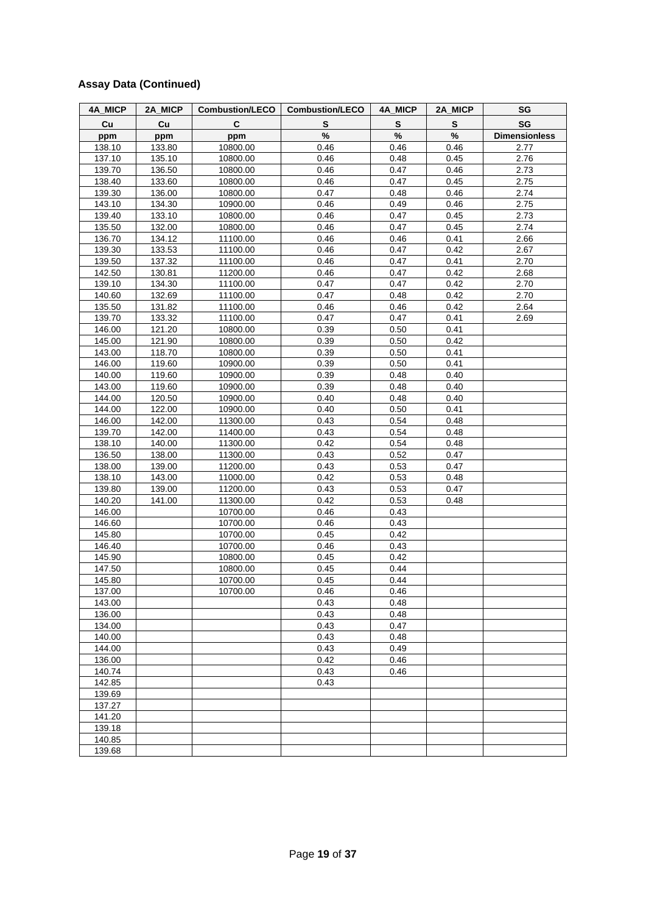## Assay Data (Continued)

| 4A_MICP | 2A_MICP | Combustion/LECO | Combustion/LECO | 4A_MICP | 2A_MICP | SG |
|---|---|---|---|---|---|---|
| Cu | Cu | C | S | S | S | SG |
| ppm | ppm | ppm | % | % | % | Dimensionless |
| 138.10 | 133.80 | 10800.00 | 0.46 | 0.46 | 0.46 | 2.77 |
| 137.10 | 135.10 | 10800.00 | 0.46 | 0.48 | 0.45 | 2.76 |
| 139.70 | 136.50 | 10800.00 | 0.46 | 0.47 | 0.46 | 2.73 |
| 138.40 | 133.60 | 10800.00 | 0.46 | 0.47 | 0.45 | 2.75 |
| 139.30 | 136.00 | 10800.00 | 0.47 | 0.48 | 0.46 | 2.74 |
| 143.10 | 134.30 | 10900.00 | 0.46 | 0.49 | 0.46 | 2.75 |
| 139.40 | 133.10 | 10800.00 | 0.46 | 0.47 | 0.45 | 2.73 |
| 135.50 | 132.00 | 10800.00 | 0.46 | 0.47 | 0.45 | 2.74 |
| 136.70 | 134.12 | 11100.00 | 0.46 | 0.46 | 0.41 | 2.66 |
| 139.30 | 133.53 | 11100.00 | 0.46 | 0.47 | 0.42 | 2.67 |
| 139.50 | 137.32 | 11100.00 | 0.46 | 0.47 | 0.41 | 2.70 |
| 142.50 | 130.81 | 11200.00 | 0.46 | 0.47 | 0.42 | 2.68 |
| 139.10 | 134.30 | 11100.00 | 0.47 | 0.47 | 0.42 | 2.70 |
| 140.60 | 132.69 | 11100.00 | 0.47 | 0.48 | 0.42 | 2.70 |
| 135.50 | 131.82 | 11100.00 | 0.46 | 0.46 | 0.42 | 2.64 |
| 139.70 | 133.32 | 11100.00 | 0.47 | 0.47 | 0.41 | 2.69 |
| 146.00 | 121.20 | 10800.00 | 0.39 | 0.50 | 0.41 | |
| 145.00 | 121.90 | 10800.00 | 0.39 | 0.50 | 0.42 | |
| 143.00 | 118.70 | 10800.00 | 0.39 | 0.50 | 0.41 | |
| 146.00 | 119.60 | 10900.00 | 0.39 | 0.50 | 0.41 | |
| 140.00 | 119.60 | 10900.00 | 0.39 | 0.48 | 0.40 | |
| 143.00 | 119.60 | 10900.00 | 0.39 | 0.48 | 0.40 | |
| 144.00 | 120.50 | 10900.00 | 0.40 | 0.48 | 0.40 | |
| 144.00 | 122.00 | 10900.00 | 0.40 | 0.50 | 0.41 | |
| 146.00 | 142.00 | 11300.00 | 0.43 | 0.54 | 0.48 | |
| 139.70 | 142.00 | 11400.00 | 0.43 | 0.54 | 0.48 | |
| 138.10 | 140.00 | 11300.00 | 0.42 | 0.54 | 0.48 | |
| 136.50 | 138.00 | 11300.00 | 0.43 | 0.52 | 0.47 | |
| 138.00 | 139.00 | 11200.00 | 0.43 | 0.53 | 0.47 | |
| 138.10 | 143.00 | 11000.00 | 0.42 | 0.53 | 0.48 | |
| 139.80 | 139.00 | 11200.00 | 0.43 | 0.53 | 0.47 | |
| 140.20 | 141.00 | 11300.00 | 0.42 | 0.53 | 0.48 | |
| 146.00 | | 10700.00 | 0.46 | 0.43 | | |
| 146.60 | | 10700.00 | 0.46 | 0.43 | | |
| 145.80 | | 10700.00 | 0.45 | 0.42 | | |
| 146.40 | | 10700.00 | 0.46 | 0.43 | | |
| 145.90 | | 10800.00 | 0.45 | 0.42 | | |
| 147.50 | | 10800.00 | 0.45 | 0.44 | | |
| 145.80 | | 10700.00 | 0.45 | 0.44 | | |
| 137.00 | | 10700.00 | 0.46 | 0.46 | | |
| 143.00 | | | 0.43 | 0.48 | | |
| 136.00 | | | 0.43 | 0.48 | | |
| 134.00 | | | 0.43 | 0.47 | | |
| 140.00 | | | 0.43 | 0.48 | | |
| 144.00 | | | 0.43 | 0.49 | | |
| 136.00 | | | 0.42 | 0.46 | | |
| 140.74 | | | 0.43 | 0.46 | | |
| 142.85 | | | 0.43 | | | |
| 139.69 | | | | | | |
| 137.27 | | | | | | |
| 141.20 | | | | | | |
| 139.18 | | | | | | |
| 140.85 | | | | | | |
| 139.68 | | | | | | |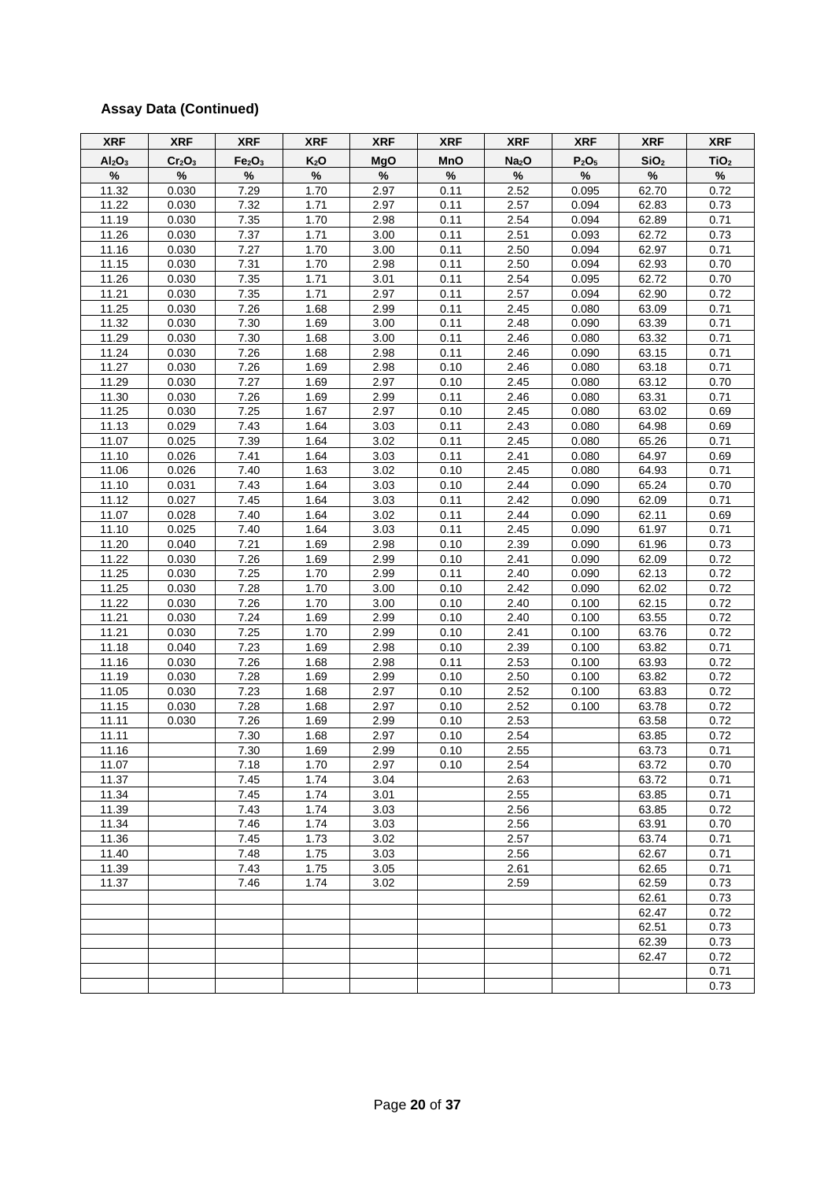**Assay Data (Continued)**

| XRF | XRF | XRF | XRF | XRF | XRF | XRF | XRF | XRF | XRF |
|---|---|---|---|---|---|---|---|---|---|
| $Al_2O_3$ | $Cr_2O_3$ | $Fe_2O_3$ | $K_2O$ | MgO | MnO | $Na_2O$ | $P_2O_5$ | $SiO_2$ | $TiO_2$ |
| % | % | % | % | % | % | % | % | % | % |
| 11.32 | 0.030 | 7.29 | 1.70 | 2.97 | 0.11 | 2.52 | 0.095 | 62.70 | 0.72 |
| 11.22 | 0.030 | 7.32 | 1.71 | 2.97 | 0.11 | 2.57 | 0.094 | 62.83 | 0.73 |
| 11.19 | 0.030 | 7.35 | 1.70 | 2.98 | 0.11 | 2.54 | 0.094 | 62.89 | 0.71 |
| 11.26 | 0.030 | 7.37 | 1.71 | 3.00 | 0.11 | 2.51 | 0.093 | 62.72 | 0.73 |
| 11.16 | 0.030 | 7.27 | 1.70 | 3.00 | 0.11 | 2.50 | 0.094 | 62.97 | 0.71 |
| 11.15 | 0.030 | 7.31 | 1.70 | 2.98 | 0.11 | 2.50 | 0.094 | 62.93 | 0.70 |
| 11.26 | 0.030 | 7.35 | 1.71 | 3.01 | 0.11 | 2.54 | 0.095 | 62.72 | 0.70 |
| 11.21 | 0.030 | 7.35 | 1.71 | 2.97 | 0.11 | 2.57 | 0.094 | 62.90 | 0.72 |
| 11.25 | 0.030 | 7.26 | 1.68 | 2.99 | 0.11 | 2.45 | 0.080 | 63.09 | 0.71 |
| 11.32 | 0.030 | 7.30 | 1.69 | 3.00 | 0.11 | 2.48 | 0.090 | 63.39 | 0.71 |
| 11.29 | 0.030 | 7.30 | 1.68 | 3.00 | 0.11 | 2.46 | 0.080 | 63.32 | 0.71 |
| 11.24 | 0.030 | 7.26 | 1.68 | 2.98 | 0.11 | 2.46 | 0.090 | 63.15 | 0.71 |
| 11.27 | 0.030 | 7.26 | 1.69 | 2.98 | 0.10 | 2.46 | 0.080 | 63.18 | 0.71 |
| 11.29 | 0.030 | 7.27 | 1.69 | 2.97 | 0.10 | 2.45 | 0.080 | 63.12 | 0.70 |
| 11.30 | 0.030 | 7.26 | 1.69 | 2.99 | 0.11 | 2.46 | 0.080 | 63.31 | 0.71 |
| 11.25 | 0.030 | 7.25 | 1.67 | 2.97 | 0.10 | 2.45 | 0.080 | 63.02 | 0.69 |
| 11.13 | 0.029 | 7.43 | 1.64 | 3.03 | 0.11 | 2.43 | 0.080 | 64.98 | 0.69 |
| 11.07 | 0.025 | 7.39 | 1.64 | 3.02 | 0.11 | 2.45 | 0.080 | 65.26 | 0.71 |
| 11.10 | 0.026 | 7.41 | 1.64 | 3.03 | 0.11 | 2.41 | 0.080 | 64.97 | 0.69 |
| 11.06 | 0.026 | 7.40 | 1.63 | 3.02 | 0.10 | 2.45 | 0.080 | 64.93 | 0.71 |
| 11.10 | 0.031 | 7.43 | 1.64 | 3.03 | 0.10 | 2.44 | 0.090 | 65.24 | 0.70 |
| 11.12 | 0.027 | 7.45 | 1.64 | 3.03 | 0.11 | 2.42 | 0.090 | 62.09 | 0.71 |
| 11.07 | 0.028 | 7.40 | 1.64 | 3.02 | 0.11 | 2.44 | 0.090 | 62.11 | 0.69 |
| 11.10 | 0.025 | 7.40 | 1.64 | 3.03 | 0.11 | 2.45 | 0.090 | 61.97 | 0.71 |
| 11.20 | 0.040 | 7.21 | 1.69 | 2.98 | 0.10 | 2.39 | 0.090 | 61.96 | 0.73 |
| 11.22 | 0.030 | 7.26 | 1.69 | 2.99 | 0.10 | 2.41 | 0.090 | 62.09 | 0.72 |
| 11.25 | 0.030 | 7.25 | 1.70 | 2.99 | 0.11 | 2.40 | 0.090 | 62.13 | 0.72 |
| 11.25 | 0.030 | 7.28 | 1.70 | 3.00 | 0.10 | 2.42 | 0.090 | 62.02 | 0.72 |
| 11.22 | 0.030 | 7.26 | 1.70 | 3.00 | 0.10 | 2.40 | 0.100 | 62.15 | 0.72 |
| 11.21 | 0.030 | 7.24 | 1.69 | 2.99 | 0.10 | 2.40 | 0.100 | 63.55 | 0.72 |
| 11.21 | 0.030 | 7.25 | 1.70 | 2.99 | 0.10 | 2.41 | 0.100 | 63.76 | 0.72 |
| 11.18 | 0.040 | 7.23 | 1.69 | 2.98 | 0.10 | 2.39 | 0.100 | 63.82 | 0.71 |
| 11.16 | 0.030 | 7.26 | 1.68 | 2.98 | 0.11 | 2.53 | 0.100 | 63.93 | 0.72 |
| 11.19 | 0.030 | 7.28 | 1.69 | 2.99 | 0.10 | 2.50 | 0.100 | 63.82 | 0.72 |
| 11.05 | 0.030 | 7.23 | 1.68 | 2.97 | 0.10 | 2.52 | 0.100 | 63.83 | 0.72 |
| 11.15 | 0.030 | 7.28 | 1.68 | 2.97 | 0.10 | 2.52 | 0.100 | 63.78 | 0.72 |
| 11.11 | 0.030 | 7.26 | 1.69 | 2.99 | 0.10 | 2.53 | | 63.58 | 0.72 |
| 11.11 | | 7.30 | 1.68 | 2.97 | 0.10 | 2.54 | | 63.85 | 0.72 |
| 11.16 | | 7.30 | 1.69 | 2.99 | 0.10 | 2.55 | | 63.73 | 0.71 |
| 11.07 | | 7.18 | 1.70 | 2.97 | 0.10 | 2.54 | | 63.72 | 0.70 |
| 11.37 | | 7.45 | 1.74 | 3.04 | | 2.63 | | 63.72 | 0.71 |
| 11.34 | | 7.45 | 1.74 | 3.01 | | 2.55 | | 63.85 | 0.71 |
| 11.39 | | 7.43 | 1.74 | 3.03 | | 2.56 | | 63.85 | 0.72 |
| 11.34 | | 7.46 | 1.74 | 3.03 | | 2.56 | | 63.91 | 0.70 |
| 11.36 | | 7.45 | 1.73 | 3.02 | | 2.57 | | 63.74 | 0.71 |
| 11.40 | | 7.48 | 1.75 | 3.03 | | 2.56 | | 62.67 | 0.71 |
| 11.39 | | 7.43 | 1.75 | 3.05 | | 2.61 | | 62.65 | 0.71 |
| 11.37 | | 7.46 | 1.74 | 3.02 | | 2.59 | | 62.59 | 0.73 |
| | | | | | | | | 62.61 | 0.73 |
| | | | | | | | | 62.47 | 0.72 |
| | | | | | | | | 62.51 | 0.73 |
| | | | | | | | | 62.39 | 0.73 |
| | | | | | | | | 62.47 | 0.72 |
| | | | | | | | | | 0.71 |
| | | | | | | | | | 0.73 |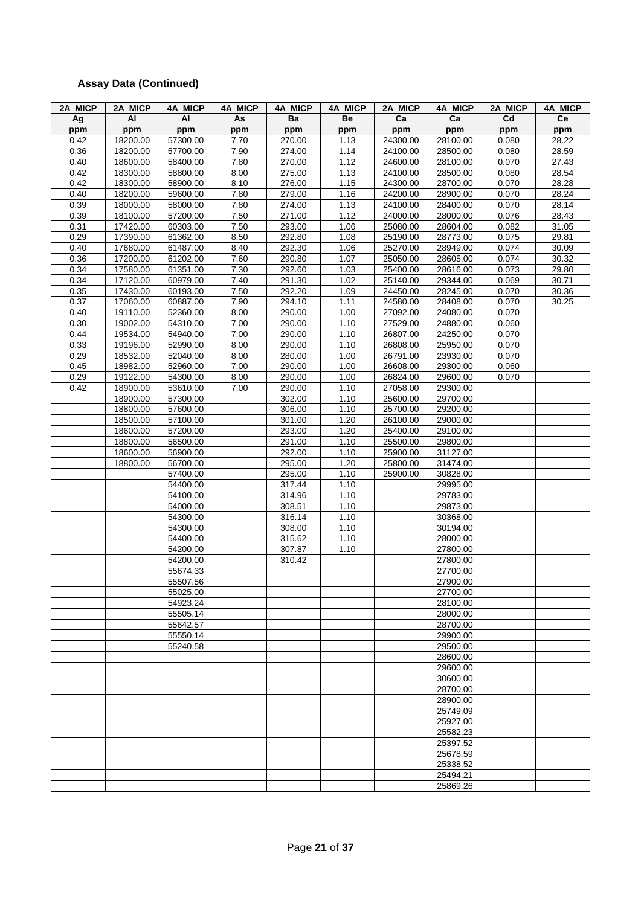**Assay Data (Continued)**

| 2A_MICP | 2A_MICP | 4A_MICP | 4A_MICP | 4A_MICP | 4A_MICP | 2A_MICP | 4A_MICP | 2A_MICP | 4A_MICP |
|---|---|---|---|---|---|---|---|---|---|
| Ag | Al | Al | As | Ba | Be | Ca | Ca | Cd | Ce |
| ppm | ppm | ppm | ppm | ppm | ppm | ppm | ppm | ppm | ppm |
| 0.42 | 18200.00 | 57300.00 | 7.70 | 270.00 | 1.13 | 24300.00 | 28100.00 | 0.080 | 28.22 |
| 0.36 | 18200.00 | 57700.00 | 7.90 | 274.00 | 1.14 | 24100.00 | 28500.00 | 0.080 | 28.59 |
| 0.40 | 18600.00 | 58400.00 | 7.80 | 270.00 | 1.12 | 24600.00 | 28100.00 | 0.070 | 27.43 |
| 0.42 | 18300.00 | 58800.00 | 8.00 | 275.00 | 1.13 | 24100.00 | 28500.00 | 0.080 | 28.54 |
| 0.42 | 18300.00 | 58900.00 | 8.10 | 276.00 | 1.15 | 24300.00 | 28700.00 | 0.070 | 28.28 |
| 0.40 | 18200.00 | 59600.00 | 7.80 | 279.00 | 1.16 | 24200.00 | 28900.00 | 0.070 | 28.24 |
| 0.39 | 18000.00 | 58000.00 | 7.80 | 274.00 | 1.13 | 24100.00 | 28400.00 | 0.070 | 28.14 |
| 0.39 | 18100.00 | 57200.00 | 7.50 | 271.00 | 1.12 | 24000.00 | 28000.00 | 0.076 | 28.43 |
| 0.31 | 17420.00 | 60303.00 | 7.50 | 293.00 | 1.06 | 25080.00 | 28604.00 | 0.082 | 31.05 |
| 0.29 | 17390.00 | 61362.00 | 8.50 | 292.80 | 1.08 | 25190.00 | 28773.00 | 0.075 | 29.81 |
| 0.40 | 17680.00 | 61487.00 | 8.40 | 292.30 | 1.06 | 25270.00 | 28949.00 | 0.074 | 30.09 |
| 0.36 | 17200.00 | 61202.00 | 7.60 | 290.80 | 1.07 | 25050.00 | 28605.00 | 0.074 | 30.32 |
| 0.34 | 17580.00 | 61351.00 | 7.30 | 292.60 | 1.03 | 25400.00 | 28616.00 | 0.073 | 29.80 |
| 0.34 | 17120.00 | 60979.00 | 7.40 | 291.30 | 1.02 | 25140.00 | 29344.00 | 0.069 | 30.71 |
| 0.35 | 17430.00 | 60193.00 | 7.50 | 292.20 | 1.09 | 24450.00 | 28245.00 | 0.070 | 30.36 |
| 0.37 | 17060.00 | 60887.00 | 7.90 | 294.10 | 1.11 | 24580.00 | 28408.00 | 0.070 | 30.25 |
| 0.40 | 19110.00 | 52360.00 | 8.00 | 290.00 | 1.00 | 27092.00 | 24080.00 | 0.070 | |
| 0.30 | 19002.00 | 54310.00 | 7.00 | 290.00 | 1.10 | 27529.00 | 24880.00 | 0.060 | |
| 0.44 | 19534.00 | 54940.00 | 7.00 | 290.00 | 1.10 | 26807.00 | 24250.00 | 0.070 | |
| 0.33 | 19196.00 | 52990.00 | 8.00 | 290.00 | 1.10 | 26808.00 | 25950.00 | 0.070 | |
| 0.29 | 18532.00 | 52040.00 | 8.00 | 280.00 | 1.00 | 26791.00 | 23930.00 | 0.070 | |
| 0.45 | 18982.00 | 52960.00 | 7.00 | 290.00 | 1.00 | 26608.00 | 29300.00 | 0.060 | |
| 0.29 | 19122.00 | 54300.00 | 8.00 | 290.00 | 1.00 | 26824.00 | 29600.00 | 0.070 | |
| 0.42 | 18900.00 | 53610.00 | 7.00 | 290.00 | 1.10 | 27058.00 | 29300.00 | | |
| | 18900.00 | 57300.00 | | 302.00 | 1.10 | 25600.00 | 29700.00 | | |
| | 18800.00 | 57600.00 | | 306.00 | 1.10 | 25700.00 | 29200.00 | | |
| | 18500.00 | 57100.00 | | 301.00 | 1.20 | 26100.00 | 29000.00 | | |
| | 18600.00 | 57200.00 | | 293.00 | 1.20 | 25400.00 | 29100.00 | | |
| | 18800.00 | 56500.00 | | 291.00 | 1.10 | 25500.00 | 29800.00 | | |
| | 18600.00 | 56900.00 | | 292.00 | 1.10 | 25900.00 | 31127.00 | | |
| | 18800.00 | 56700.00 | | 295.00 | 1.20 | 25800.00 | 31474.00 | | |
| | | 57400.00 | | 295.00 | 1.10 | 25900.00 | 30828.00 | | |
| | | 54400.00 | | 317.44 | 1.10 | | 29995.00 | | |
| | | 54100.00 | | 314.96 | 1.10 | | 29783.00 | | |
| | | 54000.00 | | 308.51 | 1.10 | | 29873.00 | | |
| | | 54300.00 | | 316.14 | 1.10 | | 30368.00 | | |
| | | 54300.00 | | 308.00 | 1.10 | | 30194.00 | | |
| | | 54400.00 | | 315.62 | 1.10 | | 28000.00 | | |
| | | 54200.00 | | 307.87 | 1.10 | | 27800.00 | | |
| | | 54200.00 | | 310.42 | | | 27800.00 | | |
| | | 55674.33 | | | | | 27700.00 | | |
| | | 55507.56 | | | | | 27900.00 | | |
| | | 55025.00 | | | | | 27700.00 | | |
| | | 54923.24 | | | | | 28100.00 | | |
| | | 55505.14 | | | | | 28000.00 | | |
| | | 55642.57 | | | | | 28700.00 | | |
| | | 55550.14 | | | | | 29900.00 | | |
| | | 55240.58 | | | | | 29500.00 | | |
| | | | | | | | 28600.00 | | |
| | | | | | | | 29600.00 | | |
| | | | | | | | 30600.00 | | |
| | | | | | | | 28700.00 | | |
| | | | | | | | 28900.00 | | |
| | | | | | | | 25749.09 | | |
| | | | | | | | 25927.00 | | |
| | | | | | | | 25582.23 | | |
| | | | | | | | 25397.52 | | |
| | | | | | | | 25678.59 | | |
| | | | | | | | 25338.52 | | |
| | | | | | | | 25494.21 | | |
| | | | | | | | 25869.26 | | |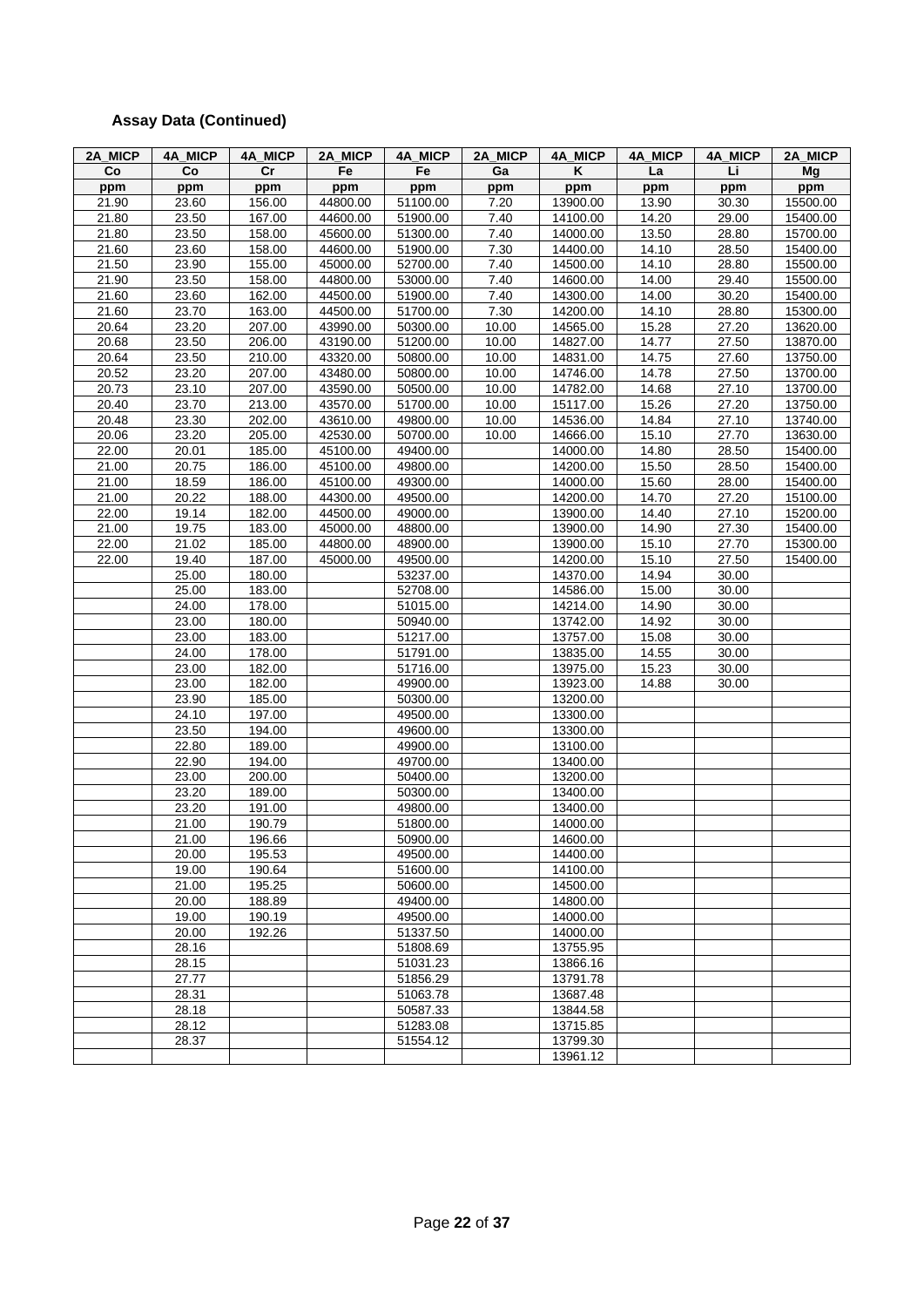## Assay Data (Continued)

| 2A_MICP | 4A_MICP | 4A_MICP | 2A_MICP | 4A_MICP | 2A_MICP | 4A_MICP | 4A_MICP | 4A_MICP | 2A_MICP |
|---|---|---|---|---|---|---|---|---|---|
| Co | Co | Cr | Fe | Fe | Ga | K | La | Li | Mg |
| ppm | ppm | ppm | ppm | ppm | ppm | ppm | ppm | ppm | ppm |
| 21.90 | 23.60 | 156.00 | 44800.00 | 51100.00 | 7.20 | 13900.00 | 13.90 | 30.30 | 15500.00 |
| 21.80 | 23.50 | 167.00 | 44600.00 | 51900.00 | 7.40 | 14100.00 | 14.20 | 29.00 | 15400.00 |
| 21.80 | 23.50 | 158.00 | 45600.00 | 51300.00 | 7.40 | 14000.00 | 13.50 | 28.80 | 15700.00 |
| 21.60 | 23.60 | 158.00 | 44600.00 | 51900.00 | 7.30 | 14400.00 | 14.10 | 28.50 | 15400.00 |
| 21.50 | 23.90 | 155.00 | 45000.00 | 52700.00 | 7.40 | 14500.00 | 14.10 | 28.80 | 15500.00 |
| 21.90 | 23.50 | 158.00 | 44800.00 | 53000.00 | 7.40 | 14600.00 | 14.00 | 29.40 | 15500.00 |
| 21.60 | 23.60 | 162.00 | 44500.00 | 51900.00 | 7.40 | 14300.00 | 14.00 | 30.20 | 15400.00 |
| 21.60 | 23.70 | 163.00 | 44500.00 | 51700.00 | 7.30 | 14200.00 | 14.10 | 28.80 | 15300.00 |
| 20.64 | 23.20 | 207.00 | 43990.00 | 50300.00 | 10.00 | 14565.00 | 15.28 | 27.20 | 13620.00 |
| 20.68 | 23.50 | 206.00 | 43190.00 | 51200.00 | 10.00 | 14827.00 | 14.77 | 27.50 | 13870.00 |
| 20.64 | 23.50 | 210.00 | 43320.00 | 50800.00 | 10.00 | 14831.00 | 14.75 | 27.60 | 13750.00 |
| 20.52 | 23.20 | 207.00 | 43480.00 | 50800.00 | 10.00 | 14746.00 | 14.78 | 27.50 | 13700.00 |
| 20.73 | 23.10 | 207.00 | 43590.00 | 50500.00 | 10.00 | 14782.00 | 14.68 | 27.10 | 13700.00 |
| 20.40 | 23.70 | 213.00 | 43570.00 | 51700.00 | 10.00 | 15117.00 | 15.26 | 27.20 | 13750.00 |
| 20.48 | 23.30 | 202.00 | 43610.00 | 49800.00 | 10.00 | 14536.00 | 14.84 | 27.10 | 13740.00 |
| 20.06 | 23.20 | 205.00 | 42530.00 | 50700.00 | 10.00 | 14666.00 | 15.10 | 27.70 | 13630.00 |
| 22.00 | 20.01 | 185.00 | 45100.00 | 49400.00 | | 14000.00 | 14.80 | 28.50 | 15400.00 |
| 21.00 | 20.75 | 186.00 | 45100.00 | 49800.00 | | 14200.00 | 15.50 | 28.50 | 15400.00 |
| 21.00 | 18.59 | 186.00 | 45100.00 | 49300.00 | | 14000.00 | 15.60 | 28.00 | 15400.00 |
| 21.00 | 20.22 | 188.00 | 44300.00 | 49500.00 | | 14200.00 | 14.70 | 27.20 | 15100.00 |
| 22.00 | 19.14 | 182.00 | 44500.00 | 49000.00 | | 13900.00 | 14.40 | 27.10 | 15200.00 |
| 21.00 | 19.75 | 183.00 | 45000.00 | 48800.00 | | 13900.00 | 14.90 | 27.30 | 15400.00 |
| 22.00 | 21.02 | 185.00 | 44800.00 | 48900.00 | | 13900.00 | 15.10 | 27.70 | 15300.00 |
| 22.00 | 19.40 | 187.00 | 45000.00 | 49500.00 | | 14200.00 | 15.10 | 27.50 | 15400.00 |
| | 25.00 | 180.00 | | 53237.00 | | 14370.00 | 14.94 | 30.00 | |
| | 25.00 | 183.00 | | 52708.00 | | 14586.00 | 15.00 | 30.00 | |
| | 24.00 | 178.00 | | 51015.00 | | 14214.00 | 14.90 | 30.00 | |
| | 23.00 | 180.00 | | 50940.00 | | 13742.00 | 14.92 | 30.00 | |
| | 23.00 | 183.00 | | 51217.00 | | 13757.00 | 15.08 | 30.00 | |
| | 24.00 | 178.00 | | 51791.00 | | 13835.00 | 14.55 | 30.00 | |
| | 23.00 | 182.00 | | 51716.00 | | 13975.00 | 15.23 | 30.00 | |
| | 23.00 | 182.00 | | 49900.00 | | 13923.00 | 14.88 | 30.00 | |
| | 23.90 | 185.00 | | 50300.00 | | 13200.00 | | | |
| | 24.10 | 197.00 | | 49500.00 | | 13300.00 | | | |
| | 23.50 | 194.00 | | 49600.00 | | 13300.00 | | | |
| | 22.80 | 189.00 | | 49900.00 | | 13100.00 | | | |
| | 22.90 | 194.00 | | 49700.00 | | 13400.00 | | | |
| | 23.00 | 200.00 | | 50400.00 | | 13200.00 | | | |
| | 23.20 | 189.00 | | 50300.00 | | 13400.00 | | | |
| | 23.20 | 191.00 | | 49800.00 | | 13400.00 | | | |
| | 21.00 | 190.79 | | 51800.00 | | 14000.00 | | | |
| | 21.00 | 196.66 | | 50900.00 | | 14600.00 | | | |
| | 20.00 | 195.53 | | 49500.00 | | 14400.00 | | | |
| | 19.00 | 190.64 | | 51600.00 | | 14100.00 | | | |
| | 21.00 | 195.25 | | 50600.00 | | 14500.00 | | | |
| | 20.00 | 188.89 | | 49400.00 | | 14800.00 | | | |
| | 19.00 | 190.19 | | 49500.00 | | 14000.00 | | | |
| | 20.00 | 192.26 | | 51337.50 | | 14000.00 | | | |
| | 28.16 | | | 51808.69 | | 13755.95 | | | |
| | 28.15 | | | 51031.23 | | 13866.16 | | | |
| | 27.77 | | | 51856.29 | | 13791.78 | | | |
| | 28.31 | | | 51063.78 | | 13687.48 | | | |
| | 28.18 | | | 50587.33 | | 13844.58 | | | |
| | 28.12 | | | 51283.08 | | 13715.85 | | | |
| | 28.37 | | | 51554.12 | | 13799.30 | | | |
| | | | | | | 13961.12 | | | |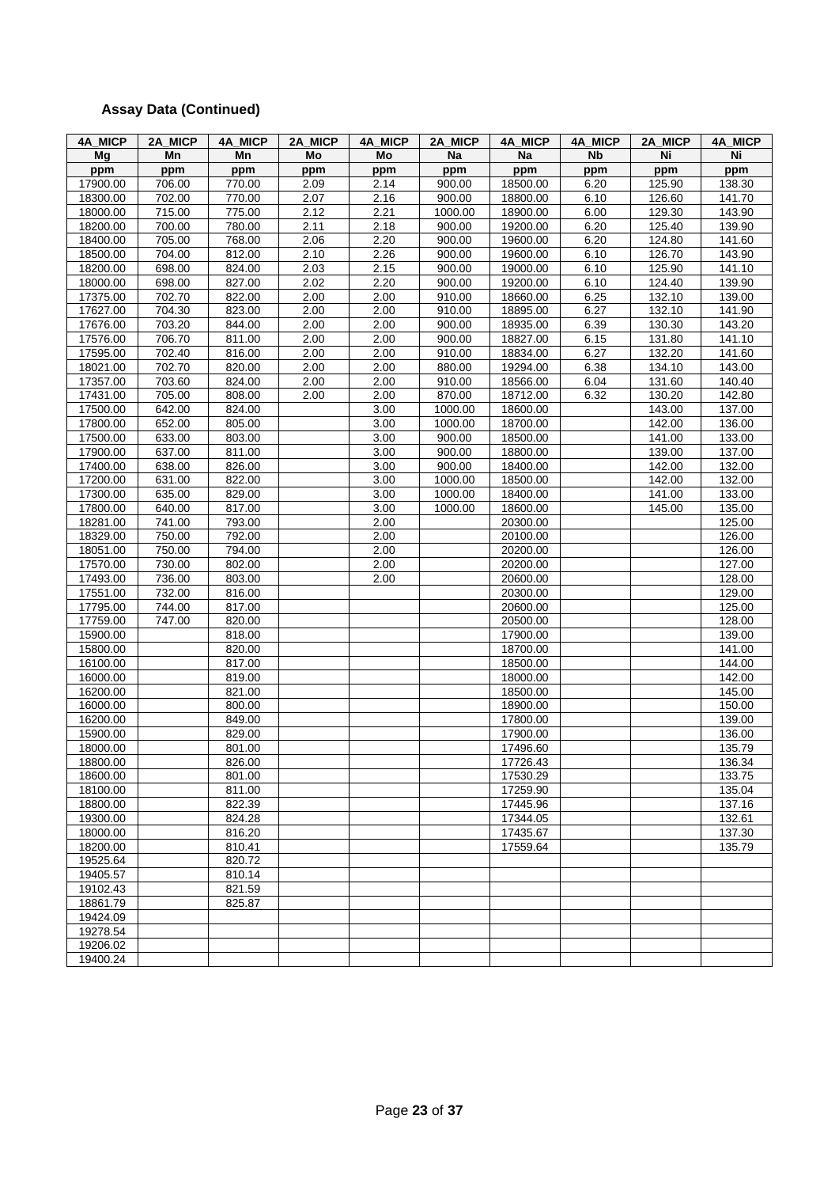### Assay Data (Continued)

| 4A_MICP | 2A_MICP | 4A_MICP | 2A_MICP | 4A_MICP | 2A_MICP | 4A_MICP | 4A_MICP | 2A_MICP | 4A_MICP |
|---|---|---|---|---|---|---|---|---|---|
| Mg | Mn | Mn | Mo | Mo | Na | Na | Nb | Ni | Ni |
| ppm | ppm | ppm | ppm | ppm | ppm | ppm | ppm | ppm | ppm |
| 17900.00 | 706.00 | 770.00 | 2.09 | 2.14 | 900.00 | 18500.00 | 6.20 | 125.90 | 138.30 |
| 18300.00 | 702.00 | 770.00 | 2.07 | 2.16 | 900.00 | 18800.00 | 6.10 | 126.60 | 141.70 |
| 18000.00 | 715.00 | 775.00 | 2.12 | 2.21 | 1000.00 | 18900.00 | 6.00 | 129.30 | 143.90 |
| 18200.00 | 700.00 | 780.00 | 2.11 | 2.18 | 900.00 | 19200.00 | 6.20 | 125.40 | 139.90 |
| 18400.00 | 705.00 | 768.00 | 2.06 | 2.20 | 900.00 | 19600.00 | 6.20 | 124.80 | 141.60 |
| 18500.00 | 704.00 | 812.00 | 2.10 | 2.26 | 900.00 | 19600.00 | 6.10 | 126.70 | 143.90 |
| 18200.00 | 698.00 | 824.00 | 2.03 | 2.15 | 900.00 | 19000.00 | 6.10 | 125.90 | 141.10 |
| 18000.00 | 698.00 | 827.00 | 2.02 | 2.20 | 900.00 | 19200.00 | 6.10 | 124.40 | 139.90 |
| 17375.00 | 702.70 | 822.00 | 2.00 | 2.00 | 910.00 | 18660.00 | 6.25 | 132.10 | 139.00 |
| 17627.00 | 704.30 | 823.00 | 2.00 | 2.00 | 910.00 | 18895.00 | 6.27 | 132.10 | 141.90 |
| 17676.00 | 703.20 | 844.00 | 2.00 | 2.00 | 900.00 | 18935.00 | 6.39 | 130.30 | 143.20 |
| 17576.00 | 706.70 | 811.00 | 2.00 | 2.00 | 900.00 | 18827.00 | 6.15 | 131.80 | 141.10 |
| 17595.00 | 702.40 | 816.00 | 2.00 | 2.00 | 910.00 | 18834.00 | 6.27 | 132.20 | 141.60 |
| 18021.00 | 702.70 | 820.00 | 2.00 | 2.00 | 880.00 | 19294.00 | 6.38 | 134.10 | 143.00 |
| 17357.00 | 703.60 | 824.00 | 2.00 | 2.00 | 910.00 | 18566.00 | 6.04 | 131.60 | 140.40 |
| 17431.00 | 705.00 | 808.00 | 2.00 | 2.00 | 870.00 | 18712.00 | 6.32 | 130.20 | 142.80 |
| 17500.00 | 642.00 | 824.00 | | 3.00 | 1000.00 | 18600.00 | | 143.00 | 137.00 |
| 17800.00 | 652.00 | 805.00 | | 3.00 | 1000.00 | 18700.00 | | 142.00 | 136.00 |
| 17500.00 | 633.00 | 803.00 | | 3.00 | 900.00 | 18500.00 | | 141.00 | 133.00 |
| 17900.00 | 637.00 | 811.00 | | 3.00 | 900.00 | 18800.00 | | 139.00 | 137.00 |
| 17400.00 | 638.00 | 826.00 | | 3.00 | 900.00 | 18400.00 | | 142.00 | 132.00 |
| 17200.00 | 631.00 | 822.00 | | 3.00 | 1000.00 | 18500.00 | | 142.00 | 132.00 |
| 17300.00 | 635.00 | 829.00 | | 3.00 | 1000.00 | 18400.00 | | 141.00 | 133.00 |
| 17800.00 | 640.00 | 817.00 | | 3.00 | 1000.00 | 18600.00 | | 145.00 | 135.00 |
| 18281.00 | 741.00 | 793.00 | | 2.00 | | 20300.00 | | | 125.00 |
| 18329.00 | 750.00 | 792.00 | | 2.00 | | 20100.00 | | | 126.00 |
| 18051.00 | 750.00 | 794.00 | | 2.00 | | 20200.00 | | | 126.00 |
| 17570.00 | 730.00 | 802.00 | | 2.00 | | 20200.00 | | | 127.00 |
| 17493.00 | 736.00 | 803.00 | | 2.00 | | 20600.00 | | | 128.00 |
| 17551.00 | 732.00 | 816.00 | | | | 20300.00 | | | 129.00 |
| 17795.00 | 744.00 | 817.00 | | | | 20600.00 | | | 125.00 |
| 17759.00 | 747.00 | 820.00 | | | | 20500.00 | | | 128.00 |
| 15900.00 | | 818.00 | | | | 17900.00 | | | 139.00 |
| 15800.00 | | 820.00 | | | | 18700.00 | | | 141.00 |
| 16100.00 | | 817.00 | | | | 18500.00 | | | 144.00 |
| 16000.00 | | 819.00 | | | | 18000.00 | | | 142.00 |
| 16200.00 | | 821.00 | | | | 18500.00 | | | 145.00 |
| 16000.00 | | 800.00 | | | | 18900.00 | | | 150.00 |
| 16200.00 | | 849.00 | | | | 17800.00 | | | 139.00 |
| 15900.00 | | 829.00 | | | | 17900.00 | | | 136.00 |
| 18000.00 | | 801.00 | | | | 17496.60 | | | 135.79 |
| 18800.00 | | 826.00 | | | | 17726.43 | | | 136.34 |
| 18600.00 | | 801.00 | | | | 17530.29 | | | 133.75 |
| 18100.00 | | 811.00 | | | | 17259.90 | | | 135.04 |
| 18800.00 | | 822.39 | | | | 17445.96 | | | 137.16 |
| 19300.00 | | 824.28 | | | | 17344.05 | | | 132.61 |
| 18000.00 | | 816.20 | | | | 17435.67 | | | 137.30 |
| 18200.00 | | 810.41 | | | | 17559.64 | | | 135.79 |
| 19525.64 | | 820.72 | | | | | | | |
| 19405.57 | | 810.14 | | | | | | | |
| 19102.43 | | 821.59 | | | | | | | |
| 18861.79 | | 825.87 | | | | | | | |
| 19424.09 | | | | | | | | | |
| 19278.54 | | | | | | | | | |
| 19206.02 | | | | | | | | | |
| 19400.24 | | | | | | | | | |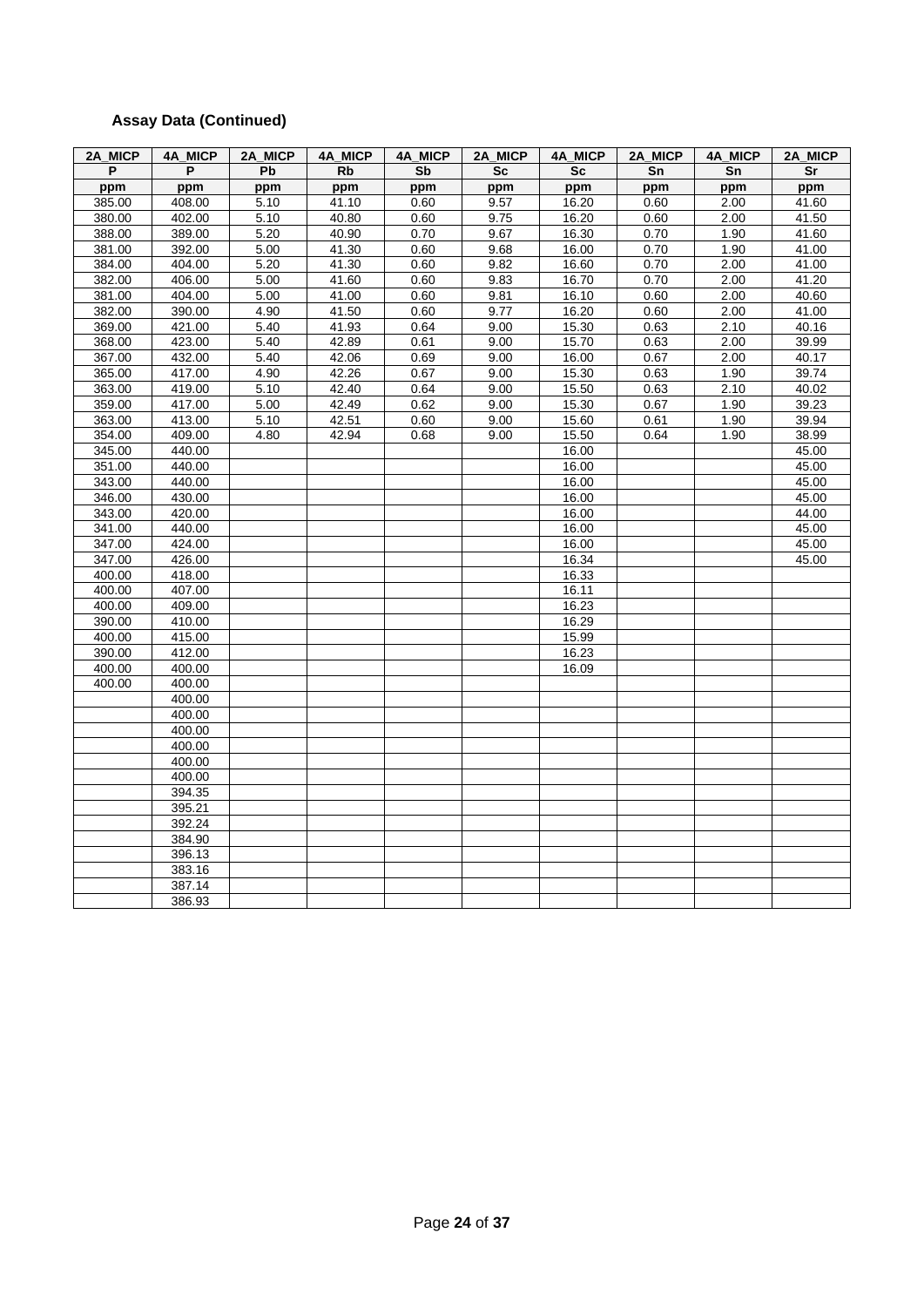**Assay Data (Continued)**

| 2A_MICP | 4A_MICP | 2A_MICP | 4A_MICP | 4A_MICP | 2A_MICP | 4A_MICP | 2A_MICP | 4A_MICP | 2A_MICP |
|---|---|---|---|---|---|---|---|---|---|
| P | P | Pb | Rb | Sb | Sc | Sc | Sn | Sn | Sr |
| ppm | ppm | ppm | ppm | ppm | ppm | ppm | ppm | ppm | ppm |
| 385.00 | 408.00 | 5.10 | 41.10 | 0.60 | 9.57 | 16.20 | 0.60 | 2.00 | 41.60 |
| 380.00 | 402.00 | 5.10 | 40.80 | 0.60 | 9.75 | 16.20 | 0.60 | 2.00 | 41.50 |
| 388.00 | 389.00 | 5.20 | 40.90 | 0.70 | 9.67 | 16.30 | 0.70 | 1.90 | 41.60 |
| 381.00 | 392.00 | 5.00 | 41.30 | 0.60 | 9.68 | 16.00 | 0.70 | 1.90 | 41.00 |
| 384.00 | 404.00 | 5.20 | 41.30 | 0.60 | 9.82 | 16.60 | 0.70 | 2.00 | 41.00 |
| 382.00 | 406.00 | 5.00 | 41.60 | 0.60 | 9.83 | 16.70 | 0.70 | 2.00 | 41.20 |
| 381.00 | 404.00 | 5.00 | 41.00 | 0.60 | 9.81 | 16.10 | 0.60 | 2.00 | 40.60 |
| 382.00 | 390.00 | 4.90 | 41.50 | 0.60 | 9.77 | 16.20 | 0.60 | 2.00 | 41.00 |
| 369.00 | 421.00 | 5.40 | 41.93 | 0.64 | 9.00 | 15.30 | 0.63 | 2.10 | 40.16 |
| 368.00 | 423.00 | 5.40 | 42.89 | 0.61 | 9.00 | 15.70 | 0.63 | 2.00 | 39.99 |
| 367.00 | 432.00 | 5.40 | 42.06 | 0.69 | 9.00 | 16.00 | 0.67 | 2.00 | 40.17 |
| 365.00 | 417.00 | 4.90 | 42.26 | 0.67 | 9.00 | 15.30 | 0.63 | 1.90 | 39.74 |
| 363.00 | 419.00 | 5.10 | 42.40 | 0.64 | 9.00 | 15.50 | 0.63 | 2.10 | 40.02 |
| 359.00 | 417.00 | 5.00 | 42.49 | 0.62 | 9.00 | 15.30 | 0.67 | 1.90 | 39.23 |
| 363.00 | 413.00 | 5.10 | 42.51 | 0.60 | 9.00 | 15.60 | 0.61 | 1.90 | 39.94 |
| 354.00 | 409.00 | 4.80 | 42.94 | 0.68 | 9.00 | 15.50 | 0.64 | 1.90 | 38.99 |
| 345.00 | 440.00 | | | | | 16.00 | | | 45.00 |
| 351.00 | 440.00 | | | | | 16.00 | | | 45.00 |
| 343.00 | 440.00 | | | | | 16.00 | | | 45.00 |
| 346.00 | 430.00 | | | | | 16.00 | | | 45.00 |
| 343.00 | 420.00 | | | | | 16.00 | | | 44.00 |
| 341.00 | 440.00 | | | | | 16.00 | | | 45.00 |
| 347.00 | 424.00 | | | | | 16.00 | | | 45.00 |
| 347.00 | 426.00 | | | | | 16.34 | | | 45.00 |
| 400.00 | 418.00 | | | | | 16.33 | | | |
| 400.00 | 407.00 | | | | | 16.11 | | | |
| 400.00 | 409.00 | | | | | 16.23 | | | |
| 390.00 | 410.00 | | | | | 16.29 | | | |
| 400.00 | 415.00 | | | | | 15.99 | | | |
| 390.00 | 412.00 | | | | | 16.23 | | | |
| 400.00 | 400.00 | | | | | 16.09 | | | |
| 400.00 | 400.00 | | | | | | | | |
| | 400.00 | | | | | | | | |
| | 400.00 | | | | | | | | |
| | 400.00 | | | | | | | | |
| | 400.00 | | | | | | | | |
| | 400.00 | | | | | | | | |
| | 400.00 | | | | | | | | |
| | 394.35 | | | | | | | | |
| | 395.21 | | | | | | | | |
| | 392.24 | | | | | | | | |
| | 384.90 | | | | | | | | |
| | 396.13 | | | | | | | | |
| | 383.16 | | | | | | | | |
| | 387.14 | | | | | | | | |
| | 386.93 | | | | | | | | |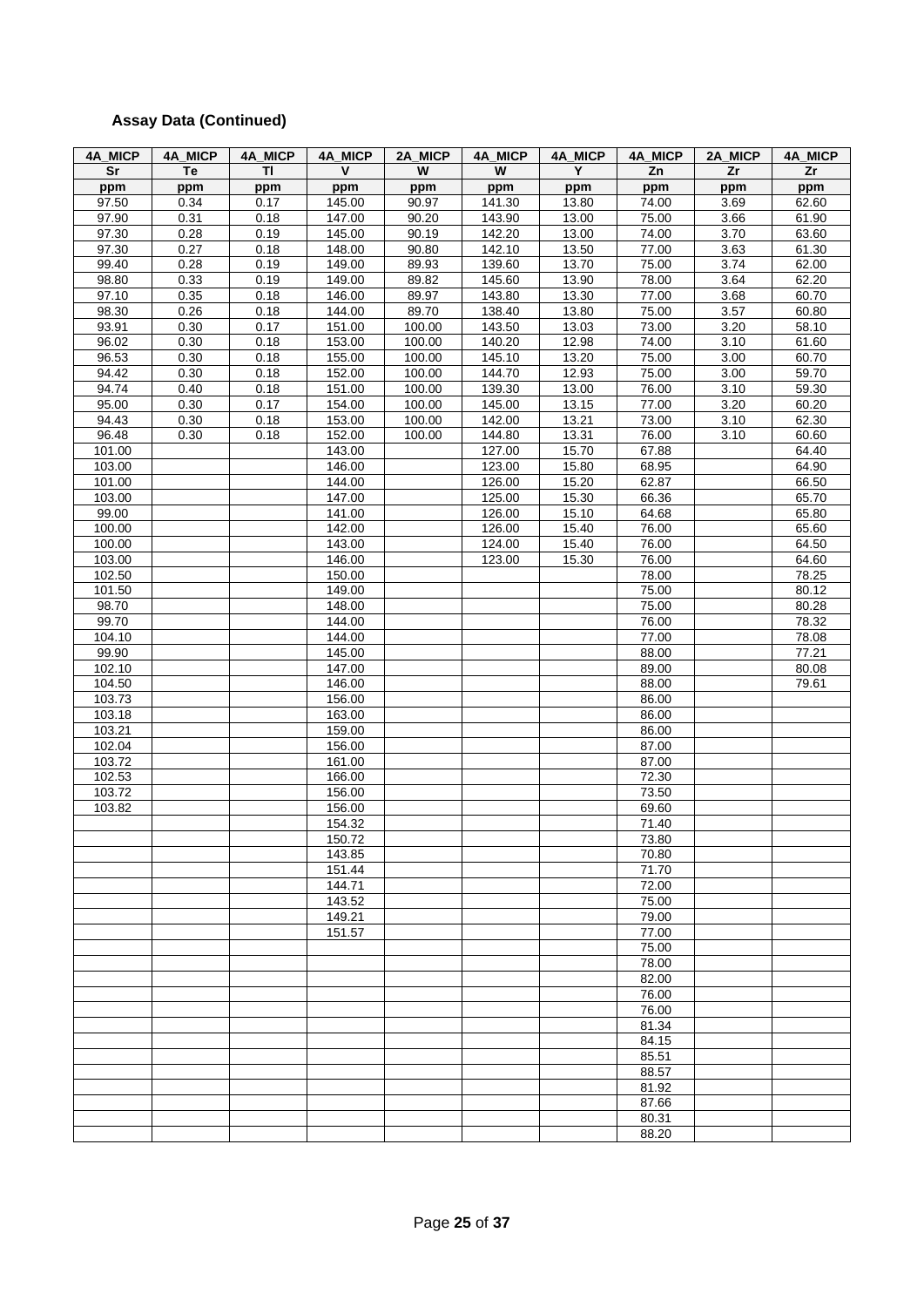### Assay Data (Continued)

| 4A_MICP | 4A_MICP | 4A_MICP | 4A_MICP | 2A_MICP | 4A_MICP | 4A_MICP | 4A_MICP | 2A_MICP | 4A_MICP |
|---|---|---|---|---|---|---|---|---|---|
| Sr | Te | Tl | V | W | W | Y | Zn | Zr | Zr |
| ppm | ppm | ppm | ppm | ppm | ppm | ppm | ppm | ppm | ppm |
| 97.50 | 0.34 | 0.17 | 145.00 | 90.97 | 141.30 | 13.80 | 74.00 | 3.69 | 62.60 |
| 97.90 | 0.31 | 0.18 | 147.00 | 90.20 | 143.90 | 13.00 | 75.00 | 3.66 | 61.90 |
| 97.30 | 0.28 | 0.19 | 145.00 | 90.19 | 142.20 | 13.00 | 74.00 | 3.70 | 63.60 |
| 97.30 | 0.27 | 0.18 | 148.00 | 90.80 | 142.10 | 13.50 | 77.00 | 3.63 | 61.30 |
| 99.40 | 0.28 | 0.19 | 149.00 | 89.93 | 139.60 | 13.70 | 75.00 | 3.74 | 62.00 |
| 98.80 | 0.33 | 0.19 | 149.00 | 89.82 | 145.60 | 13.90 | 78.00 | 3.64 | 62.20 |
| 97.10 | 0.35 | 0.18 | 146.00 | 89.97 | 143.80 | 13.30 | 77.00 | 3.68 | 60.70 |
| 98.30 | 0.26 | 0.18 | 144.00 | 89.70 | 138.40 | 13.80 | 75.00 | 3.57 | 60.80 |
| 93.91 | 0.30 | 0.17 | 151.00 | 100.00 | 143.50 | 13.03 | 73.00 | 3.20 | 58.10 |
| 96.02 | 0.30 | 0.18 | 153.00 | 100.00 | 140.20 | 12.98 | 74.00 | 3.10 | 61.60 |
| 96.53 | 0.30 | 0.18 | 155.00 | 100.00 | 145.10 | 13.20 | 75.00 | 3.00 | 60.70 |
| 94.42 | 0.30 | 0.18 | 152.00 | 100.00 | 144.70 | 12.93 | 75.00 | 3.00 | 59.70 |
| 94.74 | 0.40 | 0.18 | 151.00 | 100.00 | 139.30 | 13.00 | 76.00 | 3.10 | 59.30 |
| 95.00 | 0.30 | 0.17 | 154.00 | 100.00 | 145.00 | 13.15 | 77.00 | 3.20 | 60.20 |
| 94.43 | 0.30 | 0.18 | 153.00 | 100.00 | 142.00 | 13.21 | 73.00 | 3.10 | 62.30 |
| 96.48 | 0.30 | 0.18 | 152.00 | 100.00 | 144.80 | 13.31 | 76.00 | 3.10 | 60.60 |
| 101.00 | | | 143.00 | | 127.00 | 15.70 | 67.88 | | 64.40 |
| 103.00 | | | 146.00 | | 123.00 | 15.80 | 68.95 | | 64.90 |
| 101.00 | | | 144.00 | | 126.00 | 15.20 | 62.87 | | 66.50 |
| 103.00 | | | 147.00 | | 125.00 | 15.30 | 66.36 | | 65.70 |
| 99.00 | | | 141.00 | | 126.00 | 15.10 | 64.68 | | 65.80 |
| 100.00 | | | 142.00 | | 126.00 | 15.40 | 76.00 | | 65.60 |
| 100.00 | | | 143.00 | | 124.00 | 15.40 | 76.00 | | 64.50 |
| 103.00 | | | 146.00 | | 123.00 | 15.30 | 76.00 | | 64.60 |
| 102.50 | | | 150.00 | | | | 78.00 | | 78.25 |
| 101.50 | | | 149.00 | | | | 75.00 | | 80.12 |
| 98.70 | | | 148.00 | | | | 75.00 | | 80.28 |
| 99.70 | | | 144.00 | | | | 76.00 | | 78.32 |
| 104.10 | | | 144.00 | | | | 77.00 | | 78.08 |
| 99.90 | | | 145.00 | | | | 88.00 | | 77.21 |
| 102.10 | | | 147.00 | | | | 89.00 | | 80.08 |
| 104.50 | | | 146.00 | | | | 88.00 | | 79.61 |
| 103.73 | | | 156.00 | | | | 86.00 | | |
| 103.18 | | | 163.00 | | | | 86.00 | | |
| 103.21 | | | 159.00 | | | | 86.00 | | |
| 102.04 | | | 156.00 | | | | 87.00 | | |
| 103.72 | | | 161.00 | | | | 87.00 | | |
| 102.53 | | | 166.00 | | | | 72.30 | | |
| 103.72 | | | 156.00 | | | | 73.50 | | |
| 103.82 | | | 156.00 | | | | 69.60 | | |
| | | | 154.32 | | | | 71.40 | | |
| | | | 150.72 | | | | 73.80 | | |
| | | | 143.85 | | | | 70.80 | | |
| | | | 151.44 | | | | 71.70 | | |
| | | | 144.71 | | | | 72.00 | | |
| | | | 143.52 | | | | 75.00 | | |
| | | | 149.21 | | | | 79.00 | | |
| | | | 151.57 | | | | 77.00 | | |
| | | | | | | | 75.00 | | |
| | | | | | | | 78.00 | | |
| | | | | | | | 82.00 | | |
| | | | | | | | 76.00 | | |
| | | | | | | | 76.00 | | |
| | | | | | | | 81.34 | | |
| | | | | | | | 84.15 | | |
| | | | | | | | 85.51 | | |
| | | | | | | | 88.57 | | |
| | | | | | | | 81.92 | | |
| | | | | | | | 87.66 | | |
| | | | | | | | 80.31 | | |
| | | | | | | | 88.20 | | |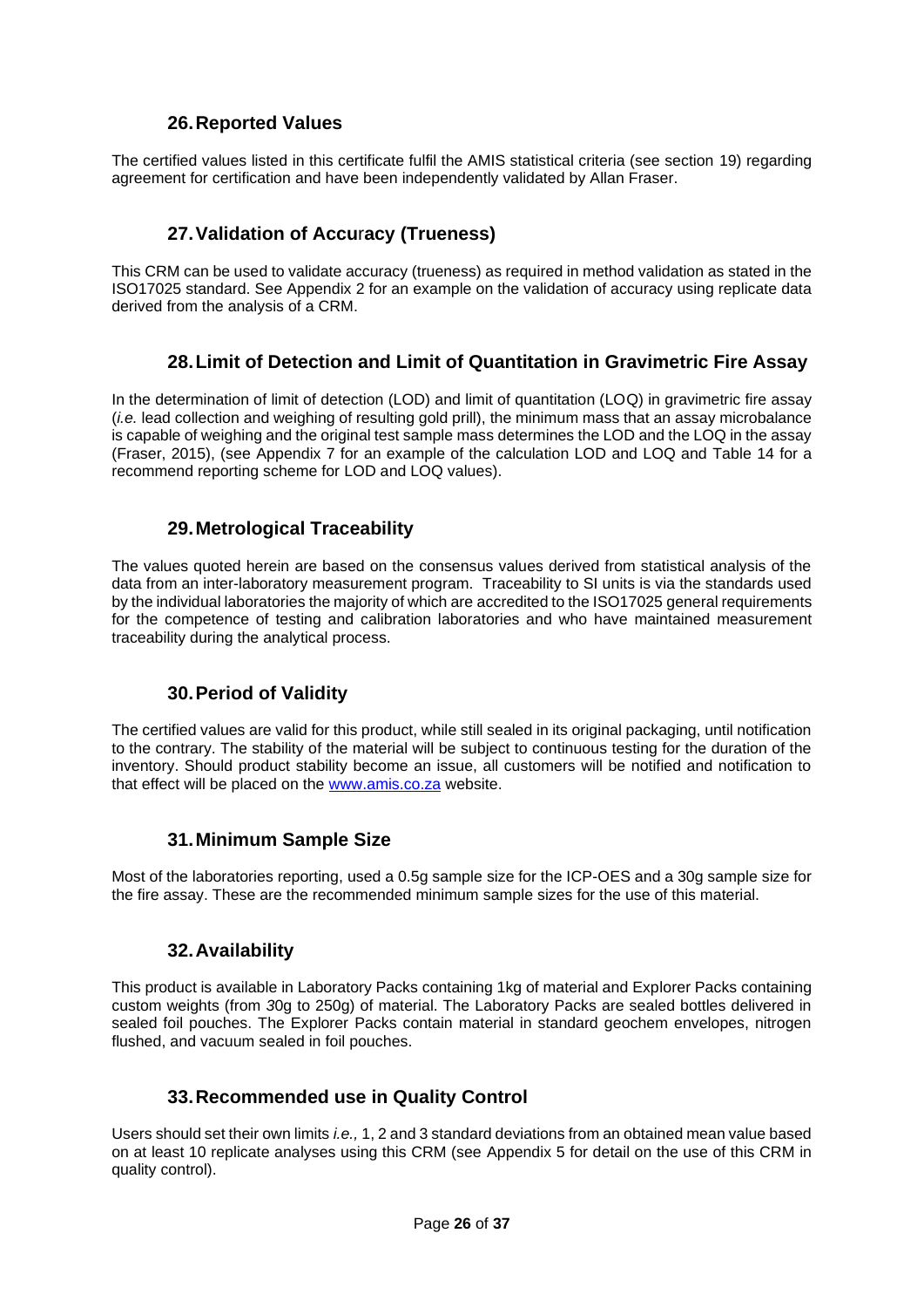## 26. Reported Values

The certified values listed in this certificate fulfil the AMIS statistical criteria (see section 19) regarding agreement for certification and have been independently validated by Allan Fraser.

## 27. Validation of Accuracy (Trueness)

This CRM can be used to validate accuracy (trueness) as required in method validation as stated in the ISO17025 standard. See Appendix 2 for an example on the validation of accuracy using replicate data derived from the analysis of a CRM.

## 28. Limit of Detection and Limit of Quantitation in Gravimetric Fire Assay

In the determination of limit of detection (LOD) and limit of quantitation (LOQ) in gravimetric fire assay (*i.e.* lead collection and weighing of resulting gold prill), the minimum mass that an assay microbalance is capable of weighing and the original test sample mass determines the LOD and the LOQ in the assay (Fraser, 2015), (see Appendix 7 for an example of the calculation LOD and LOQ and Table 14 for a recommend reporting scheme for LOD and LOQ values).

## 29. Metrological Traceability

The values quoted herein are based on the consensus values derived from statistical analysis of the data from an inter-laboratory measurement program. Traceability to SI units is via the standards used by the individual laboratories the majority of which are accredited to the ISO17025 general requirements for the competence of testing and calibration laboratories and who have maintained measurement traceability during the analytical process.

## 30. Period of Validity

The certified values are valid for this product, while still sealed in its original packaging, until notification to the contrary. The stability of the material will be subject to continuous testing for the duration of the inventory. Should product stability become an issue, all customers will be notified and notification to that effect will be placed on the www.amis.co.za website.

## 31. Minimum Sample Size

Most of the laboratories reporting, used a 0.5g sample size for the ICP-OES and a 30g sample size for the fire assay. These are the recommended minimum sample sizes for the use of this material.

## 32. Availability

This product is available in Laboratory Packs containing 1kg of material and Explorer Packs containing custom weights (from 30g to 250g) of material. The Laboratory Packs are sealed bottles delivered in sealed foil pouches. The Explorer Packs contain material in standard geochem envelopes, nitrogen flushed, and vacuum sealed in foil pouches.

## 33. Recommended use in Quality Control

Users should set their own limits *i.e.,* 1, 2 and 3 standard deviations from an obtained mean value based on at least 10 replicate analyses using this CRM (see Appendix 5 for detail on the use of this CRM in quality control).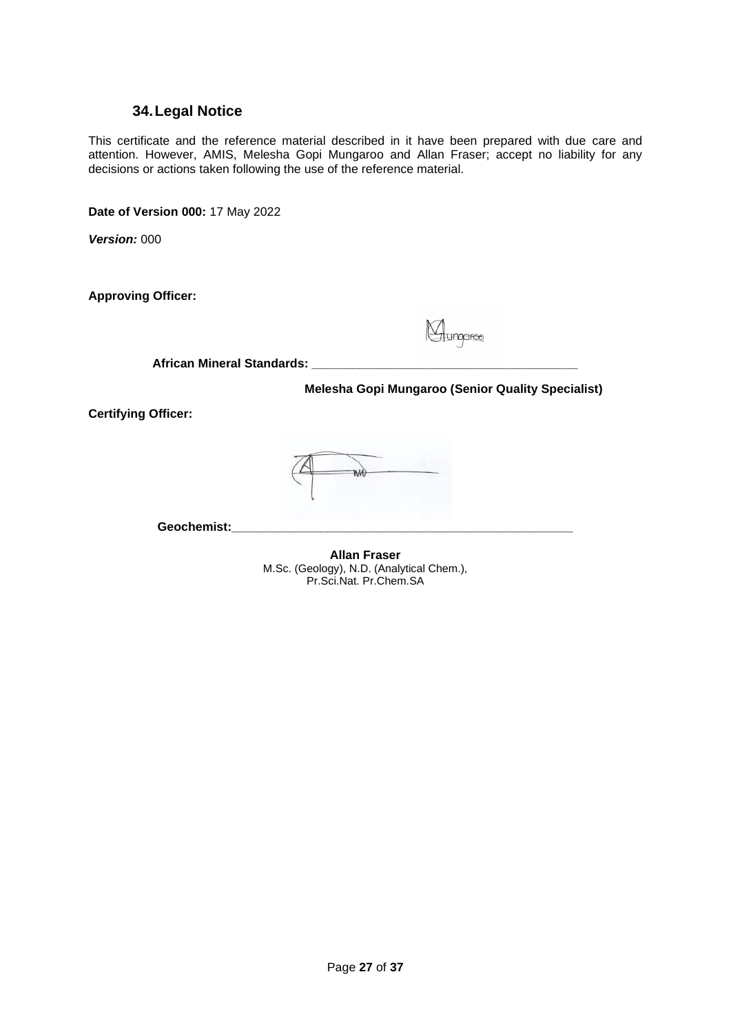## 34. Legal Notice

This certificate and the reference material described in it have been prepared with due care and attention. However, AMIS, Melesha Gopi Mungaroo and Allan Fraser; accept no liability for any decisions or actions taken following the use of the reference material.

**Date of Version 000:** 17 May 2022

***Version:*** 000

**Approving Officer:**

**African Mineral Standards:** ________________________________________

**Melesha Gopi Mungaroo (Senior Quality Specialist)**

**Certifying Officer:**

**Geochemist:**______________________________________________________

**Allan Fraser**
M.Sc. (Geology), N.D. (Analytical Chem.),
Pr.Sci.Nat. Pr.Chem.SA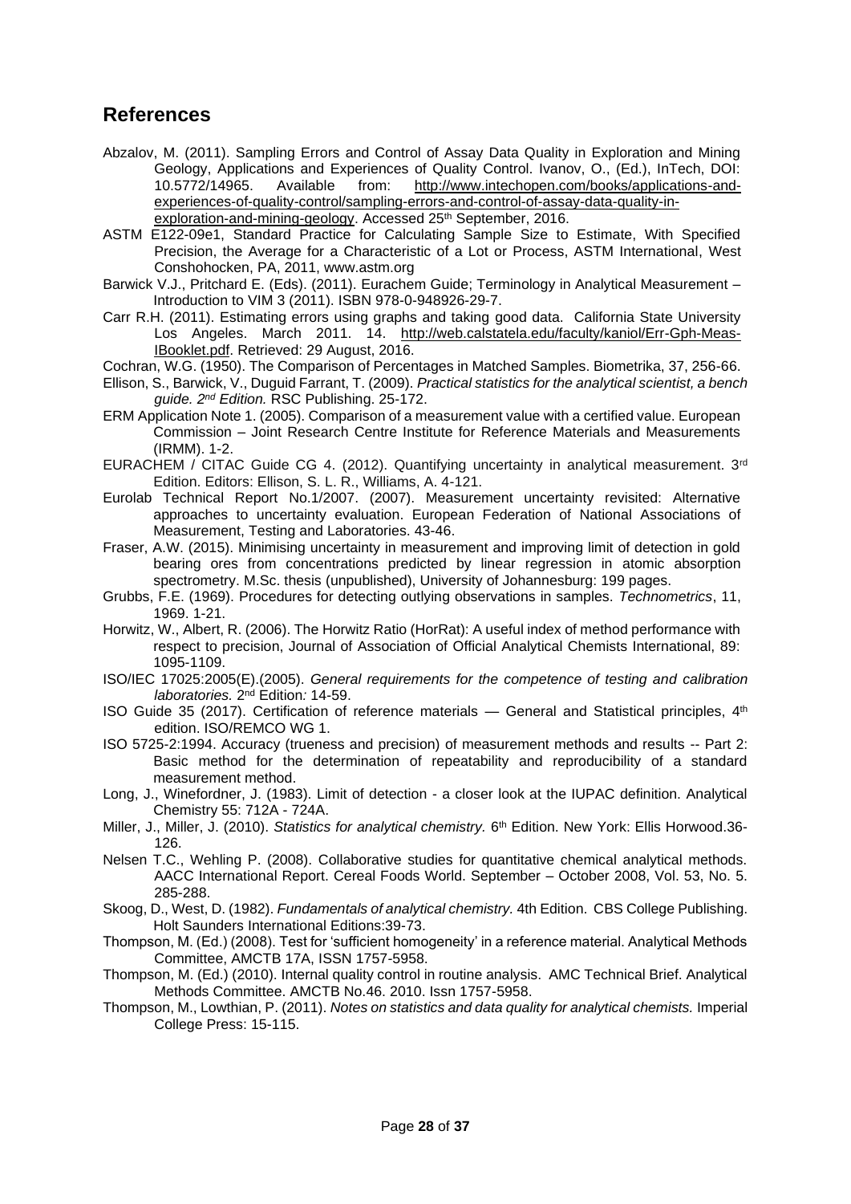## References

Abzalov, M. (2011). Sampling Errors and Control of Assay Data Quality in Exploration and Mining Geology, Applications and Experiences of Quality Control. Ivanov, O., (Ed.), InTech, DOI: 10.5772/14965. Available from: http://www.intechopen.com/books/applications-and-experiences-of-quality-control/sampling-errors-and-control-of-assay-data-quality-in-exploration-and-mining-geology. Accessed 25th September, 2016.

ASTM E122-09e1, Standard Practice for Calculating Sample Size to Estimate, With Specified Precision, the Average for a Characteristic of a Lot or Process, ASTM International, West Conshohocken, PA, 2011, www.astm.org

Barwick V.J., Pritchard E. (Eds). (2011). Eurachem Guide; Terminology in Analytical Measurement – Introduction to VIM 3 (2011). ISBN 978-0-948926-29-7.

Carr R.H. (2011). Estimating errors using graphs and taking good data. California State University Los Angeles. March 2011. 14. http://web.calstatela.edu/faculty/kaniol/Err-Gph-Meas-IBooklet.pdf. Retrieved: 29 August, 2016.

Cochran, W.G. (1950). The Comparison of Percentages in Matched Samples. Biometrika, 37, 256-66.

Ellison, S., Barwick, V., Duguid Farrant, T. (2009). *Practical statistics for the analytical scientist, a bench guide. 2nd Edition.* RSC Publishing. 25-172.

ERM Application Note 1. (2005). Comparison of a measurement value with a certified value. European Commission – Joint Research Centre Institute for Reference Materials and Measurements (IRMM). 1-2.

EURACHEM / CITAC Guide CG 4. (2012). Quantifying uncertainty in analytical measurement. 3rd Edition. Editors: Ellison, S. L. R., Williams, A. 4-121.

Eurolab Technical Report No.1/2007. (2007). Measurement uncertainty revisited: Alternative approaches to uncertainty evaluation. European Federation of National Associations of Measurement, Testing and Laboratories. 43-46.

Fraser, A.W. (2015). Minimising uncertainty in measurement and improving limit of detection in gold bearing ores from concentrations predicted by linear regression in atomic absorption spectrometry. M.Sc. thesis (unpublished), University of Johannesburg: 199 pages.

Grubbs, F.E. (1969). Procedures for detecting outlying observations in samples. *Technometrics*, 11, 1969. 1-21.

Horwitz, W., Albert, R. (2006). The Horwitz Ratio (HorRat): A useful index of method performance with respect to precision, Journal of Association of Official Analytical Chemists International, 89: 1095-1109.

ISO/IEC 17025:2005(E).(2005). *General requirements for the competence of testing and calibration laboratories.* 2nd Edition*:* 14-59.

ISO Guide 35 (2017). Certification of reference materials — General and Statistical principles, 4th edition. ISO/REMCO WG 1.

ISO 5725-2:1994. Accuracy (trueness and precision) of measurement methods and results -- Part 2: Basic method for the determination of repeatability and reproducibility of a standard measurement method.

Long, J., Winefordner, J. (1983). Limit of detection - a closer look at the IUPAC definition. Analytical Chemistry 55: 712A - 724A.

Miller, J., Miller, J. (2010). *Statistics for analytical chemistry.* 6th Edition. New York: Ellis Horwood.36-126.

Nelsen T.C., Wehling P. (2008). Collaborative studies for quantitative chemical analytical methods. AACC International Report. Cereal Foods World. September – October 2008, Vol. 53, No. 5. 285-288.

Skoog, D., West, D. (1982). *Fundamentals of analytical chemistry.* 4th Edition. CBS College Publishing. Holt Saunders International Editions:39-73.

Thompson, M. (Ed.) (2008). Test for 'sufficient homogeneity' in a reference material. Analytical Methods Committee, AMCTB 17A, ISSN 1757-5958.

Thompson, M. (Ed.) (2010). Internal quality control in routine analysis. AMC Technical Brief. Analytical Methods Committee. AMCTB No.46. 2010. Issn 1757-5958.

Thompson, M., Lowthian, P. (2011). *Notes on statistics and data quality for analytical chemists.* Imperial College Press: 15-115.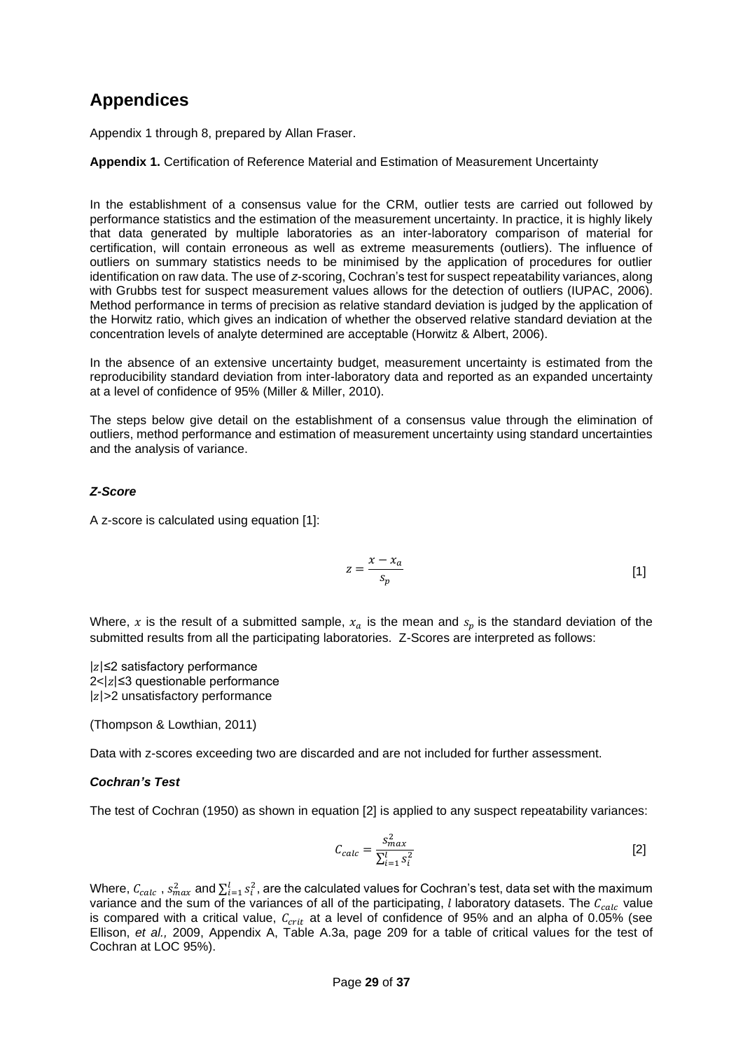# Appendices

Appendix 1 through 8, prepared by Allan Fraser.

**Appendix 1.** Certification of Reference Material and Estimation of Measurement Uncertainty

In the establishment of a consensus value for the CRM, outlier tests are carried out followed by performance statistics and the estimation of the measurement uncertainty. In practice, it is highly likely that data generated by multiple laboratories as an inter-laboratory comparison of material for certification, will contain erroneous as well as extreme measurements (outliers). The influence of outliers on summary statistics needs to be minimised by the application of procedures for outlier identification on raw data. The use of *z*-scoring, Cochran's test for suspect repeatability variances, along with Grubbs test for suspect measurement values allows for the detection of outliers (IUPAC, 2006). Method performance in terms of precision as relative standard deviation is judged by the application of the Horwitz ratio, which gives an indication of whether the observed relative standard deviation at the concentration levels of analyte determined are acceptable (Horwitz & Albert, 2006).

In the absence of an extensive uncertainty budget, measurement uncertainty is estimated from the reproducibility standard deviation from inter-laboratory data and reported as an expanded uncertainty at a level of confidence of 95% (Miller & Miller, 2010).

The steps below give detail on the establishment of a consensus value through the elimination of outliers, method performance and estimation of measurement uncertainty using standard uncertainties and the analysis of variance.

### *Z-Score*

A z-score is calculated using equation [1]:

$$z = \frac{x - x_a}{s_p} \qquad [1]$$

Where, $x$ is the result of a submitted sample, $x_a$ is the mean and $s_p$ is the standard deviation of the submitted results from all the participating laboratories. Z-Scores are interpreted as follows:

$|z| \leq 2$ satisfactory performance
$2 < |z| \leq 3$ questionable performance
$|z| > 2$ unsatisfactory performance

(Thompson & Lowthian, 2011)

Data with z-scores exceeding two are discarded and are not included for further assessment.

### *Cochran's Test*

The test of Cochran (1950) as shown in equation [2] is applied to any suspect repeatability variances:

$$C_{calc} = \frac{s_{max}^2}{\sum_{i=1}^{l} s_i^2} \qquad [2]$$

Where, $C_{calc}$ , $s_{max}^2$ and $\sum_{i=1}^{l} s_i^2$, are the calculated values for Cochran's test, data set with the maximum variance and the sum of the variances of all of the participating, $l$ laboratory datasets. The $C_{calc}$ value is compared with a critical value, $C_{crit}$ at a level of confidence of 95% and an alpha of 0.05% (see Ellison, *et al.,* 2009, Appendix A, Table A.3a, page 209 for a table of critical values for the test of Cochran at LOC 95%).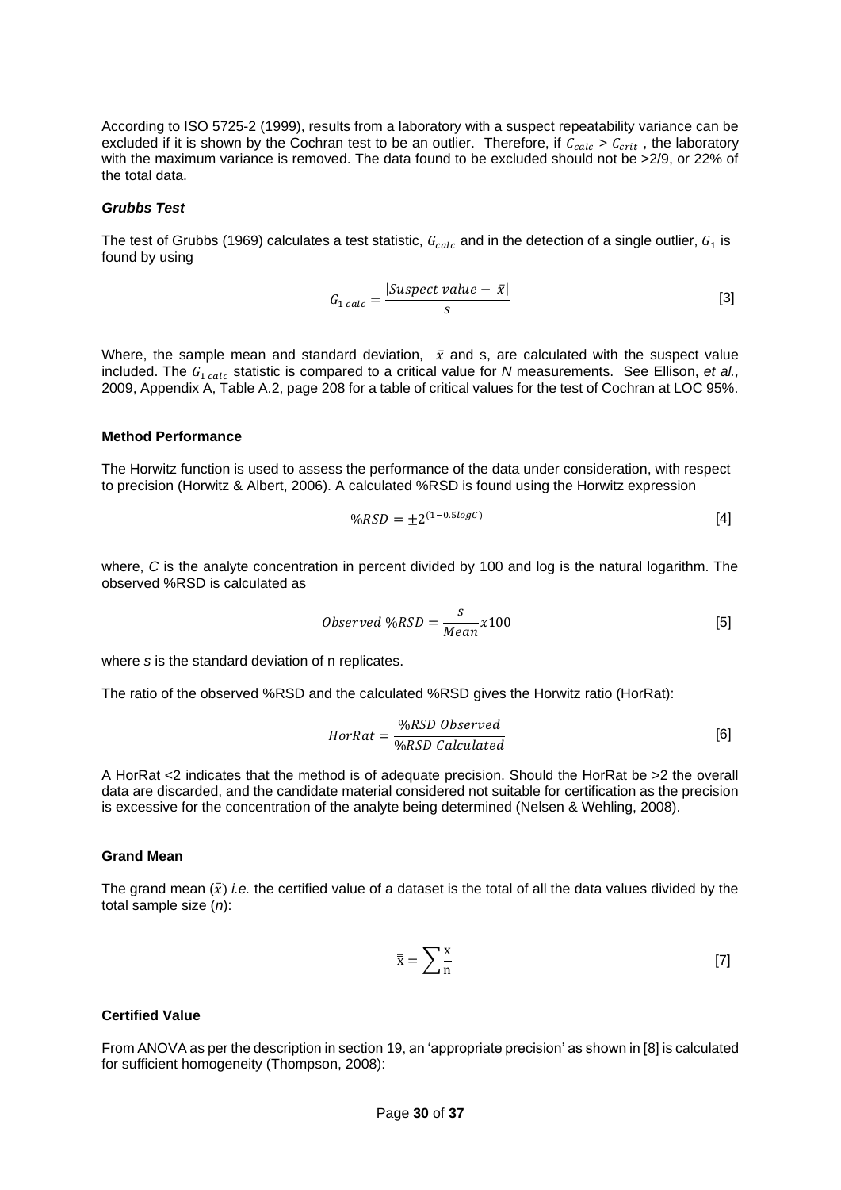According to ISO 5725-2 (1999), results from a laboratory with a suspect repeatability variance can be excluded if it is shown by the Cochran test to be an outlier. Therefore, if $C_{calc} > C_{crit}$ , the laboratory with the maximum variance is removed. The data found to be excluded should not be >2/9, or 22% of the total data.

#### ***Grubbs Test***

The test of Grubbs (1969) calculates a test statistic, $G_{calc}$ and in the detection of a single outlier, $G_1$ is found by using

$$G_{1\,calc} = \frac{|Suspect\ value - \bar{x}|}{s} \quad [3]$$

Where, the sample mean and standard deviation, $\bar{x}$ and s, are calculated with the suspect value included. The $G_{1\,calc}$ statistic is compared to a critical value for *N* measurements. See Ellison, *et al.,* 2009, Appendix A, Table A.2, page 208 for a table of critical values for the test of Cochran at LOC 95%.

### **Method Performance**

The Horwitz function is used to assess the performance of the data under consideration, with respect to precision (Horwitz & Albert, 2006). A calculated %RSD is found using the Horwitz expression

$$\%RSD = \pm 2^{(1-0.5 logC)} \quad [4]$$

where, *C* is the analyte concentration in percent divided by 100 and log is the natural logarithm. The observed %RSD is calculated as

$$Observed\ \%RSD = \frac{s}{Mean} x100 \quad [5]$$

where *s* is the standard deviation of n replicates.

The ratio of the observed %RSD and the calculated %RSD gives the Horwitz ratio (HorRat):

$$HorRat = \frac{\%RSD\ Observed}{\%RSD\ Calculated} \quad [6]$$

A HorRat <2 indicates that the method is of adequate precision. Should the HorRat be >2 the overall data are discarded, and the candidate material considered not suitable for certification as the precision is excessive for the concentration of the analyte being determined (Nelsen & Wehling, 2008).

### **Grand Mean**

The grand mean ($\bar{\bar{x}}$) *i.e.* the certified value of a dataset is the total of all the data values divided by the total sample size (*n*):

$$\bar{\bar{x}} = \sum \frac{x}{n} \quad [7]$$

### **Certified Value**

From ANOVA as per the description in section 19, an 'appropriate precision' as shown in [8] is calculated for sufficient homogeneity (Thompson, 2008):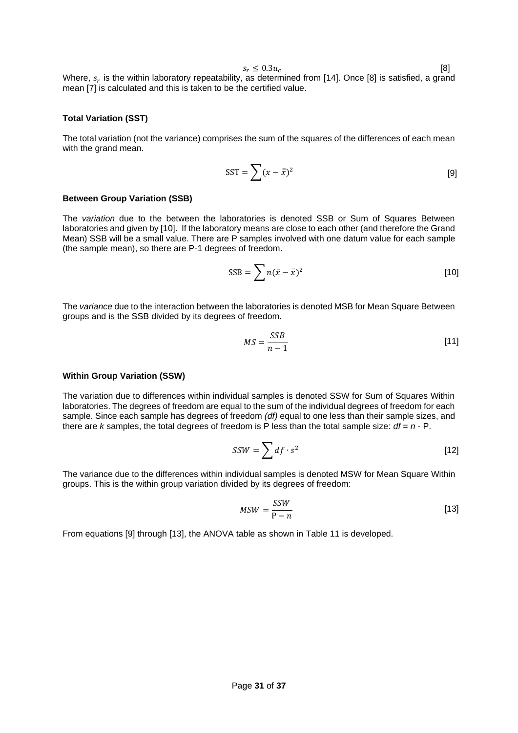$$s_r \leq 0.3u_c \quad [8]$$

Where, $s_r$ is the within laboratory repeatability, as determined from [14]. Once [8] is satisfied, a grand mean [7] is calculated and this is taken to be the certified value.

**Total Variation (SST)**

The total variation (not the variance) comprises the sum of the squares of the differences of each mean with the grand mean.

$$\mathrm{SST} = \sum (x - \bar{\bar{x}})^2 \quad [9]$$

**Between Group Variation (SSB)**

The *variation* due to the between the laboratories is denoted SSB or Sum of Squares Between laboratories and given by [10]. If the laboratory means are close to each other (and therefore the Grand Mean) SSB will be a small value. There are P samples involved with one datum value for each sample (the sample mean), so there are P-1 degrees of freedom.

$$\mathrm{SSB} = \sum n(\bar{x} - \bar{\bar{x}})^2 \quad [10]$$

The *variance* due to the interaction between the laboratories is denoted MSB for Mean Square Between groups and is the SSB divided by its degrees of freedom.

$$MS = \frac{SSB}{n-1} \quad [11]$$

**Within Group Variation (SSW)**

The variation due to differences within individual samples is denoted SSW for Sum of Squares Within laboratories. The degrees of freedom are equal to the sum of the individual degrees of freedom for each sample. Since each sample has degrees of freedom *(df)* equal to one less than their sample sizes, and there are *k* samples, the total degrees of freedom is P less than the total sample size: *df* = *n* - P.

$$SSW = \sum df \cdot s^2 \quad [12]$$

The variance due to the differences within individual samples is denoted MSW for Mean Square Within groups. This is the within group variation divided by its degrees of freedom:

$$MSW = \frac{SSW}{\mathrm{P} - n} \quad [13]$$

From equations [9] through [13], the ANOVA table as shown in Table 11 is developed.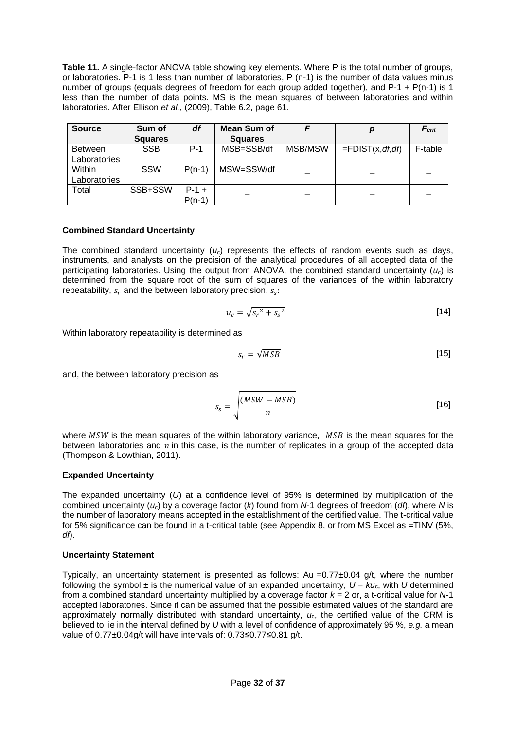**Table 11.** A single-factor ANOVA table showing key elements. Where P is the total number of groups, or laboratories. P-1 is 1 less than number of laboratories, P (n-1) is the number of data values minus number of groups (equals degrees of freedom for each group added together), and P-1 + P(n-1) is 1 less than the number of data points. MS is the mean squares of between laboratories and within laboratories. After Ellison *et al.,* (2009), Table 6.2, page 61.

| **Source** | **Sum of Squares** | ***df*** | **Mean Sum of Squares** | ***F*** | ***p*** | $F_{crit}$ |
|---|---|---|---|---|---|---|
| Between Laboratories | SSB | P-1 | MSB=SSB/df | MSB/MSW | =FDIST(x,*df*,*df*) | F-table |
| Within Laboratories | SSW | P(n-1) | MSW=SSW/df | – | – | – |
| Total | SSB+SSW | P-1 + P(n-1) | – | – | – | – |

**Combined Standard Uncertainty**

The combined standard uncertainty ($u_c$) represents the effects of random events such as days, instruments, and analysts on the precision of the analytical procedures of all accepted data of the participating laboratories. Using the output from ANOVA, the combined standard uncertainty ($u_c$) is determined from the square root of the sum of squares of the variances of the within laboratory repeatability, $s_r$ and the between laboratory precision, $s_s$:

$$u_c = \sqrt{{s_r}^2 + {s_s}^2} \quad [14]$$

Within laboratory repeatability is determined as

$$s_r = \sqrt{MSB} \quad [15]$$

and, the between laboratory precision as

$$s_s = \sqrt{\frac{(MSW - MSB)}{n}} \quad [16]$$

where $MSW$ is the mean squares of the within laboratory variance, $MSB$ is the mean squares for the between laboratories and $n$ in this case, is the number of replicates in a group of the accepted data (Thompson & Lowthian, 2011).

**Expanded Uncertainty**

The expanded uncertainty ($U$) at a confidence level of 95% is determined by multiplication of the combined uncertainty ($u_c$) by a coverage factor ($k$) found from $N$-1 degrees of freedom (*df*), where $N$ is the number of laboratory means accepted in the establishment of the certified value. The t-critical value for 5% significance can be found in a t-critical table (see Appendix 8, or from MS Excel as =TINV (5%, *df*).

**Uncertainty Statement**

Typically, an uncertainty statement is presented as follows: Au =0.77±0.04 g/t, where the number following the symbol ± is the numerical value of an expanded uncertainty, $U = ku_c$, with $U$ determined from a combined standard uncertainty multiplied by a coverage factor $k$ = 2 or, a t-critical value for $N$-1 accepted laboratories. Since it can be assumed that the possible estimated values of the standard are approximately normally distributed with standard uncertainty, $u_c$, the certified value of the CRM is believed to lie in the interval defined by $U$ with a level of confidence of approximately 95 %, *e.g.* a mean value of 0.77±0.04g/t will have intervals of: 0.73≤0.77≤0.81 g/t.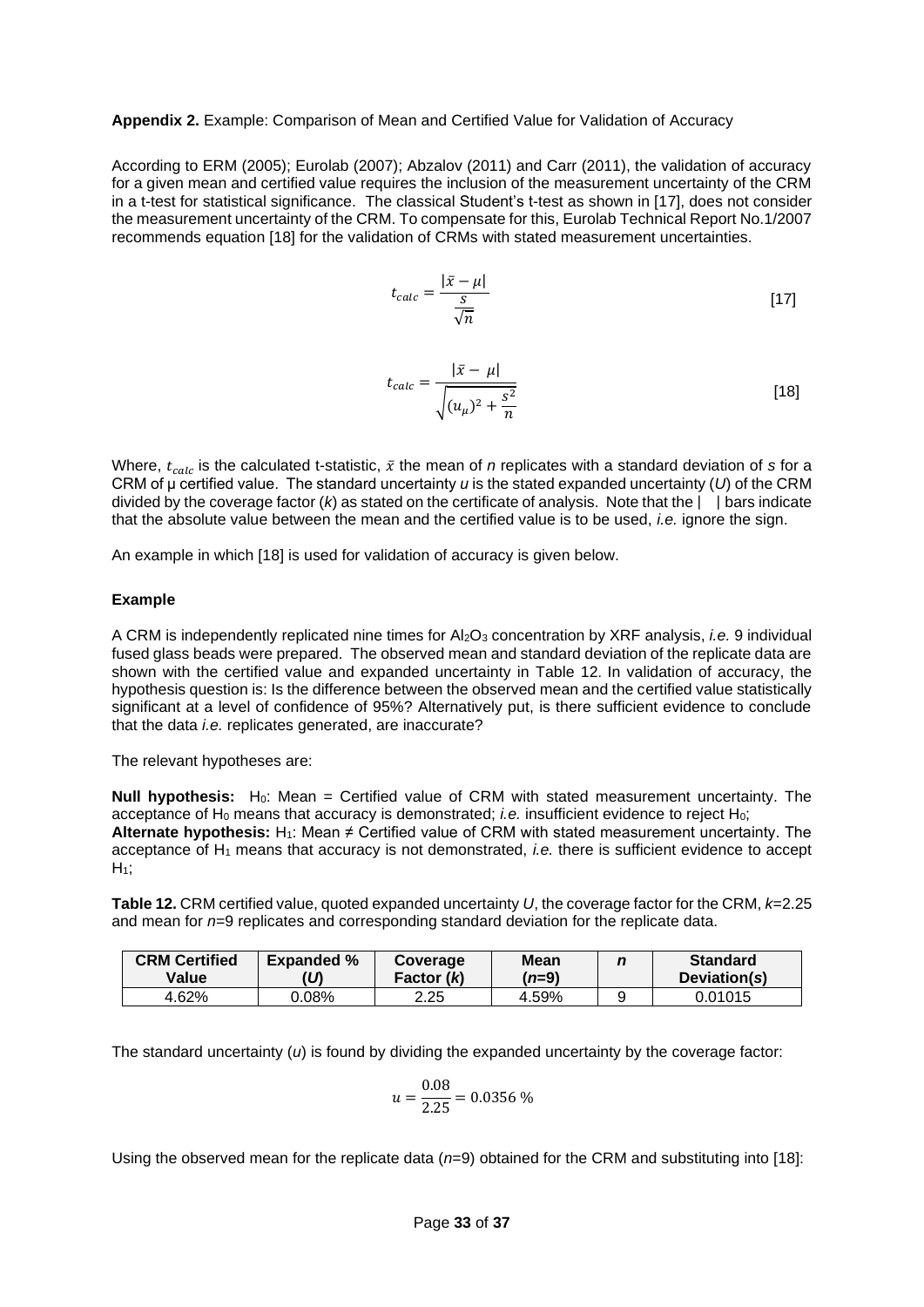**Appendix 2.** Example: Comparison of Mean and Certified Value for Validation of Accuracy

According to ERM (2005); Eurolab (2007); Abzalov (2011) and Carr (2011), the validation of accuracy for a given mean and certified value requires the inclusion of the measurement uncertainty of the CRM in a t-test for statistical significance. The classical Student's t-test as shown in [17], does not consider the measurement uncertainty of the CRM. To compensate for this, Eurolab Technical Report No.1/2007 recommends equation [18] for the validation of CRMs with stated measurement uncertainties.

$$t_{calc} = \frac{|\bar{x} - \mu|}{\frac{s}{\sqrt{n}}} \quad [17]$$

$$t_{calc} = \frac{|\bar{x} - \mu|}{\sqrt{(u_{\mu})^2 + \frac{s^2}{n}}} \quad [18]$$

Where, $t_{calc}$ is the calculated t-statistic, $\bar{x}$ the mean of *n* replicates with a standard deviation of *s* for a CRM of μ certified value. The standard uncertainty *u* is the stated expanded uncertainty (*U*) of the CRM divided by the coverage factor (*k*) as stated on the certificate of analysis. Note that the | | bars indicate that the absolute value between the mean and the certified value is to be used, *i.e.* ignore the sign.

An example in which [18] is used for validation of accuracy is given below.

**Example**

A CRM is independently replicated nine times for $Al_2O_3$ concentration by XRF analysis, *i.e.* 9 individual fused glass beads were prepared. The observed mean and standard deviation of the replicate data are shown with the certified value and expanded uncertainty in Table 12. In validation of accuracy, the hypothesis question is: Is the difference between the observed mean and the certified value statistically significant at a level of confidence of 95%? Alternatively put, is there sufficient evidence to conclude that the data *i.e.* replicates generated, are inaccurate?

The relevant hypotheses are:

**Null hypothesis:** $H_0$: Mean = Certified value of CRM with stated measurement uncertainty. The acceptance of $H_0$ means that accuracy is demonstrated; *i.e.* insufficient evidence to reject $H_0$;
**Alternate hypothesis:** $H_1$: Mean ≠ Certified value of CRM with stated measurement uncertainty. The acceptance of $H_1$ means that accuracy is not demonstrated, *i.e.* there is sufficient evidence to accept $H_1$;

**Table 12.** CRM certified value, quoted expanded uncertainty *U*, the coverage factor for the CRM, *k*=2.25 and mean for *n*=9 replicates and corresponding standard deviation for the replicate data.

| CRM Certified Value | Expanded % (*U*) | Coverage Factor (*k*) | Mean (*n*=9) | *n* | Standard Deviation(*s*) |
|---|---|---|---|---|---|
| 4.62% | 0.08% | 2.25 | 4.59% | 9 | 0.01015 |

The standard uncertainty (*u*) is found by dividing the expanded uncertainty by the coverage factor:

$$u = \frac{0.08}{2.25} = 0.0356\ \%$$

Using the observed mean for the replicate data (*n*=9) obtained for the CRM and substituting into [18]: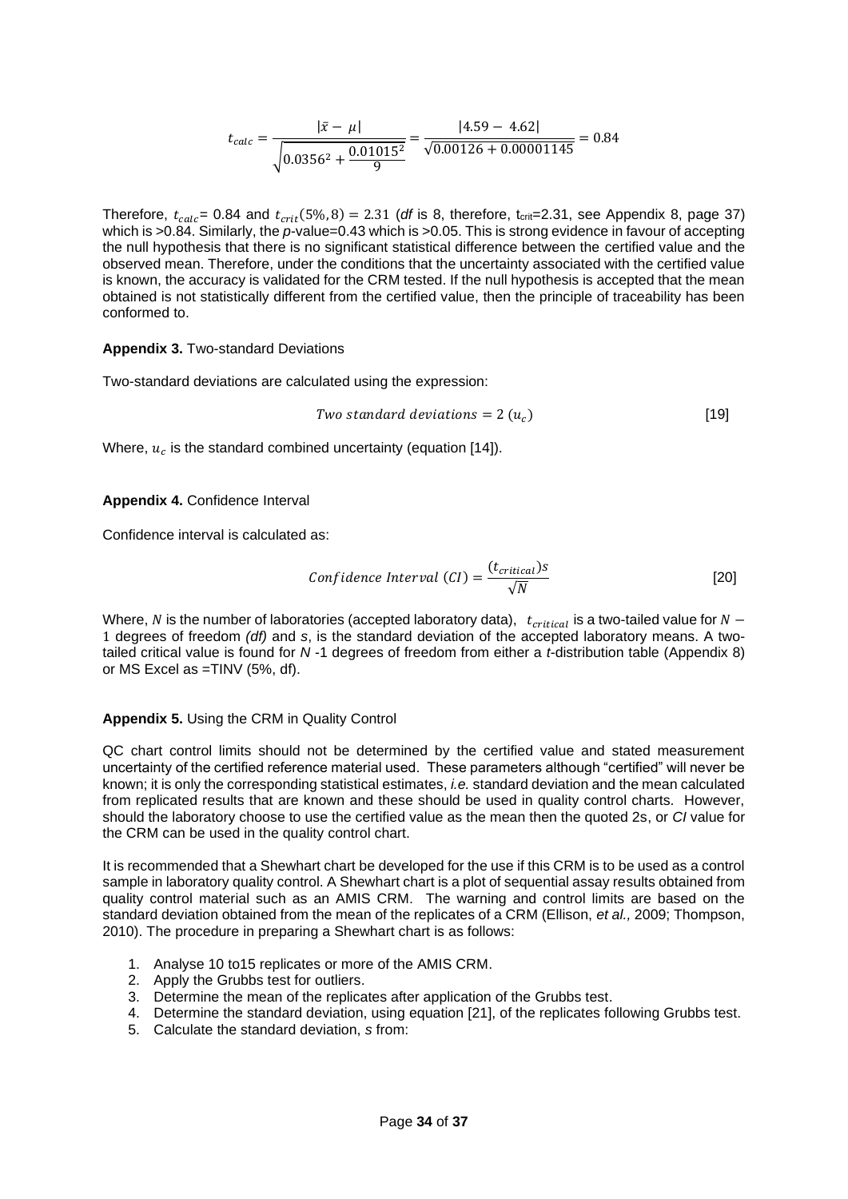$$t_{calc} = \frac{|\bar{x} - \mu|}{\sqrt{0.0356^2 + \frac{0.01015^2}{9}}} = \frac{|4.59 - 4.62|}{\sqrt{0.00126 + 0.00001145}} = 0.84$$

Therefore, $t_{calc}$= 0.84 and $t_{crit}(5\%, 8) = 2.31$ (*df* is 8, therefore, $t_{crit}$=2.31, see Appendix 8, page 37) which is >0.84. Similarly, the *p*-value=0.43 which is >0.05. This is strong evidence in favour of accepting the null hypothesis that there is no significant statistical difference between the certified value and the observed mean. Therefore, under the conditions that the uncertainty associated with the certified value is known, the accuracy is validated for the CRM tested. If the null hypothesis is accepted that the mean obtained is not statistically different from the certified value, then the principle of traceability has been conformed to.

**Appendix 3.** Two-standard Deviations

Two-standard deviations are calculated using the expression:

$$Two\ standard\ deviations = 2\ (u_c) \qquad [19]$$

Where, $u_c$ is the standard combined uncertainty (equation [14]).

**Appendix 4.** Confidence Interval

Confidence interval is calculated as:

$$Confidence\ Interval\ (CI) = \frac{(t_{critical})s}{\sqrt{N}} \qquad [20]$$

Where, $N$ is the number of laboratories (accepted laboratory data), $t_{critical}$ is a two-tailed value for $N - 1$ degrees of freedom *(df)* and *s*, is the standard deviation of the accepted laboratory means. A two-tailed critical value is found for *N* -1 degrees of freedom from either a *t*-distribution table (Appendix 8) or MS Excel as =TINV (5%, df).

**Appendix 5.** Using the CRM in Quality Control

QC chart control limits should not be determined by the certified value and stated measurement uncertainty of the certified reference material used. These parameters although "certified" will never be known; it is only the corresponding statistical estimates, *i.e.* standard deviation and the mean calculated from replicated results that are known and these should be used in quality control charts. However, should the laboratory choose to use the certified value as the mean then the quoted 2s, or *CI* value for the CRM can be used in the quality control chart.

It is recommended that a Shewhart chart be developed for the use if this CRM is to be used as a control sample in laboratory quality control. A Shewhart chart is a plot of sequential assay results obtained from quality control material such as an AMIS CRM. The warning and control limits are based on the standard deviation obtained from the mean of the replicates of a CRM (Ellison, *et al.,* 2009; Thompson, 2010). The procedure in preparing a Shewhart chart is as follows:

1. Analyse 10 to15 replicates or more of the AMIS CRM.
2. Apply the Grubbs test for outliers.
3. Determine the mean of the replicates after application of the Grubbs test.
4. Determine the standard deviation, using equation [21], of the replicates following Grubbs test.
5. Calculate the standard deviation, *s* from: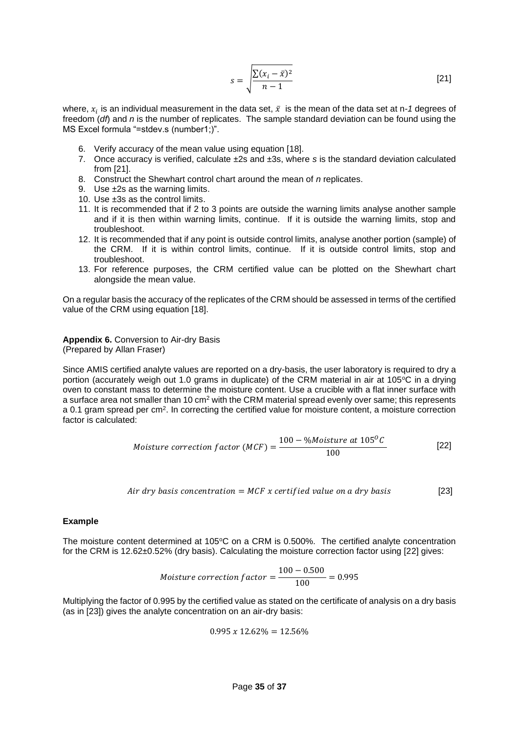$$s = \sqrt{\frac{\sum(x_i - \bar{x})^2}{n-1}} \qquad [21]$$

where, $x_i$ is an individual measurement in the data set, $\bar{x}$ is the mean of the data set at n-*1* degrees of freedom (*df*) and *n* is the number of replicates. The sample standard deviation can be found using the MS Excel formula "=stdev.s (number1;)".

6. Verify accuracy of the mean value using equation [18].
7. Once accuracy is verified, calculate ±2s and ±3s, where *s* is the standard deviation calculated from [21].
8. Construct the Shewhart control chart around the mean of *n* replicates.
9. Use ±2s as the warning limits.
10. Use ±3s as the control limits.
11. It is recommended that if 2 to 3 points are outside the warning limits analyse another sample and if it is then within warning limits, continue. If it is outside the warning limits, stop and troubleshoot.
12. It is recommended that if any point is outside control limits, analyse another portion (sample) of the CRM. If it is within control limits, continue. If it is outside control limits, stop and troubleshoot.
13. For reference purposes, the CRM certified value can be plotted on the Shewhart chart alongside the mean value.

On a regular basis the accuracy of the replicates of the CRM should be assessed in terms of the certified value of the CRM using equation [18].

**Appendix 6.** Conversion to Air-dry Basis
(Prepared by Allan Fraser)

Since AMIS certified analyte values are reported on a dry-basis, the user laboratory is required to dry a portion (accurately weigh out 1.0 grams in duplicate) of the CRM material in air at 105°C in a drying oven to constant mass to determine the moisture content. Use a crucible with a flat inner surface with a surface area not smaller than 10 cm$^2$ with the CRM material spread evenly over same; this represents a 0.1 gram spread per cm$^2$. In correcting the certified value for moisture content, a moisture correction factor is calculated:

$$Moisture\ correction\ factor\ (MCF) = \frac{100 - \%Moisture\ at\ 105^{O}C}{100} \qquad [22]$$

$$Air\ dry\ basis\ concentration = MCF\ x\ certified\ value\ on\ a\ dry\ basis \qquad [23]$$

**Example**

The moisture content determined at 105°C on a CRM is 0.500%. The certified analyte concentration for the CRM is 12.62±0.52% (dry basis). Calculating the moisture correction factor using [22] gives:

$$Moisture\ correction\ factor = \frac{100 - 0.500}{100} = 0.995$$

Multiplying the factor of 0.995 by the certified value as stated on the certificate of analysis on a dry basis (as in [23]) gives the analyte concentration on an air-dry basis:

$$0.995\ x\ 12.62\% = 12.56\%$$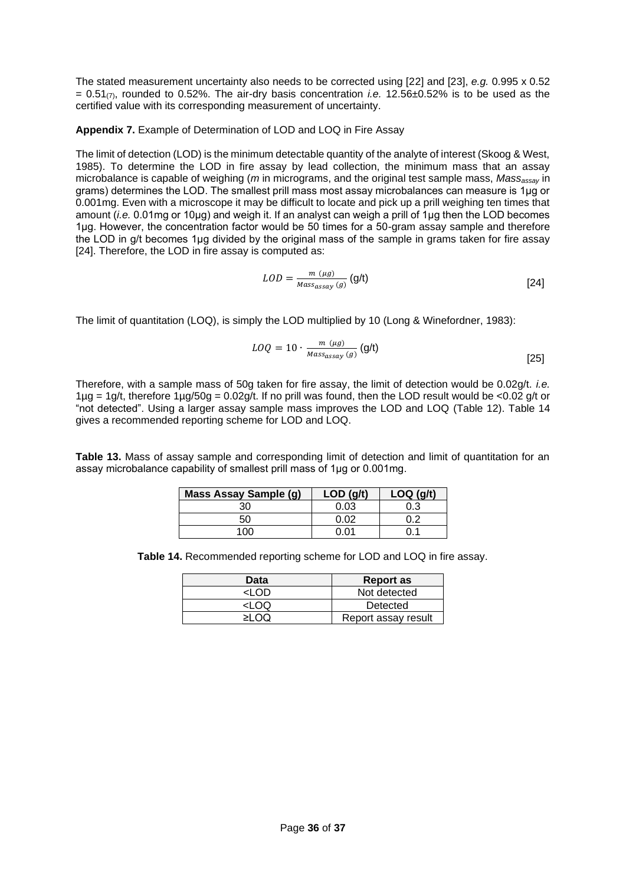The stated measurement uncertainty also needs to be corrected using [22] and [23], *e.g.* 0.995 x 0.52 = $0.51_{(7)}$, rounded to 0.52%. The air-dry basis concentration *i.e.* 12.56±0.52% is to be used as the certified value with its corresponding measurement of uncertainty.

**Appendix 7.** Example of Determination of LOD and LOQ in Fire Assay

The limit of detection (LOD) is the minimum detectable quantity of the analyte of interest (Skoog & West, 1985). To determine the LOD in fire assay by lead collection, the minimum mass that an assay microbalance is capable of weighing (*m* in micrograms, and the original test sample mass, $Mass_{assay}$ in grams) determines the LOD. The smallest prill mass most assay microbalances can measure is 1µg or 0.001mg. Even with a microscope it may be difficult to locate and pick up a prill weighing ten times that amount (*i.e.* 0.01mg or 10µg) and weigh it. If an analyst can weigh a prill of 1µg then the LOD becomes 1µg. However, the concentration factor would be 50 times for a 50-gram assay sample and therefore the LOD in g/t becomes 1µg divided by the original mass of the sample in grams taken for fire assay [24]. Therefore, the LOD in fire assay is computed as:

$$LOD = \frac{m\ (\mu g)}{Mass_{assay}\ (g)}\ \text{(g/t)} \qquad [24]$$

The limit of quantitation (LOQ), is simply the LOD multiplied by 10 (Long & Winefordner, 1983):

$$LOQ = 10 \cdot \frac{m\ (\mu g)}{Mass_{assay}\ (g)}\ \text{(g/t)} \qquad [25]$$

Therefore, with a sample mass of 50g taken for fire assay, the limit of detection would be 0.02g/t. *i.e.* 1µg = 1g/t, therefore 1µg/50g = 0.02g/t. If no prill was found, then the LOD result would be <0.02 g/t or "not detected". Using a larger assay sample mass improves the LOD and LOQ (Table 12). Table 14 gives a recommended reporting scheme for LOD and LOQ.

**Table 13.** Mass of assay sample and corresponding limit of detection and limit of quantitation for an assay microbalance capability of smallest prill mass of 1µg or 0.001mg.

| Mass Assay Sample (g) | LOD (g/t) | LOQ (g/t) |
|---|---|---|
| 30 | 0.03 | 0.3 |
| 50 | 0.02 | 0.2 |
| 100 | 0.01 | 0.1 |

**Table 14.** Recommended reporting scheme for LOD and LOQ in fire assay.

| Data | Report as |
|---|---|
| <LOD | Not detected |
| <LOQ | Detected |
| ≥LOQ | Report assay result |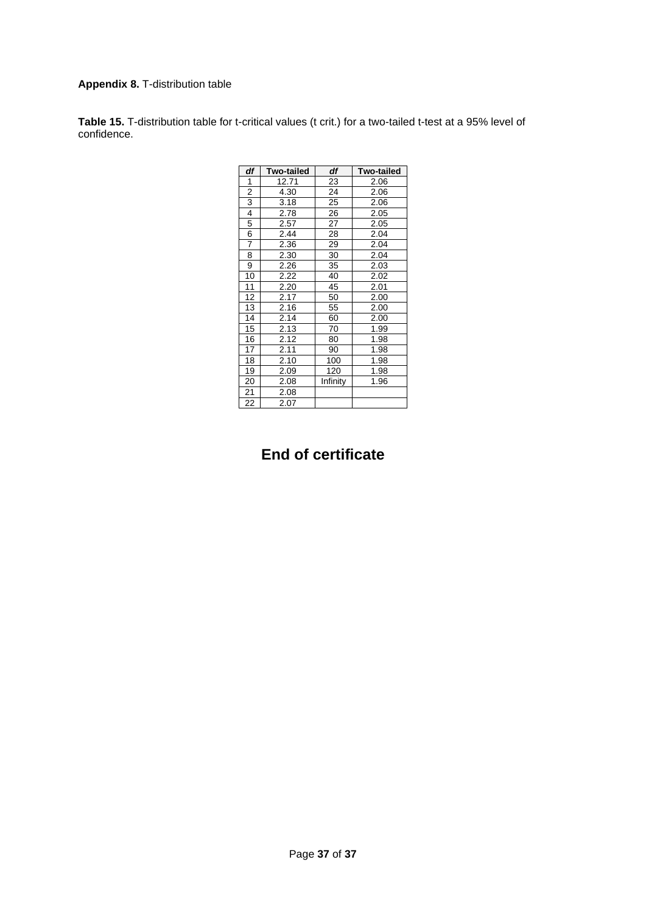**Appendix 8.** T-distribution table

**Table 15.** T-distribution table for t-critical values (t crit.) for a two-tailed t-test at a 95% level of confidence.

| *df* | Two-tailed | *df* | Two-tailed |
|---|---|---|---|
| 1 | 12.71 | 23 | 2.06 |
| 2 | 4.30 | 24 | 2.06 |
| 3 | 3.18 | 25 | 2.06 |
| 4 | 2.78 | 26 | 2.05 |
| 5 | 2.57 | 27 | 2.05 |
| 6 | 2.44 | 28 | 2.04 |
| 7 | 2.36 | 29 | 2.04 |
| 8 | 2.30 | 30 | 2.04 |
| 9 | 2.26 | 35 | 2.03 |
| 10 | 2.22 | 40 | 2.02 |
| 11 | 2.20 | 45 | 2.01 |
| 12 | 2.17 | 50 | 2.00 |
| 13 | 2.16 | 55 | 2.00 |
| 14 | 2.14 | 60 | 2.00 |
| 15 | 2.13 | 70 | 1.99 |
| 16 | 2.12 | 80 | 1.98 |
| 17 | 2.11 | 90 | 1.98 |
| 18 | 2.10 | 100 | 1.98 |
| 19 | 2.09 | 120 | 1.98 |
| 20 | 2.08 | Infinity | 1.96 |
| 21 | 2.08 | | |
| 22 | 2.07 | | |

# End of certificate